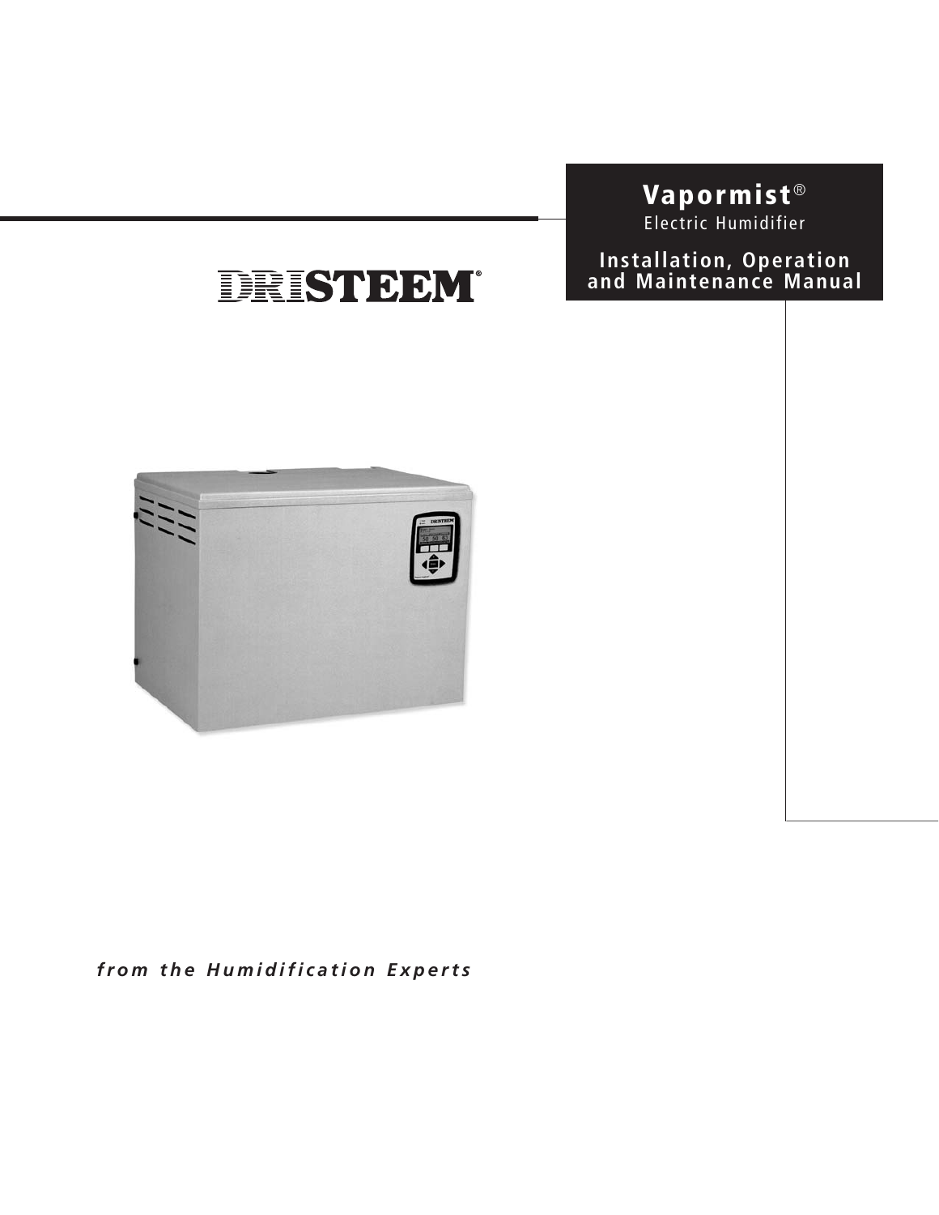# Vapormist®

Electric Humidifier

## Installation, Operation and Maintenance Manual

DRISTEEM®

***from the Humidification Experts***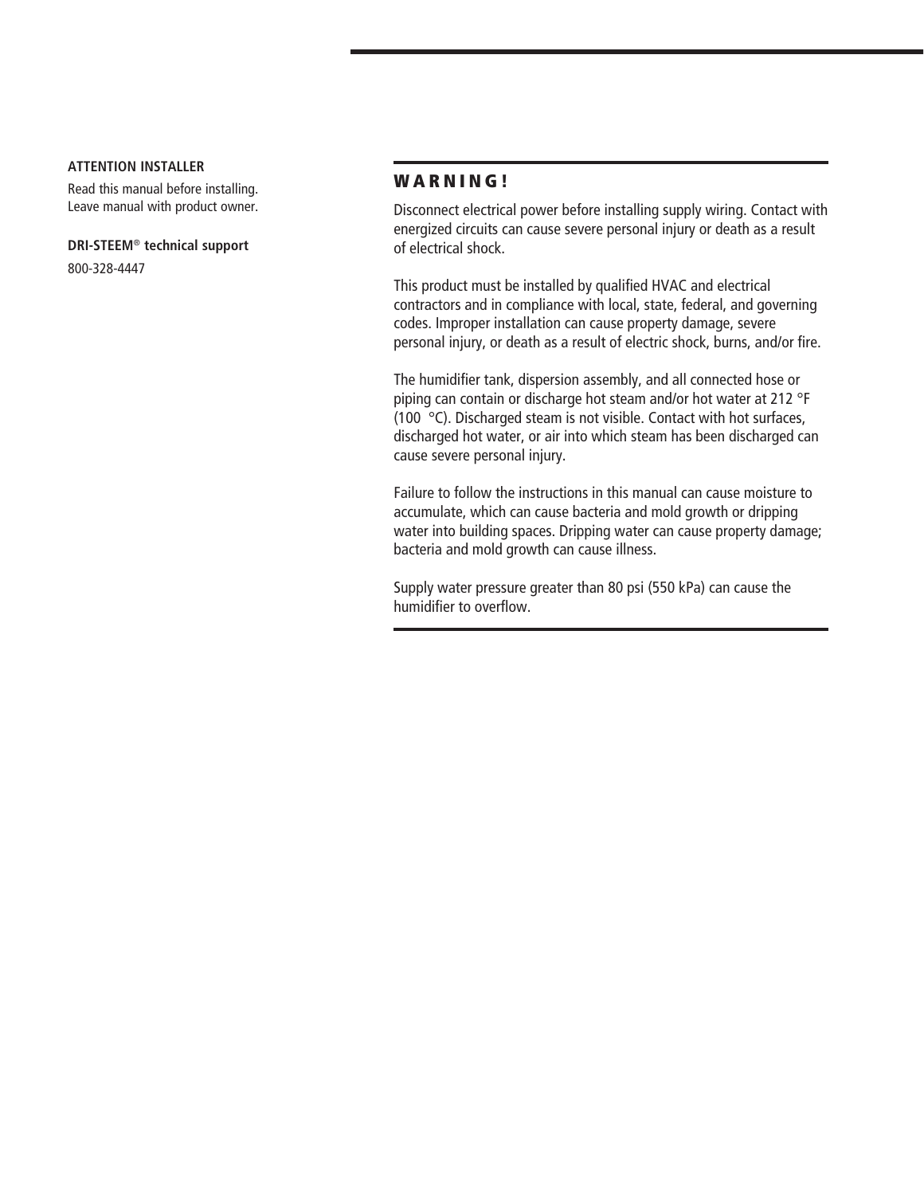**ATTENTION INSTALLER**

Read this manual before installing. Leave manual with product owner.

**DRI-STEEM® technical support**

800-328-4447

## WARNING!

Disconnect electrical power before installing supply wiring. Contact with energized circuits can cause severe personal injury or death as a result of electrical shock.

This product must be installed by qualified HVAC and electrical contractors and in compliance with local, state, federal, and governing codes. Improper installation can cause property damage, severe personal injury, or death as a result of electric shock, burns, and/or fire.

The humidifier tank, dispersion assembly, and all connected hose or piping can contain or discharge hot steam and/or hot water at 212 °F (100 °C). Discharged steam is not visible. Contact with hot surfaces, discharged hot water, or air into which steam has been discharged can cause severe personal injury.

Failure to follow the instructions in this manual can cause moisture to accumulate, which can cause bacteria and mold growth or dripping water into building spaces. Dripping water can cause property damage; bacteria and mold growth can cause illness.

Supply water pressure greater than 80 psi (550 kPa) can cause the humidifier to overflow.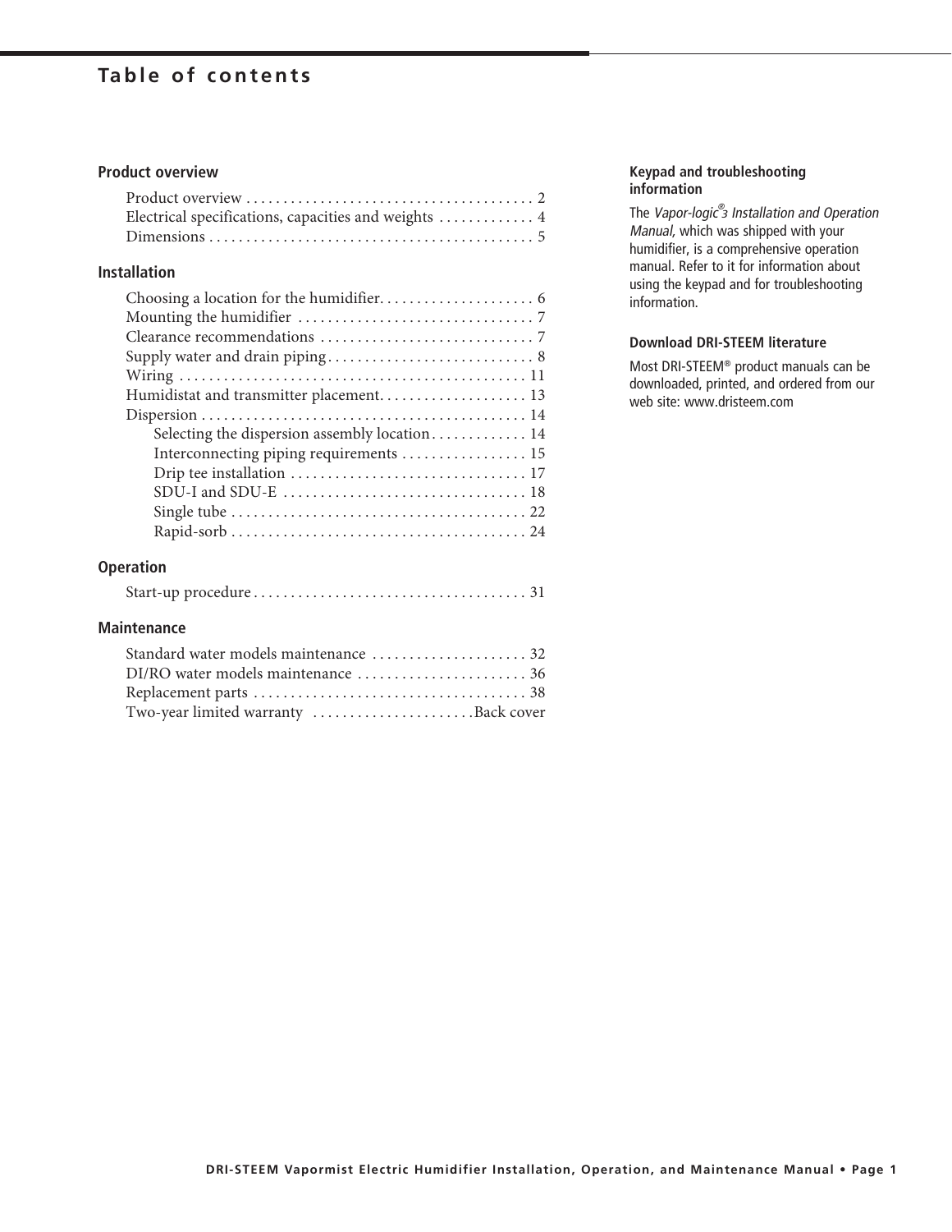# Table of contents

## Product overview

Product overview . . . . . . . . . . . . . . . . . . . . . . . . . . . . . . . . . . . . . . 2
Electrical specifications, capacities and weights . . . . . . . . . . . . . 4
Dimensions . . . . . . . . . . . . . . . . . . . . . . . . . . . . . . . . . . . . . . . . . . . 5

## Installation

Choosing a location for the humidifier. . . . . . . . . . . . . . . . . . . . 6
Mounting the humidifier . . . . . . . . . . . . . . . . . . . . . . . . . . . . . . . 7
Clearance recommendations . . . . . . . . . . . . . . . . . . . . . . . . . . . . 7
Supply water and drain piping. . . . . . . . . . . . . . . . . . . . . . . . . . . 8
Wiring . . . . . . . . . . . . . . . . . . . . . . . . . . . . . . . . . . . . . . . . . . . . . 11
Humidistat and transmitter placement. . . . . . . . . . . . . . . . . . . 13
Dispersion . . . . . . . . . . . . . . . . . . . . . . . . . . . . . . . . . . . . . . . . . . 14

- Selecting the dispersion assembly location. . . . . . . . . . . . 14
- Interconnecting piping requirements . . . . . . . . . . . . . . . . 15
- Drip tee installation . . . . . . . . . . . . . . . . . . . . . . . . . . . . . . . 17
- SDU-I and SDU-E . . . . . . . . . . . . . . . . . . . . . . . . . . . . . . . . 18
- Single tube . . . . . . . . . . . . . . . . . . . . . . . . . . . . . . . . . . . . . . . 22
- Rapid-sorb . . . . . . . . . . . . . . . . . . . . . . . . . . . . . . . . . . . . . . . 24

## Operation

Start-up procedure . . . . . . . . . . . . . . . . . . . . . . . . . . . . . . . . . . . 31

## Maintenance

Standard water models maintenance . . . . . . . . . . . . . . . . . . . . 32
DI/RO water models maintenance . . . . . . . . . . . . . . . . . . . . . . 36
Replacement parts . . . . . . . . . . . . . . . . . . . . . . . . . . . . . . . . . . . . 38
Two-year limited warranty . . . . . . . . . . . . . . . . . . . . . Back cover

### Keypad and troubleshooting information

The *Vapor-logic®3 Installation and Operation Manual,* which was shipped with your humidifier, is a comprehensive operation manual. Refer to it for information about using the keypad and for troubleshooting information.

### Download DRI-STEEM literature

Most DRI-STEEM® product manuals can be downloaded, printed, and ordered from our web site: www.dristeem.com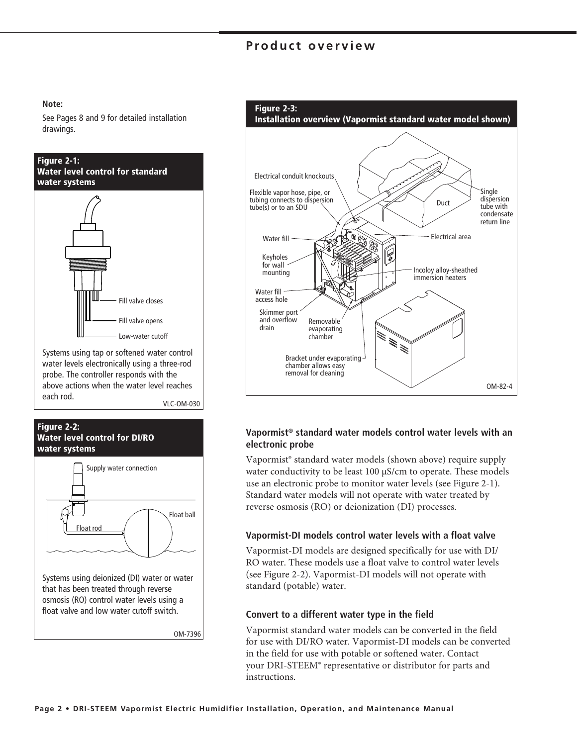## Product overview

**Note:**

See Pages 8 and 9 for detailed installation drawings.

**Figure 2-1: Water level control for standard water systems**

Fill valve closes

Fill valve opens

Low-water cutoff

Systems using tap or softened water control water levels electronically using a three-rod probe. The controller responds with the above actions when the water level reaches each rod.

VLC-OM-030

**Figure 2-2: Water level control for DI/RO water systems**

Supply water connection

Float ball

Float rod

Systems using deionized (DI) water or water that has been treated through reverse osmosis (RO) control water levels using a float valve and low water cutoff switch.

OM-7396

**Figure 2-3: Installation overview (Vapormist standard water model shown)**

Electrical conduit knockouts

Flexible vapor hose, pipe, or tubing connects to dispersion tube(s) or to an SDU

Duct

Single dispersion tube with condensate return line

Water fill

Electrical area

Keyholes for wall mounting

Incoloy alloy-sheathed immersion heaters

Water fill access hole

Skimmer port and overflow drain

Removable evaporating chamber

Bracket under evaporating chamber allows easy removal for cleaning

OM-82-4

### Vapormist® standard water models control water levels with an electronic probe

Vapormist® standard water models (shown above) require supply water conductivity to be least 100 µS/cm to operate. These models use an electronic probe to monitor water levels (see Figure 2-1). Standard water models will not operate with water treated by reverse osmosis (RO) or deionization (DI) processes.

### Vapormist-DI models control water levels with a float valve

Vapormist-DI models are designed specifically for use with DI/RO water. These models use a float valve to control water levels (see Figure 2-2). Vapormist-DI models will not operate with standard (potable) water.

### Convert to a different water type in the field

Vapormist standard water models can be converted in the field for use with DI/RO water. Vapormist-DI models can be converted in the field for use with potable or softened water. Contact your DRI-STEEM® representative or distributor for parts and instructions.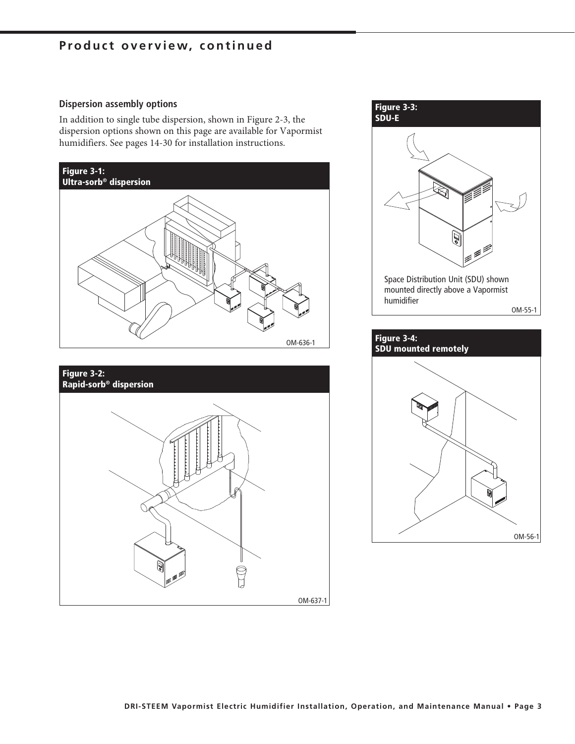## Product overview, continued

### Dispersion assembly options

In addition to single tube dispersion, shown in Figure 2-3, the dispersion options shown on this page are available for Vapormist humidifiers. See pages 14-30 for installation instructions.

**Figure 3-1: Ultra-sorb® dispersion**

OM-636-1

**Figure 3-2: Rapid-sorb® dispersion**

OM-637-1

**Figure 3-3: SDU-E**

Space Distribution Unit (SDU) shown mounted directly above a Vapormist humidifier

OM-55-1

**Figure 3-4: SDU mounted remotely**

OM-56-1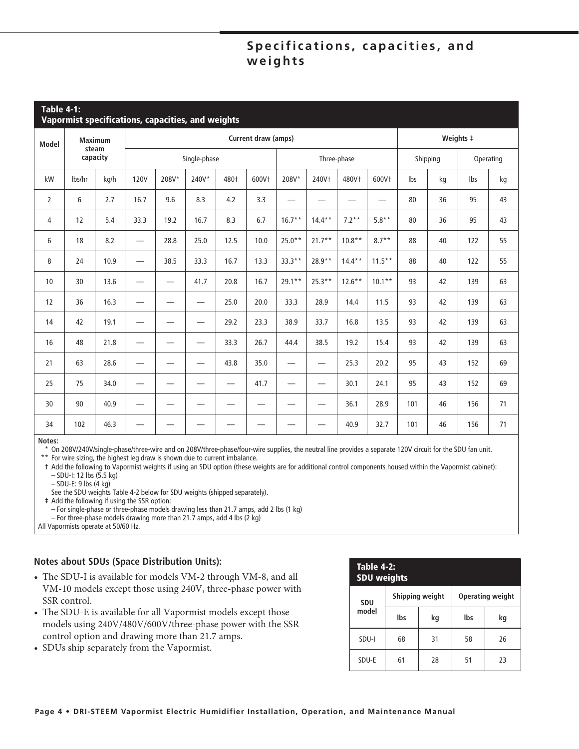# Specifications, capacities, and weights

**Table 4-1: Vapormist specifications, capacities, and weights**

| Model | Maximum steam capacity | | Current draw (amps) | | | | | | | | | Weights ‡ | | | |
|---|---|---|---|---|---|---|---|---|---|---|---|---|---|---|---|
| | | | Single-phase | | | | | Three-phase | | | | Shipping | | Operating | |
| kW | lbs/hr | kg/h | 120V | 208V* | 240V* | 480† | 600V† | 208V* | 240V† | 480V† | 600V† | lbs | kg | lbs | kg |
| 2 | 6 | 2.7 | 16.7 | 9.6 | 8.3 | 4.2 | 3.3 | — | — | — | — | 80 | 36 | 95 | 43 |
| 4 | 12 | 5.4 | 33.3 | 19.2 | 16.7 | 8.3 | 6.7 | 16.7** | 14.4** | 7.2** | 5.8** | 80 | 36 | 95 | 43 |
| 6 | 18 | 8.2 | — | 28.8 | 25.0 | 12.5 | 10.0 | 25.0** | 21.7** | 10.8** | 8.7** | 88 | 40 | 122 | 55 |
| 8 | 24 | 10.9 | — | 38.5 | 33.3 | 16.7 | 13.3 | 33.3** | 28.9** | 14.4** | 11.5** | 88 | 40 | 122 | 55 |
| 10 | 30 | 13.6 | — | — | 41.7 | 20.8 | 16.7 | 29.1** | 25.3** | 12.6** | 10.1** | 93 | 42 | 139 | 63 |
| 12 | 36 | 16.3 | — | — | — | 25.0 | 20.0 | 33.3 | 28.9 | 14.4 | 11.5 | 93 | 42 | 139 | 63 |
| 14 | 42 | 19.1 | — | — | — | 29.2 | 23.3 | 38.9 | 33.7 | 16.8 | 13.5 | 93 | 42 | 139 | 63 |
| 16 | 48 | 21.8 | — | — | — | 33.3 | 26.7 | 44.4 | 38.5 | 19.2 | 15.4 | 93 | 42 | 139 | 63 |
| 21 | 63 | 28.6 | — | — | — | 43.8 | 35.0 | — | — | 25.3 | 20.2 | 95 | 43 | 152 | 69 |
| 25 | 75 | 34.0 | — | — | — | — | 41.7 | — | — | 30.1 | 24.1 | 95 | 43 | 152 | 69 |
| 30 | 90 | 40.9 | — | — | — | — | — | — | — | 36.1 | 28.9 | 101 | 46 | 156 | 71 |
| 34 | 102 | 46.3 | — | — | — | — | — | — | — | 40.9 | 32.7 | 101 | 46 | 156 | 71 |

**Notes:**

\* On 208V/240V/single-phase/three-wire and on 208V/three-phase/four-wire supplies, the neutral line provides a separate 120V circuit for the SDU fan unit.

** For wire sizing, the highest leg draw is shown due to current imbalance.

† Add the following to Vapormist weights if using an SDU option (these weights are for additional control components housed within the Vapormist cabinet):
- SDU-I: 12 lbs (5.5 kg)
- SDU-E: 9 lbs (4 kg)

See the SDU weights Table 4-2 below for SDU weights (shipped separately).

‡ Add the following if using the SSR option:
- For single-phase or three-phase models drawing less than 21.7 amps, add 2 lbs (1 kg)
- For three-phase models drawing more than 21.7 amps, add 4 lbs (2 kg)

All Vapormists operate at 50/60 Hz.

### Notes about SDUs (Space Distribution Units):

- The SDU-I is available for models VM-2 through VM-8, and all VM-10 models except those using 240V, three-phase power with SSR control.
- The SDU-E is available for all Vapormist models except those models using 240V/480V/600V/three-phase power with the SSR control option and drawing more than 21.7 amps.
- SDUs ship separately from the Vapormist.

**Table 4-2: SDU weights**

| SDU model | Shipping weight | | Operating weight | |
|---|---|---|---|---|
| | lbs | kg | lbs | kg |
| SDU-I | 68 | 31 | 58 | 26 |
| SDU-E | 61 | 28 | 51 | 23 |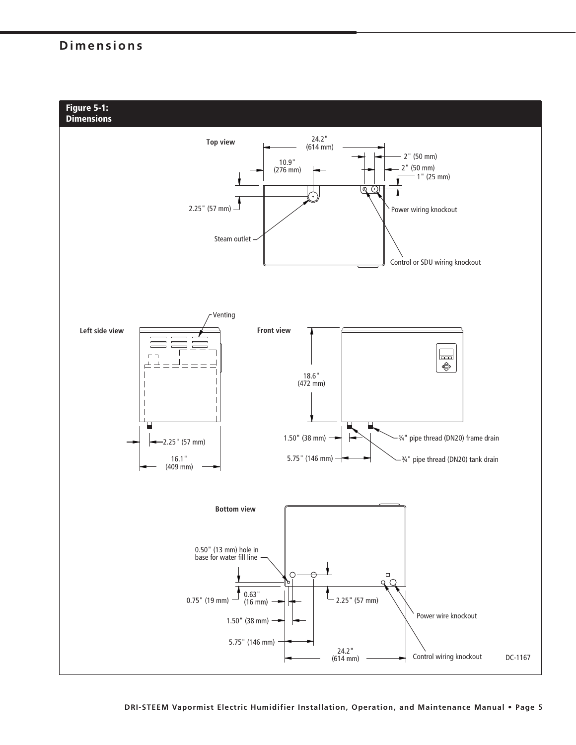# Dimensions

**Figure 5-1: Dimensions**

**Top view**

24.2" (614 mm)

10.9" (276 mm)

2" (50 mm)

2" (50 mm)

1" (25 mm)

2.25" (57 mm)

Power wiring knockout

Steam outlet

Control or SDU wiring knockout

**Left side view**

Venting

2.25" (57 mm)

16.1" (409 mm)

**Front view**

18.6" (472 mm)

1.50" (38 mm)

5.75" (146 mm)

¾" pipe thread (DN20) frame drain

¾" pipe thread (DN20) tank drain

**Bottom view**

0.50" (13 mm) hole in base for water fill line

0.75" (19 mm)

0.63" (16 mm)

2.25" (57 mm)

1.50" (38 mm)

5.75" (146 mm)

24.2" (614 mm)

Power wire knockout

Control wiring knockout

DC-1167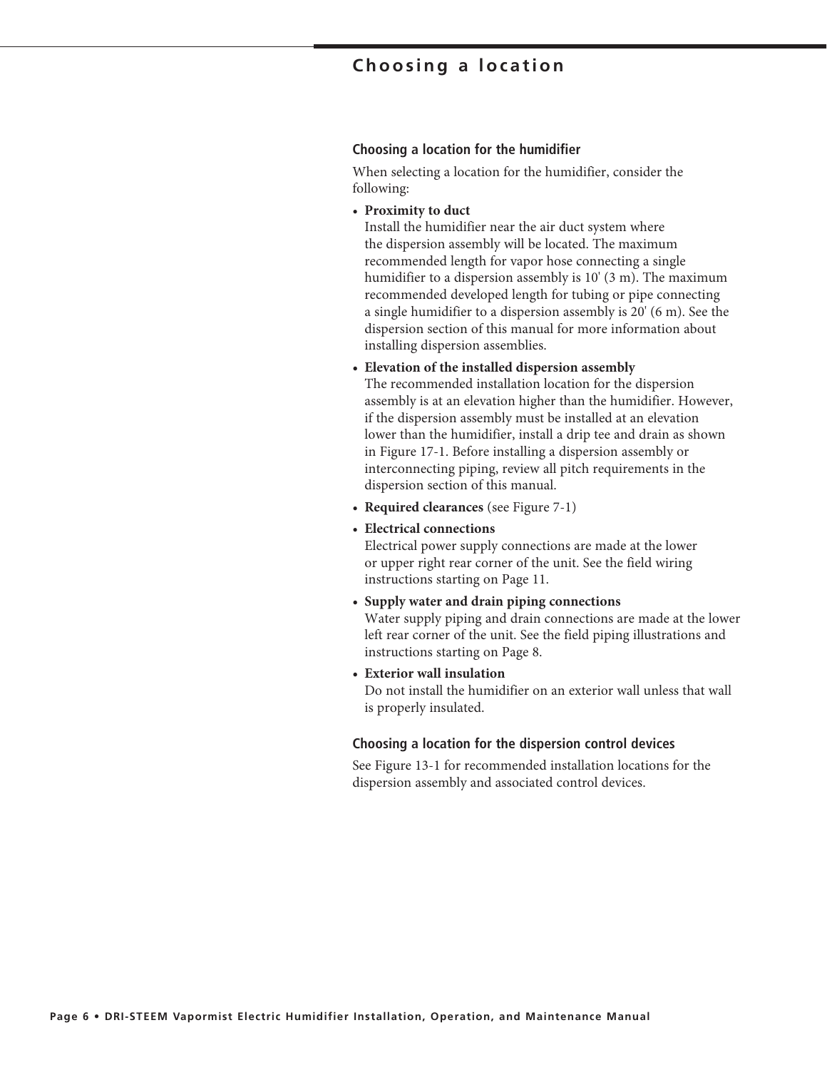# Choosing a location

## Choosing a location for the humidifier

When selecting a location for the humidifier, consider the following:

- **Proximity to duct**
  Install the humidifier near the air duct system where the dispersion assembly will be located. The maximum recommended length for vapor hose connecting a single humidifier to a dispersion assembly is 10' (3 m). The maximum recommended developed length for tubing or pipe connecting a single humidifier to a dispersion assembly is 20' (6 m). See the dispersion section of this manual for more information about installing dispersion assemblies.
- **Elevation of the installed dispersion assembly**
  The recommended installation location for the dispersion assembly is at an elevation higher than the humidifier. However, if the dispersion assembly must be installed at an elevation lower than the humidifier, install a drip tee and drain as shown in Figure 17-1. Before installing a dispersion assembly or interconnecting piping, review all pitch requirements in the dispersion section of this manual.
- **Required clearances** (see Figure 7-1)
- **Electrical connections**
  Electrical power supply connections are made at the lower or upper right rear corner of the unit. See the field wiring instructions starting on Page 11.
- **Supply water and drain piping connections**
  Water supply piping and drain connections are made at the lower left rear corner of the unit. See the field piping illustrations and instructions starting on Page 8.
- **Exterior wall insulation**
  Do not install the humidifier on an exterior wall unless that wall is properly insulated.

## Choosing a location for the dispersion control devices

See Figure 13-1 for recommended installation locations for the dispersion assembly and associated control devices.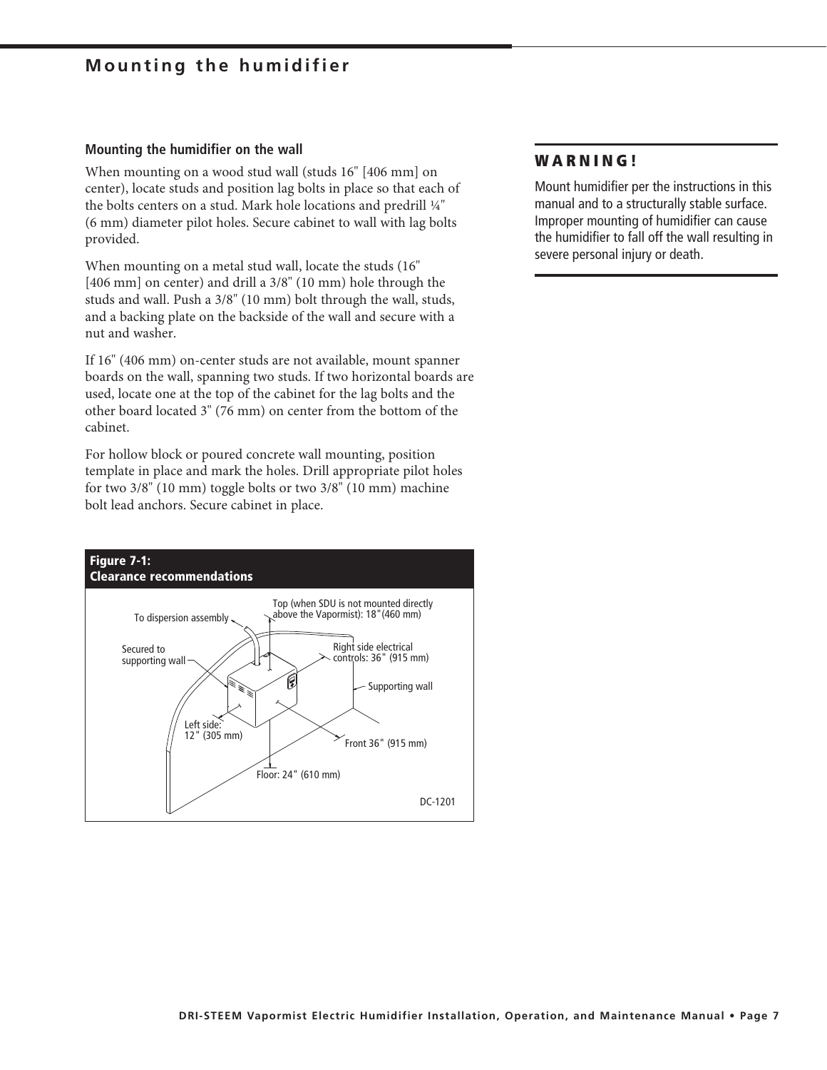# Mounting the humidifier

### Mounting the humidifier on the wall

When mounting on a wood stud wall (studs 16" [406 mm] on center), locate studs and position lag bolts in place so that each of the bolts centers on a stud. Mark hole locations and predrill ¼" (6 mm) diameter pilot holes. Secure cabinet to wall with lag bolts provided.

When mounting on a metal stud wall, locate the studs (16" [406 mm] on center) and drill a 3/8" (10 mm) hole through the studs and wall. Push a 3/8" (10 mm) bolt through the wall, studs, and a backing plate on the backside of the wall and secure with a nut and washer.

If 16" (406 mm) on-center studs are not available, mount spanner boards on the wall, spanning two studs. If two horizontal boards are used, locate one at the top of the cabinet for the lag bolts and the other board located 3" (76 mm) on center from the bottom of the cabinet.

For hollow block or poured concrete wall mounting, position template in place and mark the holes. Drill appropriate pilot holes for two 3/8" (10 mm) toggle bolts or two 3/8" (10 mm) machine bolt lead anchors. Secure cabinet in place.

**Figure 7-1:**
**Clearance recommendations**

To dispersion assembly
Top (when SDU is not mounted directly above the Vapormist): 18"(460 mm)
Secured to supporting wall
Right side electrical controls: 36" (915 mm)
Supporting wall
Left side: 12" (305 mm)
Front 36" (915 mm)
Floor: 24" (610 mm)
DC-1201

## WARNING!

Mount humidifier per the instructions in this manual and to a structurally stable surface. Improper mounting of humidifier can cause the humidifier to fall off the wall resulting in severe personal injury or death.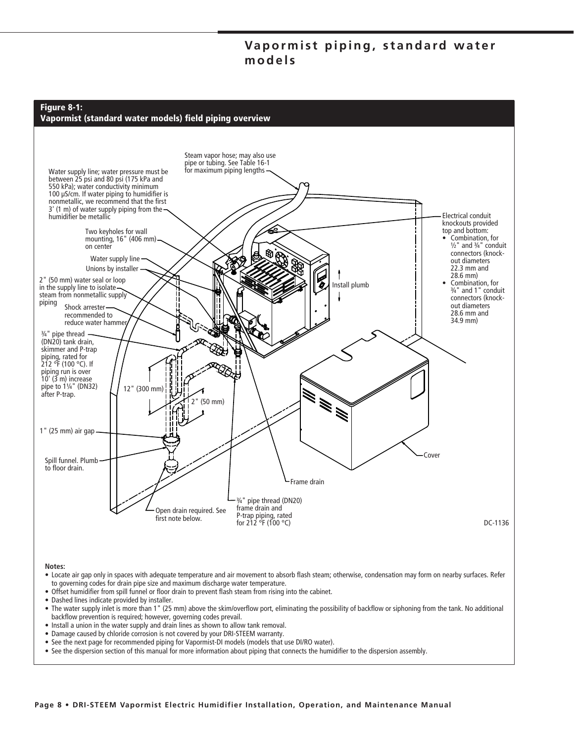# Vapormist piping, standard water models

**Figure 8-1:**
**Vapormist (standard water models) field piping overview**

Steam vapor hose; may also use pipe or tubing. See Table 16-1 for maximum piping lengths

Water supply line; water pressure must be between 25 psi and 80 psi (175 kPa and 550 kPa); water conductivity minimum 100 µS/cm. If water piping to humidifier is nonmetallic, we recommend that the first 3' (1 m) of water supply piping from the humidifier be metallic

Two keyholes for wall mounting, 16" (406 mm) on center

Water supply line

Unions by installer

2" (50 mm) water seal or loop in the supply line to isolate steam from nonmetallic supply piping

Shock arrester recommended to reduce water hammer

¾" pipe thread (DN20) tank drain, skimmer and P-trap piping, rated for 212 °F (100 °C). If piping run is over 10' (3 m) increase pipe to 1¼" (DN32) after P-trap.

12" (300 mm)

2" (50 mm)

1" (25 mm) air gap

Spill funnel. Plumb to floor drain.

Open drain required. See first note below.

¾" pipe thread (DN20) frame drain and P-trap piping, rated for 212 °F (100 °C)

Frame drain

Install plumb

Electrical conduit knockouts provided top and bottom:

- Combination, for ½" and ¾" conduit connectors (knock-out diameters 22.3 mm and 28.6 mm)
- Combination, for ¾" and 1" conduit connectors (knock-out diameters 28.6 mm and 34.9 mm)

Cover

DC-1136

**Notes:**

- Locate air gap only in spaces with adequate temperature and air movement to absorb flash steam; otherwise, condensation may form on nearby surfaces. Refer to governing codes for drain pipe size and maximum discharge water temperature.
- Offset humidifier from spill funnel or floor drain to prevent flash steam from rising into the cabinet.
- Dashed lines indicate provided by installer.
- The water supply inlet is more than 1" (25 mm) above the skim/overflow port, eliminating the possibility of backflow or siphoning from the tank. No additional backflow prevention is required; however, governing codes prevail.
- Install a union in the water supply and drain lines as shown to allow tank removal.
- Damage caused by chloride corrosion is not covered by your DRI-STEEM warranty.
- See the next page for recommended piping for Vapormist-DI models (models that use DI/RO water).
- See the dispersion section of this manual for more information about piping that connects the humidifier to the dispersion assembly.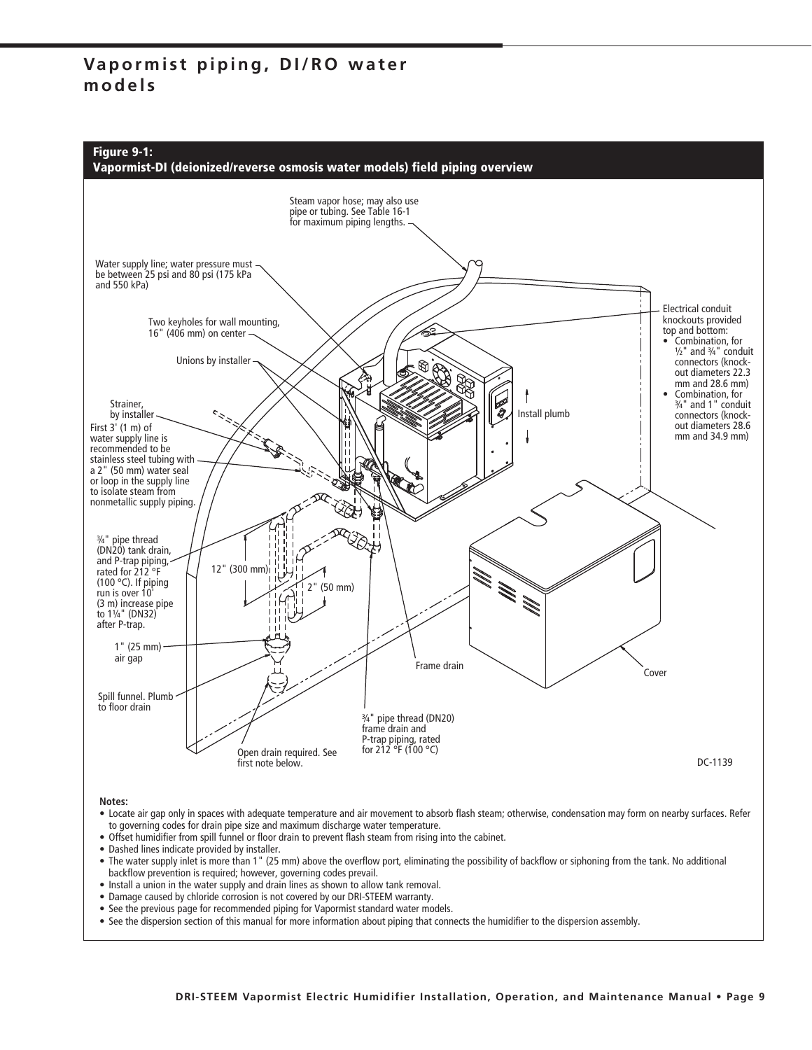# Vapormist piping, DI/RO water models

**Figure 9-1:**
**Vapormist-DI (deionized/reverse osmosis water models) field piping overview**

Steam vapor hose; may also use pipe or tubing. See Table 16-1 for maximum piping lengths.

Water supply line; water pressure must be between 25 psi and 80 psi (175 kPa and 550 kPa)

Two keyholes for wall mounting, 16" (406 mm) on center

Unions by installer

Strainer, by installer

First 3' (1 m) of water supply line is recommended to be stainless steel tubing with a 2" (50 mm) water seal or loop in the supply line to isolate steam from nonmetallic supply piping.

¾" pipe thread (DN20) tank drain, and P-trap piping, rated for 212 °F (100 °C). If piping run is over 10' (3 m) increase pipe to 1¼" (DN32) after P-trap.

12" (300 mm)

2" (50 mm)

1" (25 mm) air gap

Spill funnel. Plumb to floor drain

Open drain required. See first note below.

¾" pipe thread (DN20) frame drain and P-trap piping, rated for 212 °F (100 °C)

Frame drain

Install plumb

Electrical conduit knockouts provided top and bottom:

- Combination, for ½" and ¾" conduit connectors (knock-out diameters 22.3 mm and 28.6 mm)
- Combination, for ¾" and 1" conduit connectors (knock-out diameters 28.6 mm and 34.9 mm)

Cover

DC-1139

**Notes:**

- Locate air gap only in spaces with adequate temperature and air movement to absorb flash steam; otherwise, condensation may form on nearby surfaces. Refer to governing codes for drain pipe size and maximum discharge water temperature.
- Offset humidifier from spill funnel or floor drain to prevent flash steam from rising into the cabinet.
- Dashed lines indicate provided by installer.
- The water supply inlet is more than 1" (25 mm) above the overflow port, eliminating the possibility of backflow or siphoning from the tank. No additional backflow prevention is required; however, governing codes prevail.
- Install a union in the water supply and drain lines as shown to allow tank removal.
- Damage caused by chloride corrosion is not covered by our DRI-STEEM warranty.
- See the previous page for recommended piping for Vapormist standard water models.
- See the dispersion section of this manual for more information about piping that connects the humidifier to the dispersion assembly.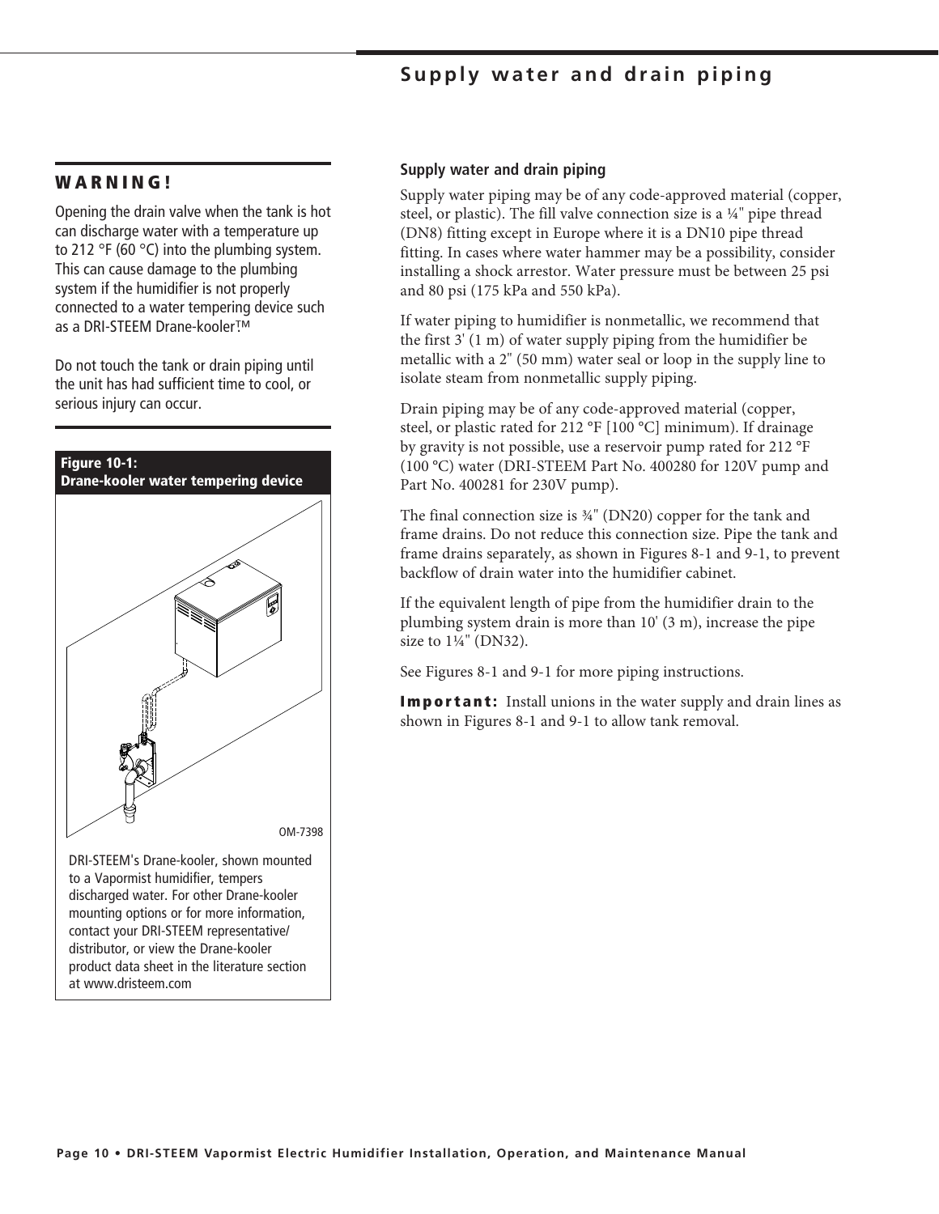## Supply water and drain piping

### WARNING!

Opening the drain valve when the tank is hot can discharge water with a temperature up to 212 °F (60 °C) into the plumbing system. This can cause damage to the plumbing system if the humidifier is not properly connected to a water tempering device such as a DRI-STEEM Drane-kooler.™

Do not touch the tank or drain piping until the unit has had sufficient time to cool, or serious injury can occur.

**Figure 10-1: Drane-kooler water tempering device**

OM-7398

DRI-STEEM's Drane-kooler, shown mounted to a Vapormist humidifier, tempers discharged water. For other Drane-kooler mounting options or for more information, contact your DRI-STEEM representative/distributor, or view the Drane-kooler product data sheet in the literature section at www.dristeem.com

### Supply water and drain piping

Supply water piping may be of any code-approved material (copper, steel, or plastic). The fill valve connection size is a ¼" pipe thread (DN8) fitting except in Europe where it is a DN10 pipe thread fitting. In cases where water hammer may be a possibility, consider installing a shock arrestor. Water pressure must be between 25 psi and 80 psi (175 kPa and 550 kPa).

If water piping to humidifier is nonmetallic, we recommend that the first 3' (1 m) of water supply piping from the humidifier be metallic with a 2" (50 mm) water seal or loop in the supply line to isolate steam from nonmetallic supply piping.

Drain piping may be of any code-approved material (copper, steel, or plastic rated for 212 °F [100 °C] minimum). If drainage by gravity is not possible, use a reservoir pump rated for 212 °F (100 °C) water (DRI-STEEM Part No. 400280 for 120V pump and Part No. 400281 for 230V pump).

The final connection size is ¾" (DN20) copper for the tank and frame drains. Do not reduce this connection size. Pipe the tank and frame drains separately, as shown in Figures 8-1 and 9-1, to prevent backflow of drain water into the humidifier cabinet.

If the equivalent length of pipe from the humidifier drain to the plumbing system drain is more than 10' (3 m), increase the pipe size to 1¼" (DN32).

See Figures 8-1 and 9-1 for more piping instructions.

**Important:** Install unions in the water supply and drain lines as shown in Figures 8-1 and 9-1 to allow tank removal.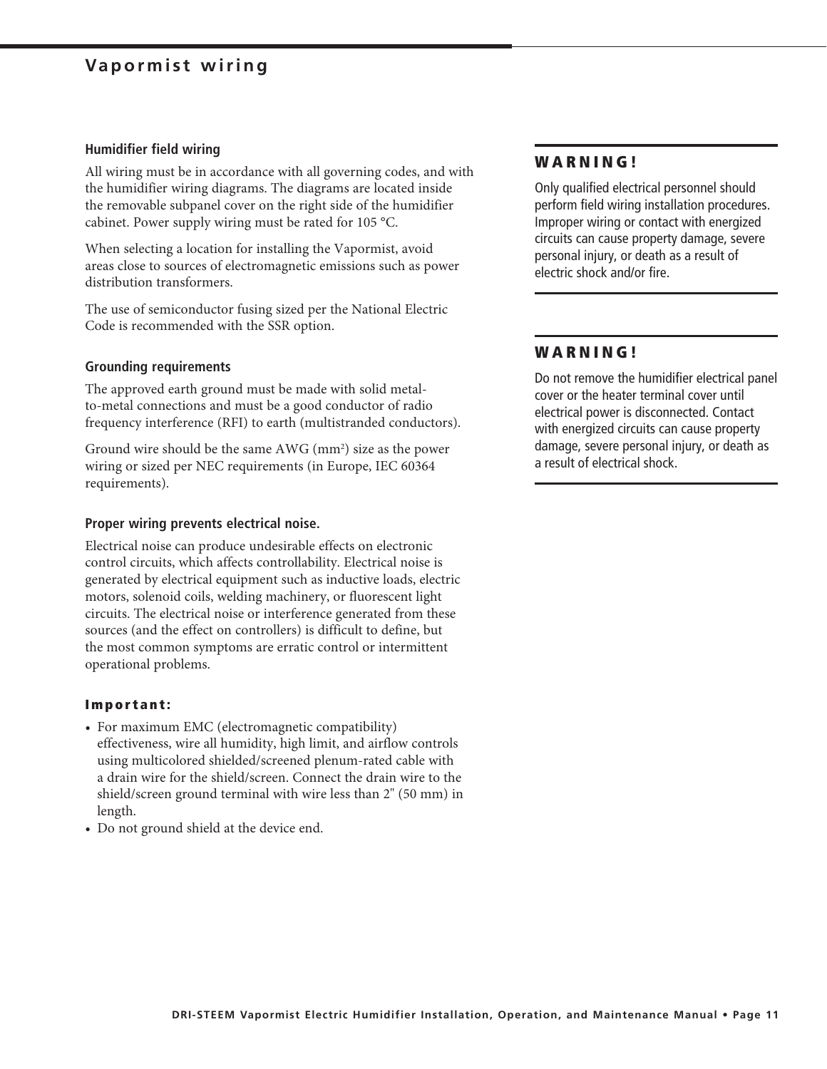# Vapormist wiring

### Humidifier field wiring

All wiring must be in accordance with all governing codes, and with the humidifier wiring diagrams. The diagrams are located inside the removable subpanel cover on the right side of the humidifier cabinet. Power supply wiring must be rated for 105 °C.

When selecting a location for installing the Vapormist, avoid areas close to sources of electromagnetic emissions such as power distribution transformers.

The use of semiconductor fusing sized per the National Electric Code is recommended with the SSR option.

### Grounding requirements

The approved earth ground must be made with solid metal-to-metal connections and must be a good conductor of radio frequency interference (RFI) to earth (multistranded conductors).

Ground wire should be the same AWG ($mm^2$) size as the power wiring or sized per NEC requirements (in Europe, IEC 60364 requirements).

### Proper wiring prevents electrical noise.

Electrical noise can produce undesirable effects on electronic control circuits, which affects controllability. Electrical noise is generated by electrical equipment such as inductive loads, electric motors, solenoid coils, welding machinery, or fluorescent light circuits. The electrical noise or interference generated from these sources (and the effect on controllers) is difficult to define, but the most common symptoms are erratic control or intermittent operational problems.

**Important:**

- For maximum EMC (electromagnetic compatibility) effectiveness, wire all humidity, high limit, and airflow controls using multicolored shielded/screened plenum-rated cable with a drain wire for the shield/screen. Connect the drain wire to the shield/screen ground terminal with wire less than 2" (50 mm) in length.
- Do not ground shield at the device end.

**WARNING!**

Only qualified electrical personnel should perform field wiring installation procedures. Improper wiring or contact with energized circuits can cause property damage, severe personal injury, or death as a result of electric shock and/or fire.

**WARNING!**

Do not remove the humidifier electrical panel cover or the heater terminal cover until electrical power is disconnected. Contact with energized circuits can cause property damage, severe personal injury, or death as a result of electrical shock.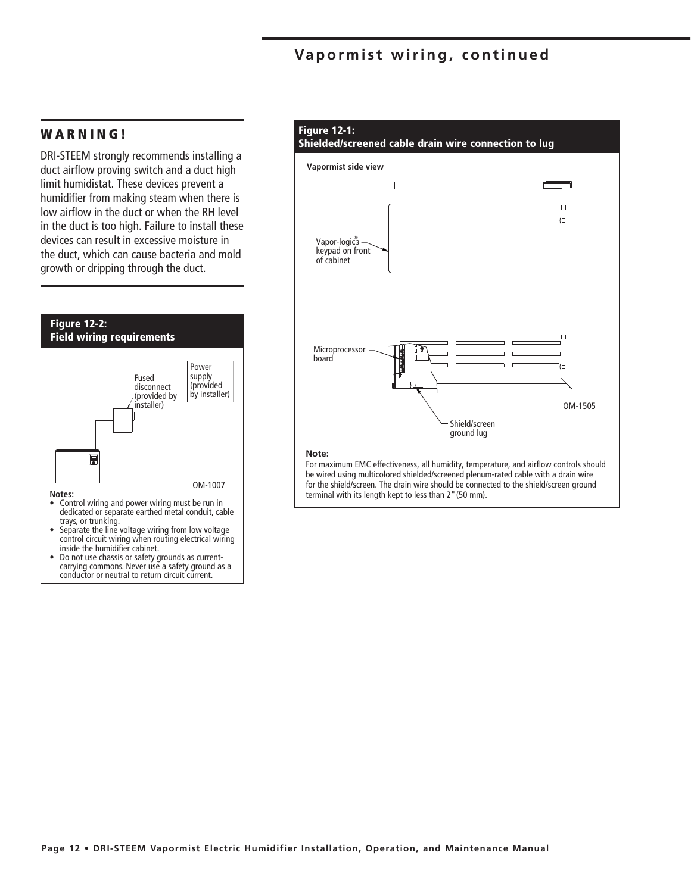## Vapormist wiring, continued

### WARNING!

DRI-STEEM strongly recommends installing a duct airflow proving switch and a duct high limit humidistat. These devices prevent a humidifier from making steam when there is low airflow in the duct or when the RH level in the duct is too high. Failure to install these devices can result in excessive moisture in the duct, which can cause bacteria and mold growth or dripping through the duct.

**Figure 12-2:**
**Field wiring requirements**

Fused disconnect (provided by installer)

Power supply (provided by installer)

OM-1007

**Notes:**

- Control wiring and power wiring must be run in dedicated or separate earthed metal conduit, cable trays, or trunking.
- Separate the line voltage wiring from low voltage control circuit wiring when routing electrical wiring inside the humidifier cabinet.
- Do not use chassis or safety grounds as current-carrying commons. Never use a safety ground as a conductor or neutral to return circuit current.

**Figure 12-1:**
**Shielded/screened cable drain wire connection to lug**

Vapormist side view

Vapor-logic®3 keypad on front of cabinet

Microprocessor board

Shield/screen ground lug

OM-1505

**Note:**
For maximum EMC effectiveness, all humidity, temperature, and airflow controls should be wired using multicolored shielded/screened plenum-rated cable with a drain wire for the shield/screen. The drain wire should be connected to the shield/screen ground terminal with its length kept to less than 2" (50 mm).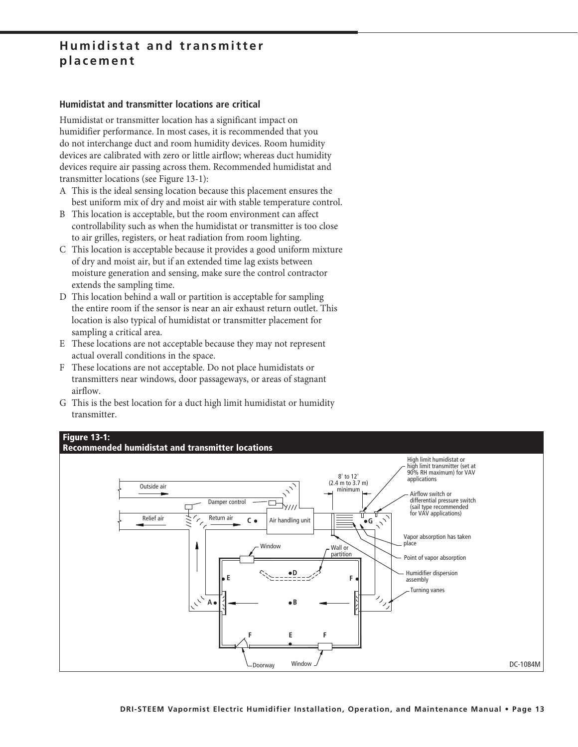# Humidistat and transmitter placement

### Humidistat and transmitter locations are critical

Humidistat or transmitter location has a significant impact on humidifier performance. In most cases, it is recommended that you do not interchange duct and room humidity devices. Room humidity devices are calibrated with zero or little airflow; whereas duct humidity devices require air passing across them. Recommended humidistat and transmitter locations (see Figure 13-1):

- A This is the ideal sensing location because this placement ensures the best uniform mix of dry and moist air with stable temperature control.
- B This location is acceptable, but the room environment can affect controllability such as when the humidistat or transmitter is too close to air grilles, registers, or heat radiation from room lighting.
- C This location is acceptable because it provides a good uniform mixture of dry and moist air, but if an extended time lag exists between moisture generation and sensing, make sure the control contractor extends the sampling time.
- D This location behind a wall or partition is acceptable for sampling the entire room if the sensor is near an air exhaust return outlet. This location is also typical of humidistat or transmitter placement for sampling a critical area.
- E These locations are not acceptable because they may not represent actual overall conditions in the space.
- F These locations are not acceptable. Do not place humidistats or transmitters near windows, door passageways, or areas of stagnant airflow.
- G This is the best location for a duct high limit humidistat or humidity transmitter.

**Figure 13-1:**
**Recommended humidistat and transmitter locations**

Outside air, Damper control, Relief air, Return air, C, Air handling unit, 8' to 12' (2.4 m to 3.7 m) minimum, G, High limit humidistat or high limit transmitter (set at 90% RH maximum) for VAV applications, Airflow switch or differential pressure switch (sail type recommended for VAV applications), Vapor absorption has taken place, Point of vapor absorption, Humidifier dispersion assembly, Turning vanes, Window, Wall or partition, D, E, F, A, B, Doorway

DC-1084M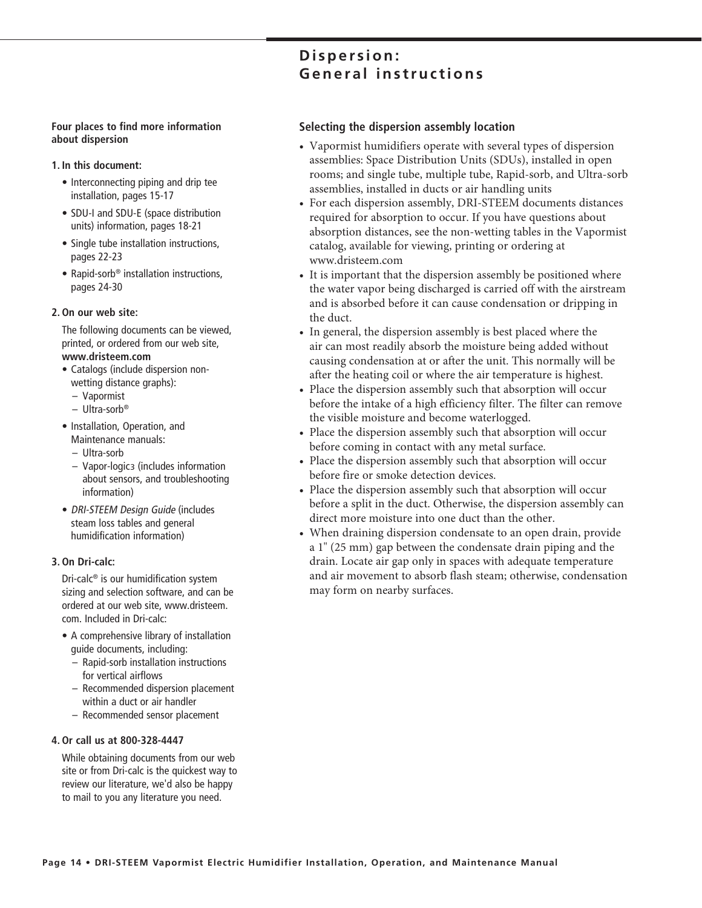# Dispersion: General instructions

**Four places to find more information about dispersion**

1. **In this document:**
   - Interconnecting piping and drip tee installation, pages 15-17
   - SDU-I and SDU-E (space distribution units) information, pages 18-21
   - Single tube installation instructions, pages 22-23
   - Rapid-sorb® installation instructions, pages 24-30

2. **On our web site:**

   The following documents can be viewed, printed, or ordered from our web site, **www.dristeem.com**
   - Catalogs (include dispersion non-wetting distance graphs):
     - Vapormist
     - Ultra-sorb®
   - Installation, Operation, and Maintenance manuals:
     - Ultra-sorb
     - Vapor-logic3 (includes information about sensors, and troubleshooting information)
   - *DRI-STEEM Design Guide* (includes steam loss tables and general humidification information)

3. **On Dri-calc:**

   Dri-calc® is our humidification system sizing and selection software, and can be ordered at our web site, www.dristeem.com. Included in Dri-calc:
   - A comprehensive library of installation guide documents, including:
     - Rapid-sorb installation instructions for vertical airflows
     - Recommended dispersion placement within a duct or air handler
     - Recommended sensor placement

4. **Or call us at 800-328-4447**

   While obtaining documents from our web site or from Dri-calc is the quickest way to review our literature, we'd also be happy to mail to you any literature you need.

## Selecting the dispersion assembly location

- Vapormist humidifiers operate with several types of dispersion assemblies: Space Distribution Units (SDUs), installed in open rooms; and single tube, multiple tube, Rapid-sorb, and Ultra-sorb assemblies, installed in ducts or air handling units
- For each dispersion assembly, DRI-STEEM documents distances required for absorption to occur. If you have questions about absorption distances, see the non-wetting tables in the Vapormist catalog, available for viewing, printing or ordering at www.dristeem.com
- It is important that the dispersion assembly be positioned where the water vapor being discharged is carried off with the airstream and is absorbed before it can cause condensation or dripping in the duct.
- In general, the dispersion assembly is best placed where the air can most readily absorb the moisture being added without causing condensation at or after the unit. This normally will be after the heating coil or where the air temperature is highest.
- Place the dispersion assembly such that absorption will occur before the intake of a high efficiency filter. The filter can remove the visible moisture and become waterlogged.
- Place the dispersion assembly such that absorption will occur before coming in contact with any metal surface.
- Place the dispersion assembly such that absorption will occur before fire or smoke detection devices.
- Place the dispersion assembly such that absorption will occur before a split in the duct. Otherwise, the dispersion assembly can direct more moisture into one duct than the other.
- When draining dispersion condensate to an open drain, provide a 1" (25 mm) gap between the condensate drain piping and the drain. Locate air gap only in spaces with adequate temperature and air movement to absorb flash steam; otherwise, condensation may form on nearby surfaces.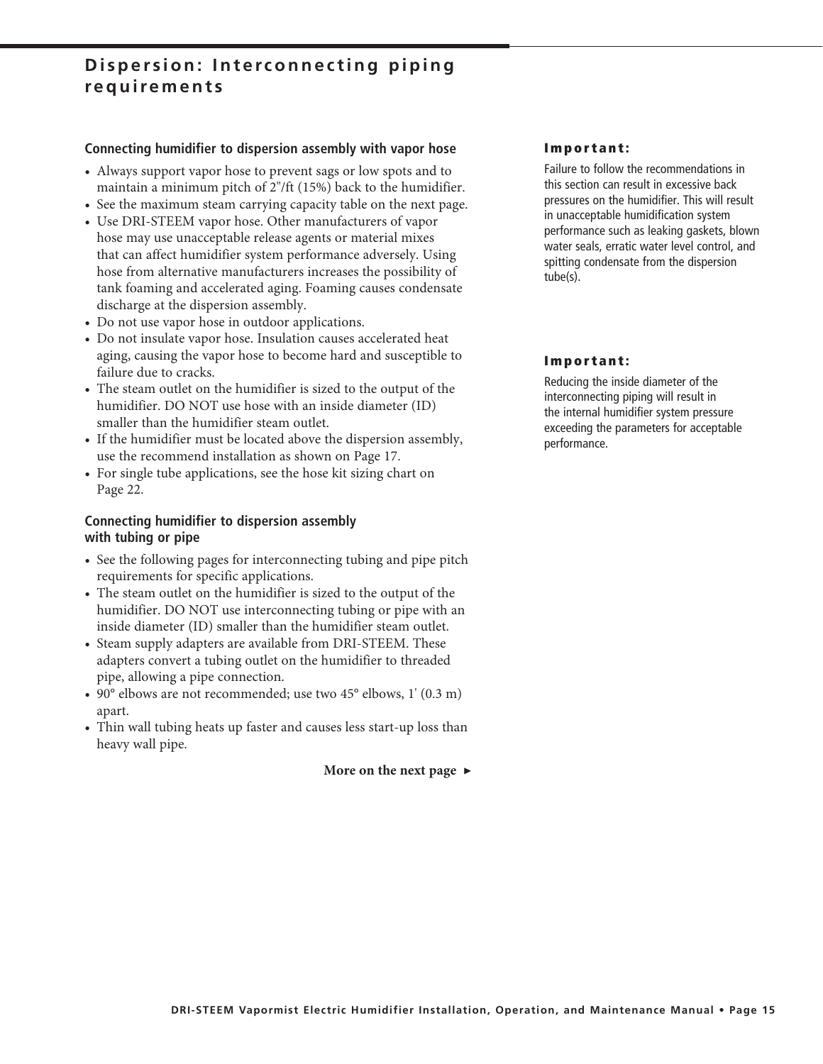# Dispersion: Interconnecting piping requirements

### Connecting humidifier to dispersion assembly with vapor hose

- Always support vapor hose to prevent sags or low spots and to maintain a minimum pitch of 2"/ft (15%) back to the humidifier.
- See the maximum steam carrying capacity table on the next page.
- Use DRI-STEEM vapor hose. Other manufacturers of vapor hose may use unacceptable release agents or material mixes that can affect humidifier system performance adversely. Using hose from alternative manufacturers increases the possibility of tank foaming and accelerated aging. Foaming causes condensate discharge at the dispersion assembly.
- Do not use vapor hose in outdoor applications.
- Do not insulate vapor hose. Insulation causes accelerated heat aging, causing the vapor hose to become hard and susceptible to failure due to cracks.
- The steam outlet on the humidifier is sized to the output of the humidifier. DO NOT use hose with an inside diameter (ID) smaller than the humidifier steam outlet.
- If the humidifier must be located above the dispersion assembly, use the recommend installation as shown on Page 17.
- For single tube applications, see the hose kit sizing chart on Page 22.

### Connecting humidifier to dispersion assembly with tubing or pipe

- See the following pages for interconnecting tubing and pipe pitch requirements for specific applications.
- The steam outlet on the humidifier is sized to the output of the humidifier. DO NOT use interconnecting tubing or pipe with an inside diameter (ID) smaller than the humidifier steam outlet.
- Steam supply adapters are available from DRI-STEEM. These adapters convert a tubing outlet on the humidifier to threaded pipe, allowing a pipe connection.
- 90° elbows are not recommended; use two 45° elbows, 1' (0.3 m) apart.
- Thin wall tubing heats up faster and causes less start-up loss than heavy wall pipe.

**More on the next page ►**

**Important:**

Failure to follow the recommendations in this section can result in excessive back pressures on the humidifier. This will result in unacceptable humidification system performance such as leaking gaskets, blown water seals, erratic water level control, and spitting condensate from the dispersion tube(s).

**Important:**

Reducing the inside diameter of the interconnecting piping will result in the internal humidifier system pressure exceeding the parameters for acceptable performance.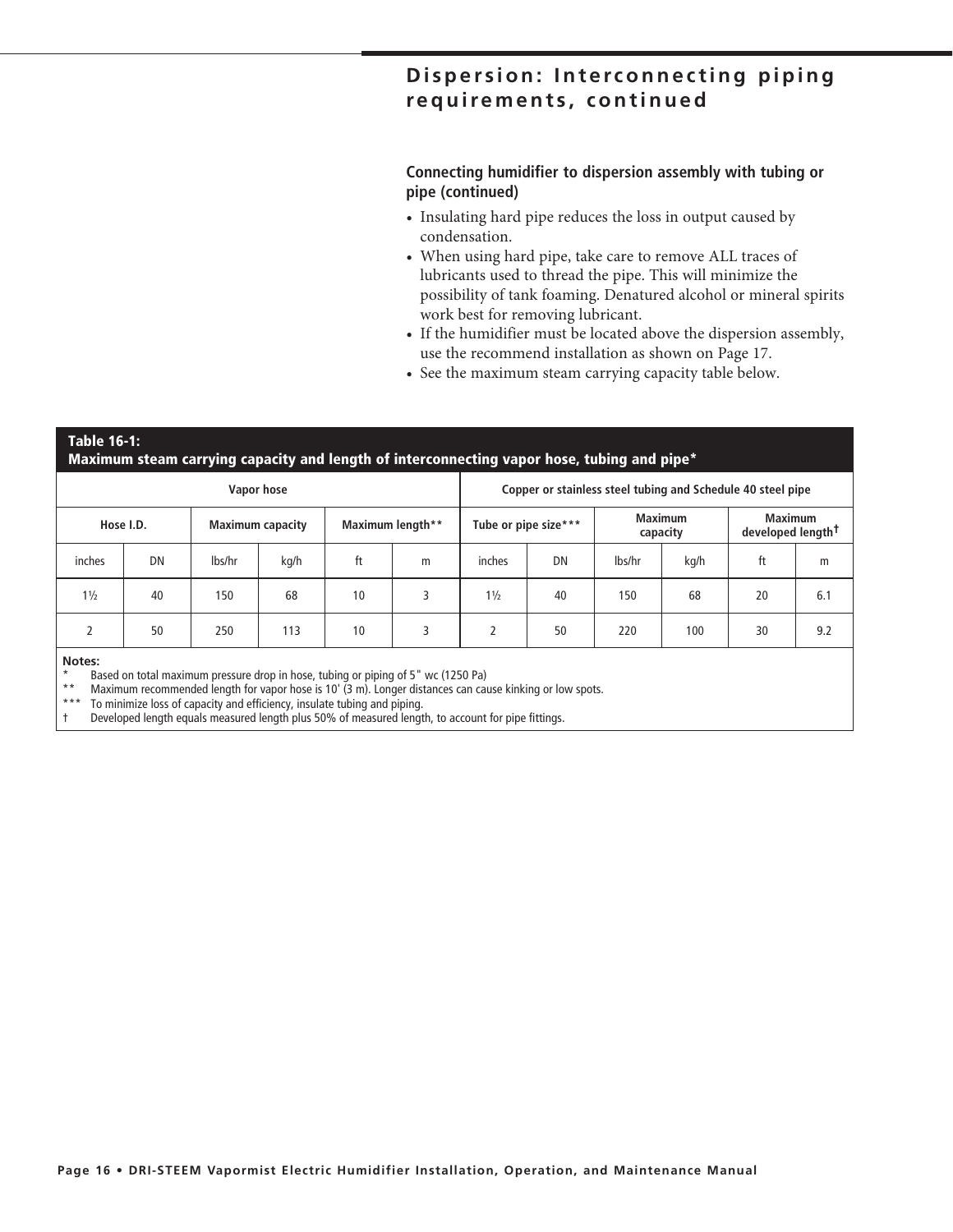## Dispersion: Interconnecting piping requirements, continued

### Connecting humidifier to dispersion assembly with tubing or pipe (continued)

- Insulating hard pipe reduces the loss in output caused by condensation.
- When using hard pipe, take care to remove ALL traces of lubricants used to thread the pipe. This will minimize the possibility of tank foaming. Denatured alcohol or mineral spirits work best for removing lubricant.
- If the humidifier must be located above the dispersion assembly, use the recommend installation as shown on Page 17.
- See the maximum steam carrying capacity table below.

**Table 16-1: Maximum steam carrying capacity and length of interconnecting vapor hose, tubing and pipe***

| Vapor hose | | | | | | Copper or stainless steel tubing and Schedule 40 steel pipe | | | | | |
|---|---|---|---|---|---|---|---|---|---|---|---|
| Hose I.D. | | Maximum capacity | | Maximum length** | | Tube or pipe size*** | | Maximum capacity | | Maximum developed length† | |
| inches | DN | lbs/hr | kg/h | ft | m | inches | DN | lbs/hr | kg/h | ft | m |
| 1½ | 40 | 150 | 68 | 10 | 3 | 1½ | 40 | 150 | 68 | 20 | 6.1 |
| 2 | 50 | 250 | 113 | 10 | 3 | 2 | 50 | 220 | 100 | 30 | 9.2 |

**Notes:**

\* Based on total maximum pressure drop in hose, tubing or piping of 5" wc (1250 Pa)

\*\* Maximum recommended length for vapor hose is 10' (3 m). Longer distances can cause kinking or low spots.

\*\*\* To minimize loss of capacity and efficiency, insulate tubing and piping.

† Developed length equals measured length plus 50% of measured length, to account for pipe fittings.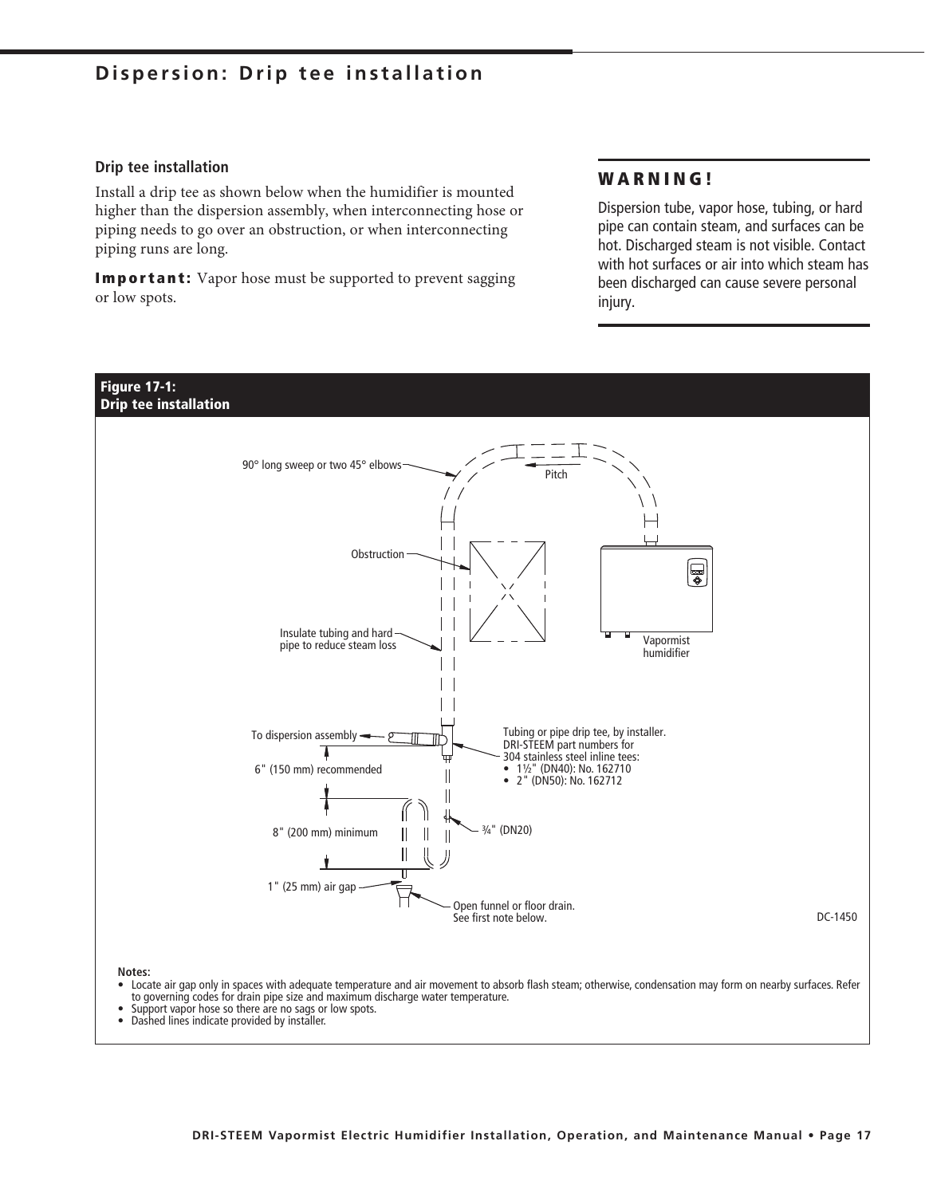# Dispersion: Drip tee installation

## Drip tee installation

Install a drip tee as shown below when the humidifier is mounted higher than the dispersion assembly, when interconnecting hose or piping needs to go over an obstruction, or when interconnecting piping runs are long.

**Important:** Vapor hose must be supported to prevent sagging or low spots.

## WARNING!

Dispersion tube, vapor hose, tubing, or hard pipe can contain steam, and surfaces can be hot. Discharged steam is not visible. Contact with hot surfaces or air into which steam has been discharged can cause severe personal injury.

**Figure 17-1:**
**Drip tee installation**

90° long sweep or two 45° elbows

Pitch

Obstruction

Insulate tubing and hard pipe to reduce steam loss

Vapormist humidifier

To dispersion assembly

Tubing or pipe drip tee, by installer. DRI-STEEM part numbers for 304 stainless steel inline tees:
- 1½" (DN40): No. 162710
- 2" (DN50): No. 162712

6" (150 mm) recommended

8" (200 mm) minimum

¾" (DN20)

1" (25 mm) air gap

Open funnel or floor drain. See first note below.

DC-1450

**Notes:**
- Locate air gap only in spaces with adequate temperature and air movement to absorb flash steam; otherwise, condensation may form on nearby surfaces. Refer to governing codes for drain pipe size and maximum discharge water temperature.
- Support vapor hose so there are no sags or low spots.
- Dashed lines indicate provided by installer.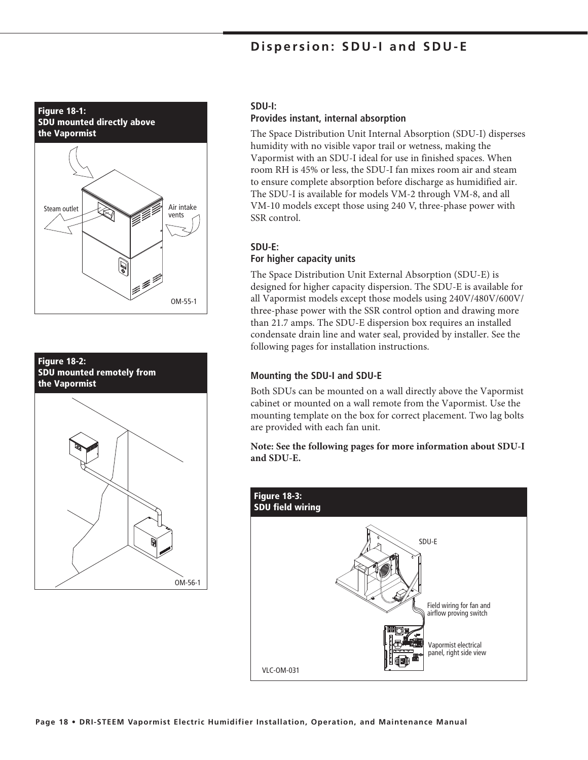# Dispersion: SDU-I and SDU-E

**Figure 18-1:**
**SDU mounted directly above the Vapormist**

Steam outlet

Air intake vents

OM-55-1

**Figure 18-2:**
**SDU mounted remotely from the Vapormist**

OM-56-1

## SDU-I:
## Provides instant, internal absorption

The Space Distribution Unit Internal Absorption (SDU-I) disperses humidity with no visible vapor trail or wetness, making the Vapormist with an SDU-I ideal for use in finished spaces. When room RH is 45% or less, the SDU-I fan mixes room air and steam to ensure complete absorption before discharge as humidified air. The SDU-I is available for models VM-2 through VM-8, and all VM-10 models except those using 240 V, three-phase power with SSR control.

## SDU-E:
## For higher capacity units

The Space Distribution Unit External Absorption (SDU-E) is designed for higher capacity dispersion. The SDU-E is available for all Vapormist models except those models using 240V/480V/600V/three-phase power with the SSR control option and drawing more than 21.7 amps. The SDU-E dispersion box requires an installed condensate drain line and water seal, provided by installer. See the following pages for installation instructions.

### Mounting the SDU-I and SDU-E

Both SDUs can be mounted on a wall directly above the Vapormist cabinet or mounted on a wall remote from the Vapormist. Use the mounting template on the box for correct placement. Two lag bolts are provided with each fan unit.

**Note: See the following pages for more information about SDU-I and SDU-E.**

**Figure 18-3:**
**SDU field wiring**

SDU-E

Field wiring for fan and airflow proving switch

Vapormist electrical panel, right side view

VLC-OM-031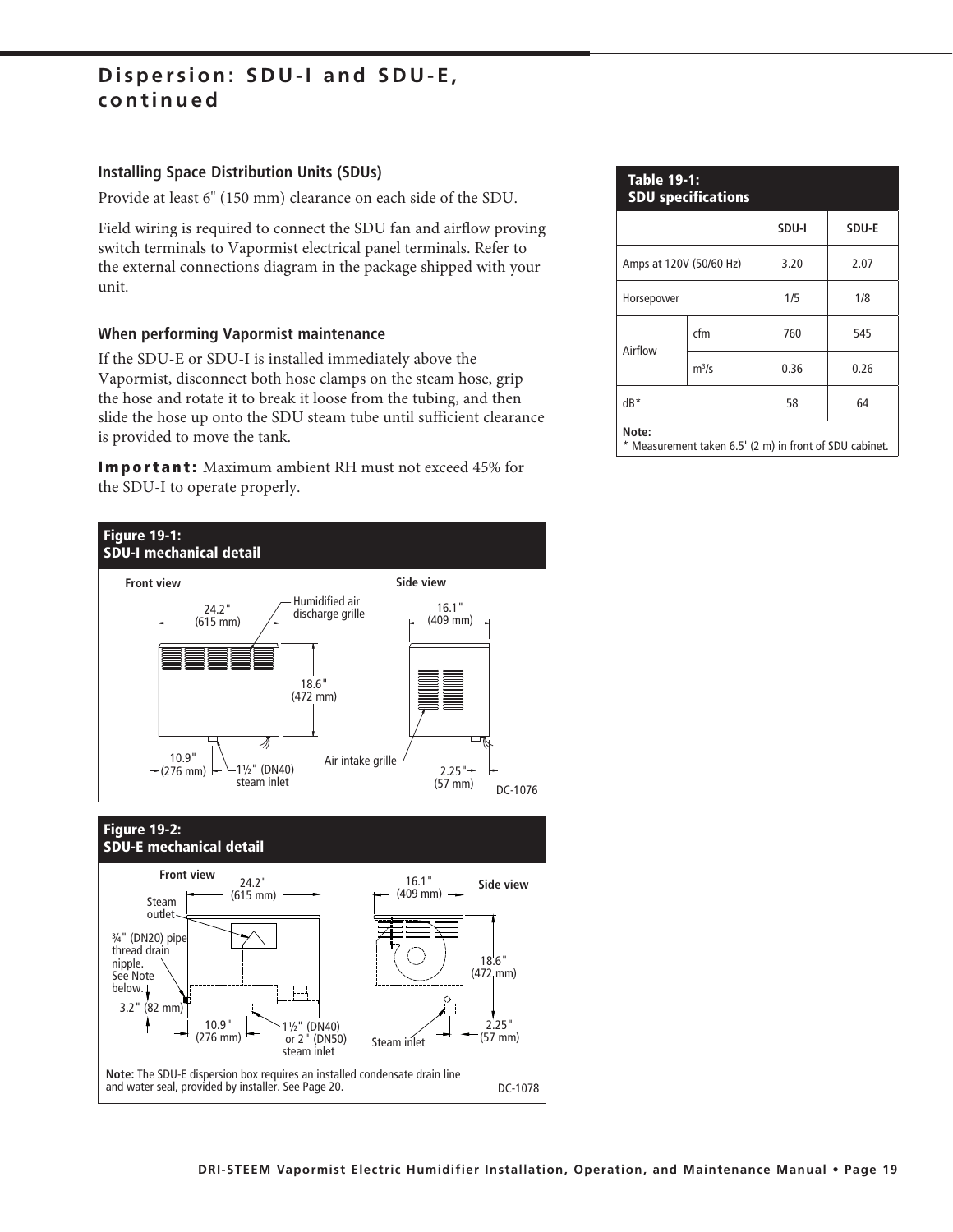# Dispersion: SDU-I and SDU-E, continued

### Installing Space Distribution Units (SDUs)

Provide at least 6" (150 mm) clearance on each side of the SDU.

Field wiring is required to connect the SDU fan and airflow proving switch terminals to Vapormist electrical panel terminals. Refer to the external connections diagram in the package shipped with your unit.

### When performing Vapormist maintenance

If the SDU-E or SDU-I is installed immediately above the Vapormist, disconnect both hose clamps on the steam hose, grip the hose and rotate it to break it loose from the tubing, and then slide the hose up onto the SDU steam tube until sufficient clearance is provided to move the tank.

**Important:** Maximum ambient RH must not exceed 45% for the SDU-I to operate properly.

**Table 19-1: SDU specifications**

| | | SDU-I | SDU-E |
|---|---|---|---|
| Amps at 120V (50/60 Hz) | | 3.20 | 2.07 |
| Horsepower | | 1/5 | 1/8 |
| Airflow | cfm | 760 | 545 |
| | $m^3/s$ | 0.36 | 0.26 |
| dB* | | 58 | 64 |

**Note:**
\* Measurement taken 6.5' (2 m) in front of SDU cabinet.

**Figure 19-1: SDU-I mechanical detail**

Front view: 24.2" (615 mm); 18.6" (472 mm); 10.9" (276 mm); Humidified air discharge grille; 1½" (DN40) steam inlet

Side view: 16.1" (409 mm); Air intake grille; 2.25" (57 mm)

DC-1076

**Figure 19-2: SDU-E mechanical detail**

Front view: 24.2" (615 mm); Steam outlet; ¾" (DN20) pipe thread drain nipple. See Note below.; 3.2" (82 mm); 10.9" (276 mm); 1½" (DN40) or 2" (DN50) steam inlet

Side view: 16.1" (409 mm); 18.6" (472 mm); Steam inlet; 2.25" (57 mm)

**Note:** The SDU-E dispersion box requires an installed condensate drain line and water seal, provided by installer. See Page 20.

DC-1078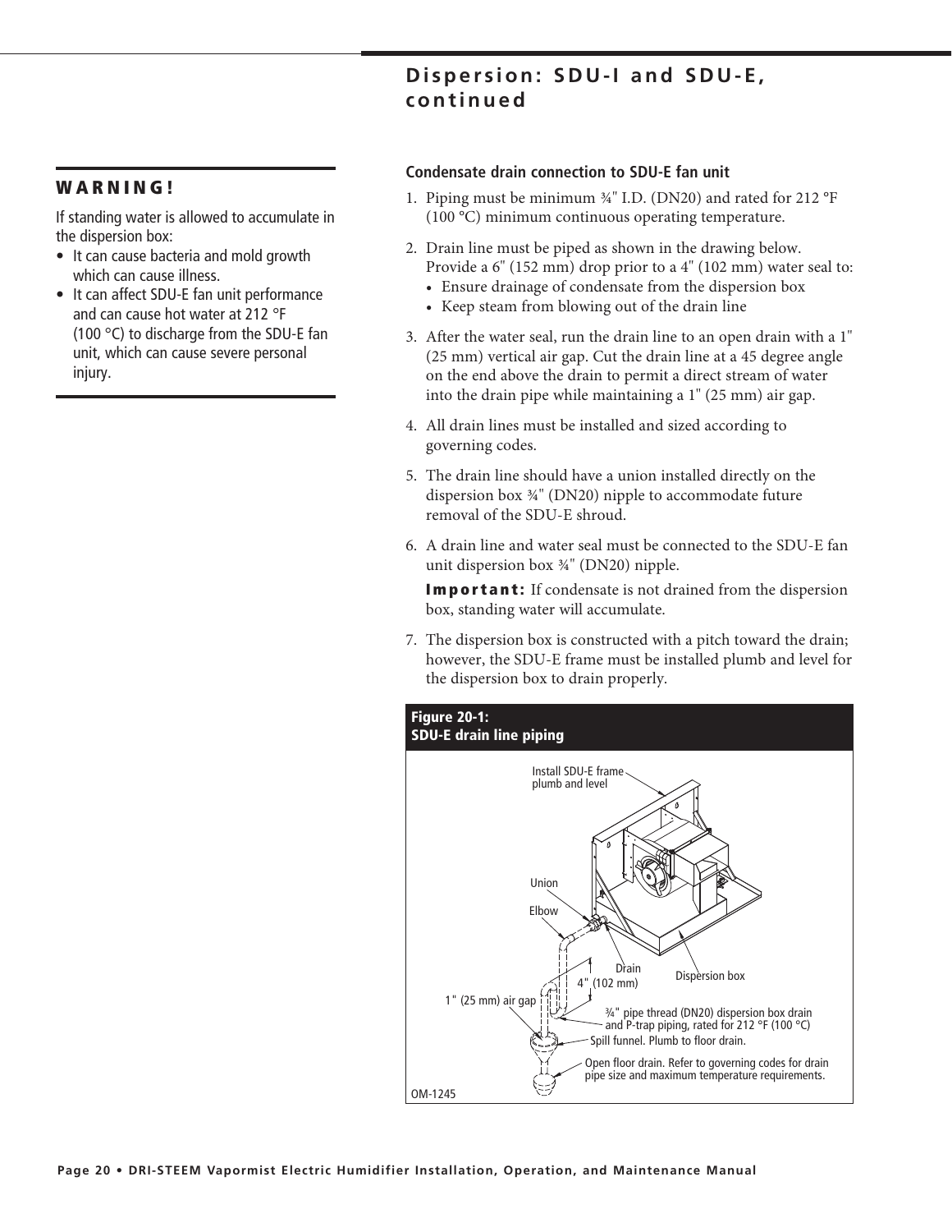## Dispersion: SDU-I and SDU-E, continued

**WARNING!**

If standing water is allowed to accumulate in the dispersion box:

- It can cause bacteria and mold growth which can cause illness.
- It can affect SDU-E fan unit performance and can cause hot water at 212 °F (100 °C) to discharge from the SDU-E fan unit, which can cause severe personal injury.

### Condensate drain connection to SDU-E fan unit

1. Piping must be minimum ¾" I.D. (DN20) and rated for 212 °F (100 °C) minimum continuous operating temperature.
2. Drain line must be piped as shown in the drawing below. Provide a 6" (152 mm) drop prior to a 4" (102 mm) water seal to:
   - Ensure drainage of condensate from the dispersion box
   - Keep steam from blowing out of the drain line
3. After the water seal, run the drain line to an open drain with a 1" (25 mm) vertical air gap. Cut the drain line at a 45 degree angle on the end above the drain to permit a direct stream of water into the drain pipe while maintaining a 1" (25 mm) air gap.
4. All drain lines must be installed and sized according to governing codes.
5. The drain line should have a union installed directly on the dispersion box ¾" (DN20) nipple to accommodate future removal of the SDU-E shroud.
6. A drain line and water seal must be connected to the SDU-E fan unit dispersion box ¾" (DN20) nipple.

   **Important:** If condensate is not drained from the dispersion box, standing water will accumulate.
7. The dispersion box is constructed with a pitch toward the drain; however, the SDU-E frame must be installed plumb and level for the dispersion box to drain properly.

**Figure 20-1: SDU-E drain line piping**

Install SDU-E frame plumb and level

Union

Elbow

Drain

Dispersion box

4" (102 mm)

1" (25 mm) air gap

¾" pipe thread (DN20) dispersion box drain and P-trap piping, rated for 212 °F (100 °C)

Spill funnel. Plumb to floor drain.

Open floor drain. Refer to governing codes for drain pipe size and maximum temperature requirements.

OM-1245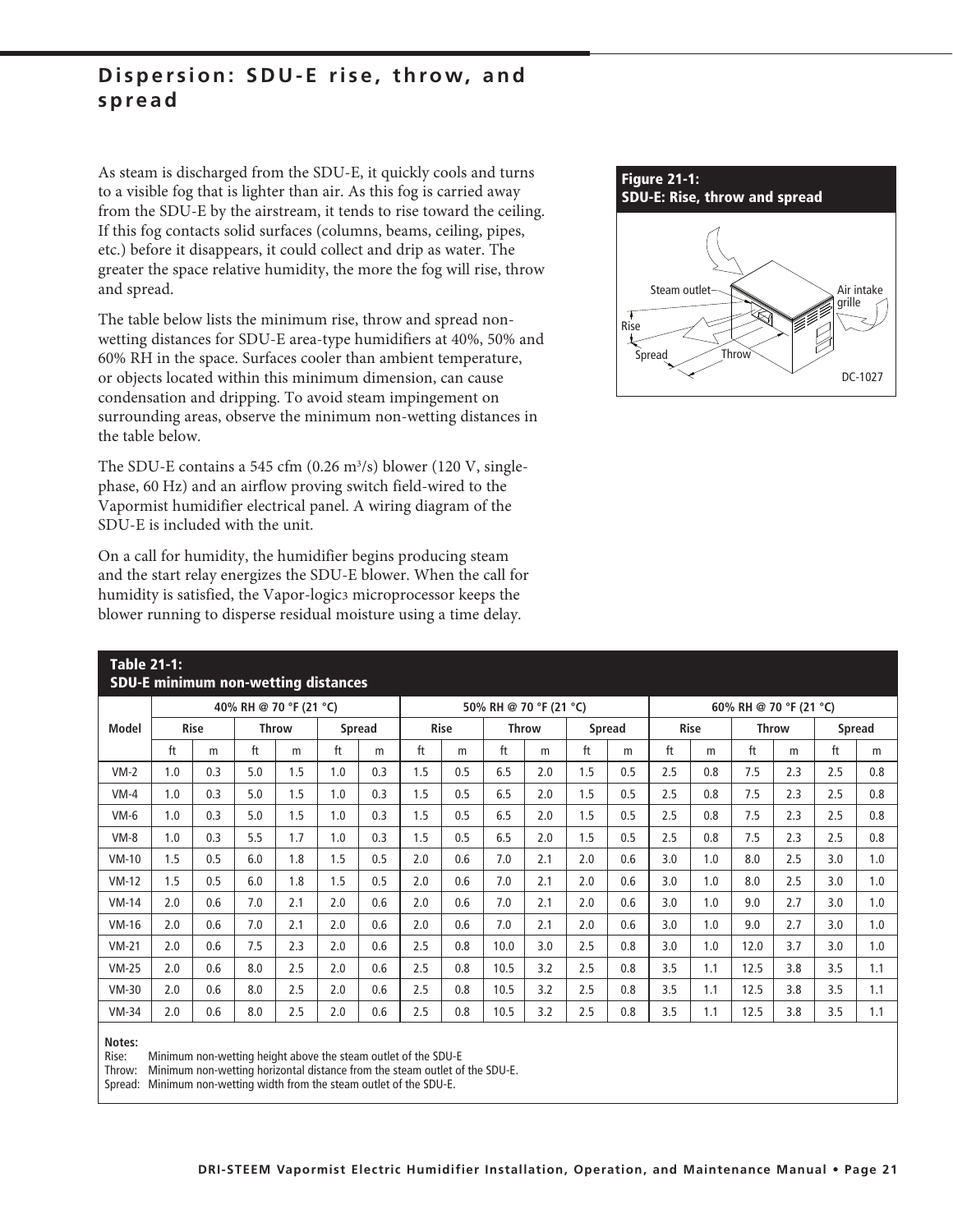## Dispersion: SDU-E rise, throw, and spread

As steam is discharged from the SDU-E, it quickly cools and turns to a visible fog that is lighter than air. As this fog is carried away from the SDU-E by the airstream, it tends to rise toward the ceiling. If this fog contacts solid surfaces (columns, beams, ceiling, pipes, etc.) before it disappears, it could collect and drip as water. The greater the space relative humidity, the more the fog will rise, throw and spread.

The table below lists the minimum rise, throw and spread non-wetting distances for SDU-E area-type humidifiers at 40%, 50% and 60% RH in the space. Surfaces cooler than ambient temperature, or objects located within this minimum dimension, can cause condensation and dripping. To avoid steam impingement on surrounding areas, observe the minimum non-wetting distances in the table below.

The SDU-E contains a 545 cfm (0.26 $m^3/s$) blower (120 V, single-phase, 60 Hz) and an airflow proving switch field-wired to the Vapormist humidifier electrical panel. A wiring diagram of the SDU-E is included with the unit.

On a call for humidity, the humidifier begins producing steam and the start relay energizes the SDU-E blower. When the call for humidity is satisfied, the Vapor-logic3 microprocessor keeps the blower running to disperse residual moisture using a time delay.

**Figure 21-1: SDU-E: Rise, throw and spread**

Steam outlet, Air intake grille, Rise, Spread, Throw

DC-1027

**Table 21-1: SDU-E minimum non-wetting distances**

| Model | 40% RH @ 70 °F (21 °C) | | | | | | 50% RH @ 70 °F (21 °C) | | | | | | 60% RH @ 70 °F (21 °C) | | | | | |
|---|---|---|---|---|---|---|---|---|---|---|---|---|---|---|---|---|---|---|
| | Rise | | Throw | | Spread | | Rise | | Throw | | Spread | | Rise | | Throw | | Spread | |
| | ft | m | ft | m | ft | m | ft | m | ft | m | ft | m | ft | m | ft | m | ft | m |
| VM-2 | 1.0 | 0.3 | 5.0 | 1.5 | 1.0 | 0.3 | 1.5 | 0.5 | 6.5 | 2.0 | 1.5 | 0.5 | 2.5 | 0.8 | 7.5 | 2.3 | 2.5 | 0.8 |
| VM-4 | 1.0 | 0.3 | 5.0 | 1.5 | 1.0 | 0.3 | 1.5 | 0.5 | 6.5 | 2.0 | 1.5 | 0.5 | 2.5 | 0.8 | 7.5 | 2.3 | 2.5 | 0.8 |
| VM-6 | 1.0 | 0.3 | 5.0 | 1.5 | 1.0 | 0.3 | 1.5 | 0.5 | 6.5 | 2.0 | 1.5 | 0.5 | 2.5 | 0.8 | 7.5 | 2.3 | 2.5 | 0.8 |
| VM-8 | 1.0 | 0.3 | 5.5 | 1.7 | 1.0 | 0.3 | 1.5 | 0.5 | 6.5 | 2.0 | 1.5 | 0.5 | 2.5 | 0.8 | 7.5 | 2.3 | 2.5 | 0.8 |
| VM-10 | 1.5 | 0.5 | 6.0 | 1.8 | 1.5 | 0.5 | 2.0 | 0.6 | 7.0 | 2.1 | 2.0 | 0.6 | 3.0 | 1.0 | 8.0 | 2.5 | 3.0 | 1.0 |
| VM-12 | 1.5 | 0.5 | 6.0 | 1.8 | 1.5 | 0.5 | 2.0 | 0.6 | 7.0 | 2.1 | 2.0 | 0.6 | 3.0 | 1.0 | 8.0 | 2.5 | 3.0 | 1.0 |
| VM-14 | 2.0 | 0.6 | 7.0 | 2.1 | 2.0 | 0.6 | 2.0 | 0.6 | 7.0 | 2.1 | 2.0 | 0.6 | 3.0 | 1.0 | 9.0 | 2.7 | 3.0 | 1.0 |
| VM-16 | 2.0 | 0.6 | 7.0 | 2.1 | 2.0 | 0.6 | 2.0 | 0.6 | 7.0 | 2.1 | 2.0 | 0.6 | 3.0 | 1.0 | 9.0 | 2.7 | 3.0 | 1.0 |
| VM-21 | 2.0 | 0.6 | 7.5 | 2.3 | 2.0 | 0.6 | 2.5 | 0.8 | 10.0 | 3.0 | 2.5 | 0.8 | 3.0 | 1.0 | 12.0 | 3.7 | 3.0 | 1.0 |
| VM-25 | 2.0 | 0.6 | 8.0 | 2.5 | 2.0 | 0.6 | 2.5 | 0.8 | 10.5 | 3.2 | 2.5 | 0.8 | 3.5 | 1.1 | 12.5 | 3.8 | 3.5 | 1.1 |
| VM-30 | 2.0 | 0.6 | 8.0 | 2.5 | 2.0 | 0.6 | 2.5 | 0.8 | 10.5 | 3.2 | 2.5 | 0.8 | 3.5 | 1.1 | 12.5 | 3.8 | 3.5 | 1.1 |
| VM-34 | 2.0 | 0.6 | 8.0 | 2.5 | 2.0 | 0.6 | 2.5 | 0.8 | 10.5 | 3.2 | 2.5 | 0.8 | 3.5 | 1.1 | 12.5 | 3.8 | 3.5 | 1.1 |

**Notes:**
Rise: Minimum non-wetting height above the steam outlet of the SDU-E
Throw: Minimum non-wetting horizontal distance from the steam outlet of the SDU-E.
Spread: Minimum non-wetting width from the steam outlet of the SDU-E.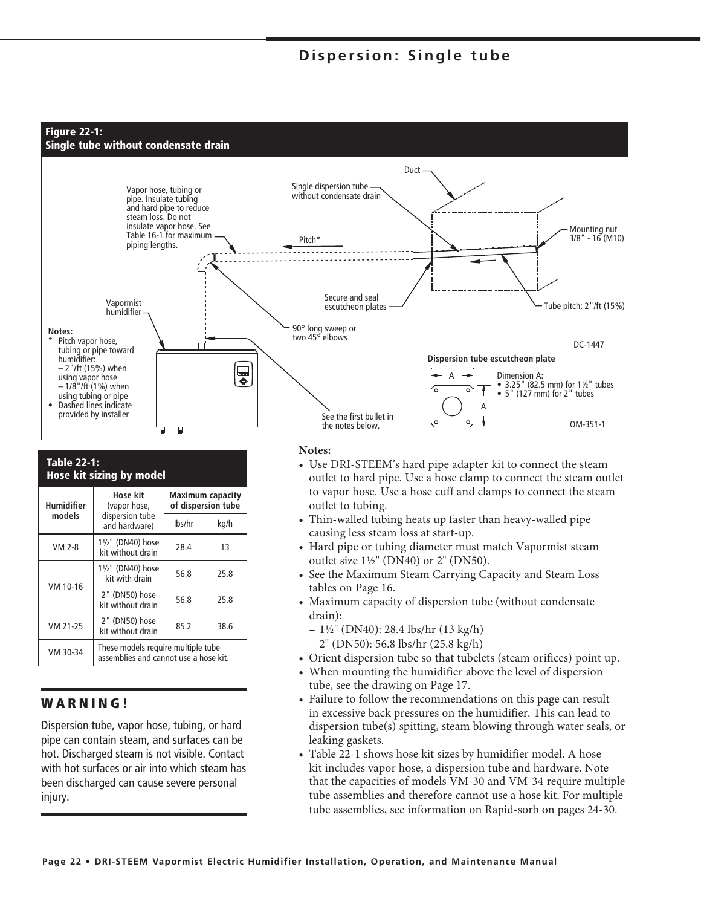## Dispersion: Single tube

**Figure 22-1:**
**Single tube without condensate drain**

Vapor hose, tubing or pipe. Insulate tubing and hard pipe to reduce steam loss. Do not insulate vapor hose. See Table 16-1 for maximum piping lengths.

Single dispersion tube without condensate drain

Duct

Pitch*

Mounting nut 3/8" - 16 (M10)

Secure and seal escutcheon plates

Tube pitch: 2"/ft (15%)

Vapormist humidifier

90° long sweep or two 45° elbows

DC-1447

Notes:
- \* Pitch vapor hose, tubing or pipe toward humidifier:
  - – 2"/ft (15%) when using vapor hose
  - – 1/8"/ft (1%) when using tubing or pipe
- Dashed lines indicate provided by installer

See the first bullet in the notes below.

Dispersion tube escutcheon plate

Dimension A:
- 3.25" (82.5 mm) for 1½" tubes
- 5" (127 mm) for 2" tubes

OM-351-1

**Table 22-1:**
**Hose kit sizing by model**

| Humidifier models | Hose kit (vapor hose, dispersion tube and hardware) | Maximum capacity of dispersion tube | |
|---|---|---|---|
| | | lbs/hr | kg/h |
| VM 2-8 | 1½" (DN40) hose kit without drain | 28.4 | 13 |
| VM 10-16 | 1½" (DN40) hose kit with drain | 56.8 | 25.8 |
| | 2" (DN50) hose kit without drain | 56.8 | 25.8 |
| VM 21-25 | 2" (DN50) hose kit without drain | 85.2 | 38.6 |
| VM 30-34 | These models require multiple tube assemblies and cannot use a hose kit. | | |

**WARNING!**

Dispersion tube, vapor hose, tubing, or hard pipe can contain steam, and surfaces can be hot. Discharged steam is not visible. Contact with hot surfaces or air into which steam has been discharged can cause severe personal injury.

**Notes:**

- Use DRI-STEEM's hard pipe adapter kit to connect the steam outlet to hard pipe. Use a hose clamp to connect the steam outlet to vapor hose. Use a hose cuff and clamps to connect the steam outlet to tubing.
- Thin-walled tubing heats up faster than heavy-walled pipe causing less steam loss at start-up.
- Hard pipe or tubing diameter must match Vapormist steam outlet size 1½" (DN40) or 2" (DN50).
- See the Maximum Steam Carrying Capacity and Steam Loss tables on Page 16.
- Maximum capacity of dispersion tube (without condensate drain):
  - – 1½" (DN40): 28.4 lbs/hr (13 kg/h)
  - – 2" (DN50): 56.8 lbs/hr (25.8 kg/h)
- Orient dispersion tube so that tubelets (steam orifices) point up.
- When mounting the humidifier above the level of dispersion tube, see the drawing on Page 17.
- Failure to follow the recommendations on this page can result in excessive back pressures on the humidifier. This can lead to dispersion tube(s) spitting, steam blowing through water seals, or leaking gaskets.
- Table 22-1 shows hose kit sizes by humidifier model. A hose kit includes vapor hose, a dispersion tube and hardware. Note that the capacities of models VM-30 and VM-34 require multiple tube assemblies and therefore cannot use a hose kit. For multiple tube assemblies, see information on Rapid-sorb on pages 24-30.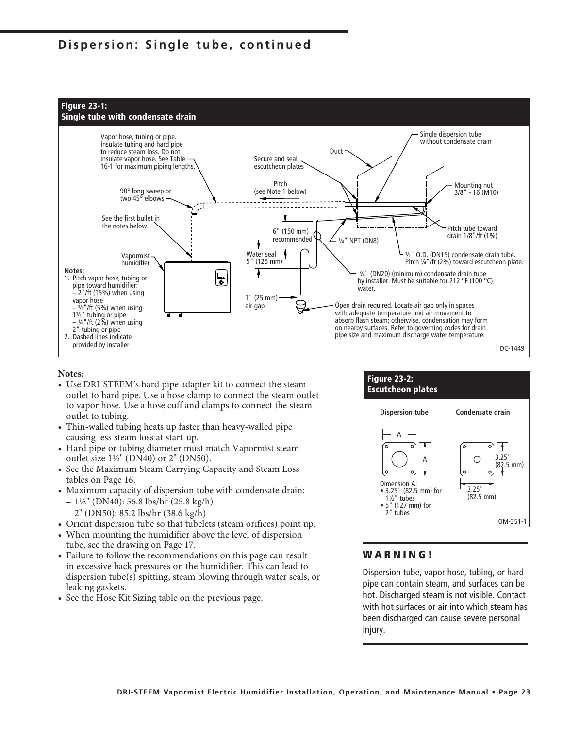## Dispersion: Single tube, continued

**Figure 23-1: Single tube with condensate drain**

Vapor hose, tubing or pipe. Insulate tubing and hard pipe to reduce steam loss. Do not insulate vapor hose. See Table 16-1 for maximum piping lengths.

90° long sweep or two 45° elbows

See the first bullet in the notes below.

Vapormist humidifier

Secure and seal escutcheon plates

Duct

Single dispersion tube without condensate drain

Pitch (see Note 1 below)

Mounting nut 3/8" - 16 (M10)

6" (150 mm) recommended

¼" NPT (DN8)

Pitch tube toward drain 1/8"/ft (1%)

Water seal 5" (125 mm)

½" O.D. (DN15) condensate drain tube. Pitch ¼"/ft (2%) toward escutcheon plate.

¾" (DN20) (minimum) condensate drain tube by installer. Must be suitable for 212 °F (100 °C) water.

1" (25 mm) air gap

Open drain required. Locate air gap only in spaces with adequate temperature and air movement to absorb flash steam; otherwise, condensation may form on nearby surfaces. Refer to governing codes for drain pipe size and maximum discharge water temperature.

Notes:
1. Pitch vapor hose, tubing or pipe toward humidifier:
   – 2"/ft (15%) when using vapor hose
   – ½"/ft (5%) when using 1½" tubing or pipe
   – ¼"/ft (2%) when using 2" tubing or pipe
2. Dashed lines indicate provided by installer

DC-1449

**Notes:**
- Use DRI-STEEM's hard pipe adapter kit to connect the steam outlet to hard pipe. Use a hose clamp to connect the steam outlet to vapor hose. Use a hose cuff and clamps to connect the steam outlet to tubing.
- Thin-walled tubing heats up faster than heavy-walled pipe causing less steam loss at start-up.
- Hard pipe or tubing diameter must match Vapormist steam outlet size 1½" (DN40) or 2" (DN50).
- See the Maximum Steam Carrying Capacity and Steam Loss tables on Page 16.
- Maximum capacity of dispersion tube with condensate drain:
  – 1½" (DN40): 56.8 lbs/hr (25.8 kg/h)
  – 2" (DN50): 85.2 lbs/hr (38.6 kg/h)
- Orient dispersion tube so that tubelets (steam orifices) point up.
- When mounting the humidifier above the level of dispersion tube, see the drawing on Page 17.
- Failure to follow the recommendations on this page can result in excessive back pressures on the humidifier. This can lead to dispersion tube(s) spitting, steam blowing through water seals, or leaking gaskets.
- See the Hose Kit Sizing table on the previous page.

**Figure 23-2: Escutcheon plates**

Dispersion tube

A

A

Dimension A:
- 3.25" (82.5 mm) for 1½" tubes
- 5" (127 mm) for 2" tubes

Condensate drain

3.25" (82.5 mm)

3.25" (82.5 mm)

OM-351-1

## WARNING!

Dispersion tube, vapor hose, tubing, or hard pipe can contain steam, and surfaces can be hot. Discharged steam is not visible. Contact with hot surfaces or air into which steam has been discharged can cause severe personal injury.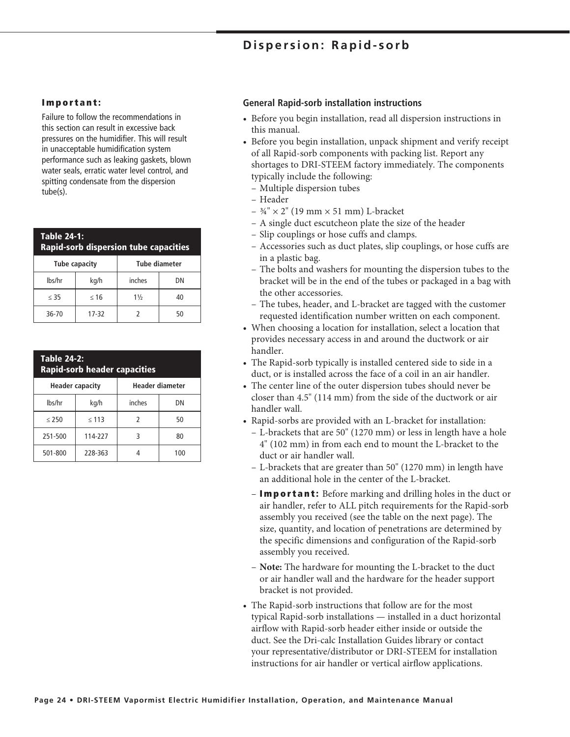## Dispersion: Rapid-sorb

**Important:**

Failure to follow the recommendations in this section can result in excessive back pressures on the humidifier. This will result in unacceptable humidification system performance such as leaking gaskets, blown water seals, erratic water level control, and spitting condensate from the dispersion tube(s).

**Table 24-1: Rapid-sorb dispersion tube capacities**

| Tube capacity | | Tube diameter | |
|---|---|---|---|
| lbs/hr | kg/h | inches | DN |
| ≤ 35 | ≤ 16 | 1½ | 40 |
| 36-70 | 17-32 | 2 | 50 |

**Table 24-2: Rapid-sorb header capacities**

| Header capacity | | Header diameter | |
|---|---|---|---|
| lbs/hr | kg/h | inches | DN |
| ≤ 250 | ≤ 113 | 2 | 50 |
| 251-500 | 114-227 | 3 | 80 |
| 501-800 | 228-363 | 4 | 100 |

### General Rapid-sorb installation instructions

- Before you begin installation, read all dispersion instructions in this manual.
- Before you begin installation, unpack shipment and verify receipt of all Rapid-sorb components with packing list. Report any shortages to DRI-STEEM factory immediately. The components typically include the following:
  - Multiple dispersion tubes
  - Header
  - ¾" × 2" (19 mm × 51 mm) L-bracket
  - A single duct escutcheon plate the size of the header
  - Slip couplings or hose cuffs and clamps.
  - Accessories such as duct plates, slip couplings, or hose cuffs are in a plastic bag.
  - The bolts and washers for mounting the dispersion tubes to the bracket will be in the end of the tubes or packaged in a bag with the other accessories.
  - The tubes, header, and L-bracket are tagged with the customer requested identification number written on each component.
- When choosing a location for installation, select a location that provides necessary access in and around the ductwork or air handler.
- The Rapid-sorb typically is installed centered side to side in a duct, or is installed across the face of a coil in an air handler.
- The center line of the outer dispersion tubes should never be closer than 4.5" (114 mm) from the side of the ductwork or air handler wall.
- Rapid-sorbs are provided with an L-bracket for installation:
  - L-brackets that are 50" (1270 mm) or less in length have a hole 4" (102 mm) in from each end to mount the L-bracket to the duct or air handler wall.
  - L-brackets that are greater than 50" (1270 mm) in length have an additional hole in the center of the L-bracket.
  - **Important:** Before marking and drilling holes in the duct or air handler, refer to ALL pitch requirements for the Rapid-sorb assembly you received (see the table on the next page). The size, quantity, and location of penetrations are determined by the specific dimensions and configuration of the Rapid-sorb assembly you received.
  - **Note:** The hardware for mounting the L-bracket to the duct or air handler wall and the hardware for the header support bracket is not provided.
- The Rapid-sorb instructions that follow are for the most typical Rapid-sorb installations — installed in a duct horizontal airflow with Rapid-sorb header either inside or outside the duct. See the Dri-calc Installation Guides library or contact your representative/distributor or DRI-STEEM for installation instructions for air handler or vertical airflow applications.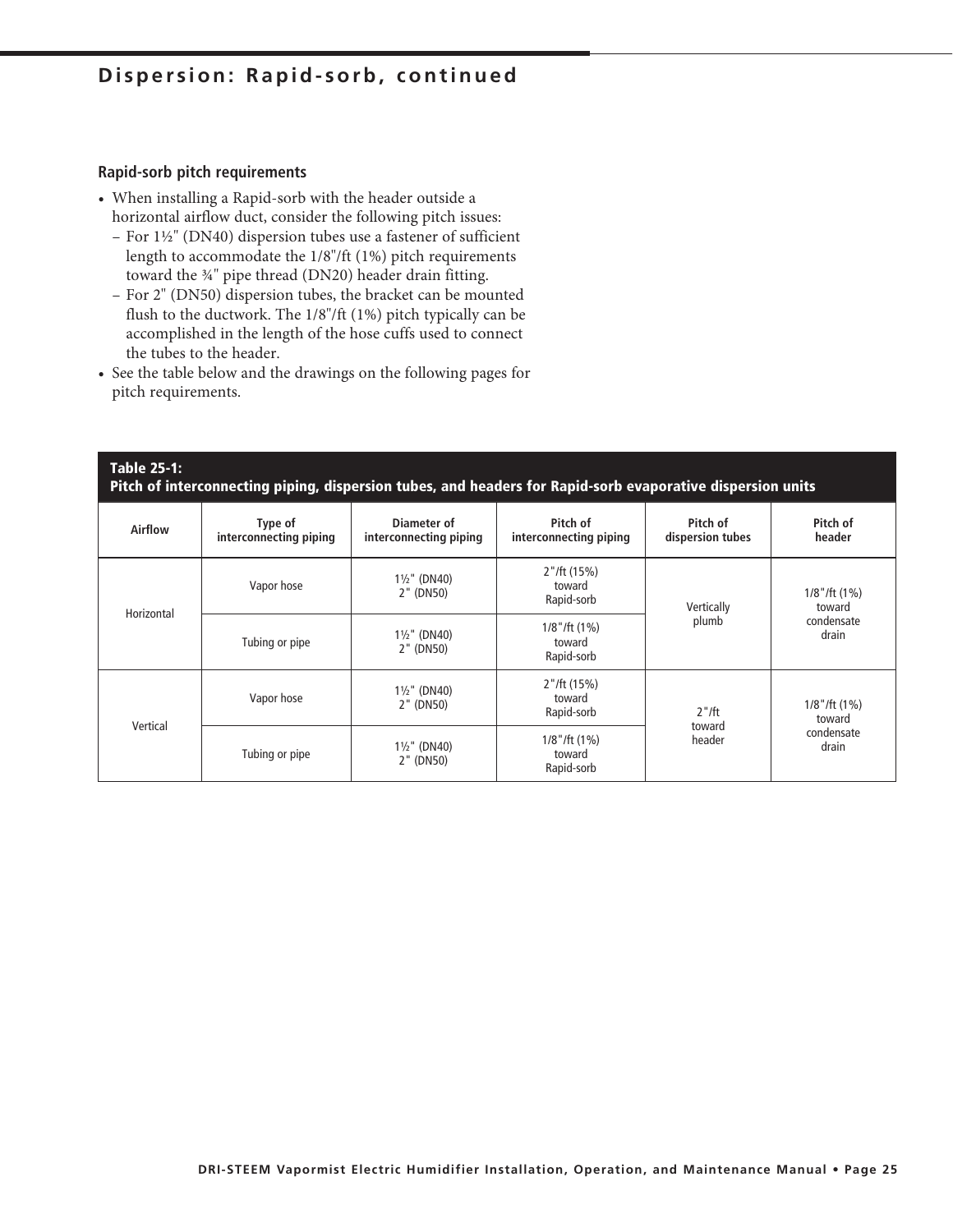## Dispersion: Rapid-sorb, continued

### Rapid-sorb pitch requirements

- When installing a Rapid-sorb with the header outside a horizontal airflow duct, consider the following pitch issues:
  - For 1½" (DN40) dispersion tubes use a fastener of sufficient length to accommodate the 1/8"/ft (1%) pitch requirements toward the ¾" pipe thread (DN20) header drain fitting.
  - For 2" (DN50) dispersion tubes, the bracket can be mounted flush to the ductwork. The 1/8"/ft (1%) pitch typically can be accomplished in the length of the hose cuffs used to connect the tubes to the header.
- See the table below and the drawings on the following pages for pitch requirements.

**Table 25-1:**
**Pitch of interconnecting piping, dispersion tubes, and headers for Rapid-sorb evaporative dispersion units**

| Airflow | Type of interconnecting piping | Diameter of interconnecting piping | Pitch of interconnecting piping | Pitch of dispersion tubes | Pitch of header |
|---|---|---|---|---|---|
| Horizontal | Vapor hose | 1½" (DN40)<br>2" (DN50) | 2"/ft (15%) toward Rapid-sorb | Vertically plumb | 1/8"/ft (1%) toward condensate drain |
| | Tubing or pipe | 1½" (DN40)<br>2" (DN50) | 1/8"/ft (1%) toward Rapid-sorb | | |
| Vertical | Vapor hose | 1½" (DN40)<br>2" (DN50) | 2"/ft (15%) toward Rapid-sorb | 2"/ft toward header | 1/8"/ft (1%) toward condensate drain |
| | Tubing or pipe | 1½" (DN40)<br>2" (DN50) | 1/8"/ft (1%) toward Rapid-sorb | | |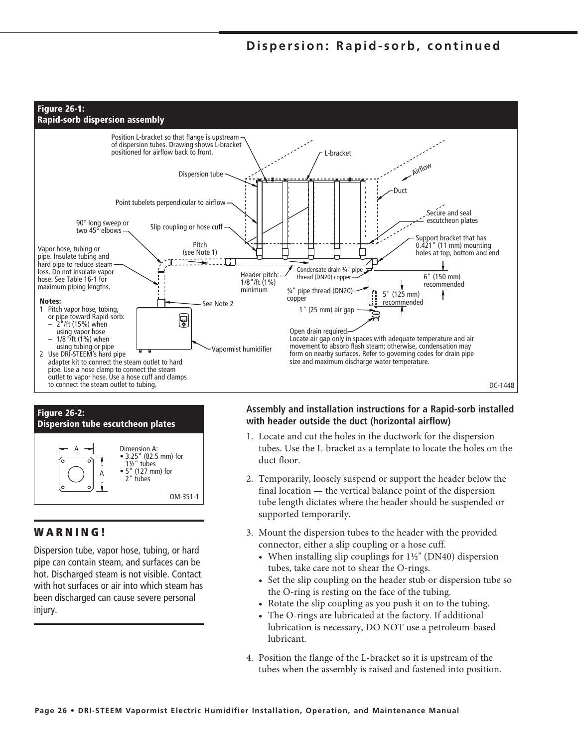# Dispersion: Rapid-sorb, continued

**Figure 26-1: Rapid-sorb dispersion assembly**

Position L-bracket so that flange is upstream of dispersion tubes. Drawing shows L-bracket positioned for airflow back to front.

L-bracket

Airflow

Dispersion tube

Duct

Point tubelets perpendicular to airflow

Secure and seal escutcheon plates

90° long sweep or two 45° elbows

Slip coupling or hose cuff

Support bracket that has 0.421" (11 mm) mounting holes at top, bottom and end

Vapor hose, tubing or pipe. Insulate tubing and hard pipe to reduce steam loss. Do not insulate vapor hose. See Table 16-1 for maximum piping lengths.

Pitch (see Note 1)

Header pitch: 1/8"/ft (1%) minimum

Condensate drain ¾" pipe thread (DN20) copper

6" (150 mm) recommended

¾" pipe thread (DN20) copper

5" (125 mm) recommended

See Note 2

1" (25 mm) air gap

**Notes:**
1. Pitch vapor hose, tubing, or pipe toward Rapid-sorb:
   - 2"/ft (15%) when using vapor hose
   - 1/8"/ft (1%) when using tubing or pipe
2. Use DRI-STEEM's hard pipe adapter kit to connect the steam outlet to hard pipe. Use a hose clamp to connect the steam outlet to vapor hose. Use a hose cuff and clamps to connect the steam outlet to tubing.

Vapormist humidifier

Open drain required. Locate air gap only in spaces with adequate temperature and air movement to absorb flash steam; otherwise, condensation may form on nearby surfaces. Refer to governing codes for drain pipe size and maximum discharge water temperature.

DC-1448

**Figure 26-2: Dispersion tube escutcheon plates**

Dimension A:
- 3.25" (82.5 mm) for 1½" tubes
- 5" (127 mm) for 2" tubes

OM-351-1

## WARNING!

Dispersion tube, vapor hose, tubing, or hard pipe can contain steam, and surfaces can be hot. Discharged steam is not visible. Contact with hot surfaces or air into which steam has been discharged can cause severe personal injury.

### Assembly and installation instructions for a Rapid-sorb installed with header outside the duct (horizontal airflow)

1. Locate and cut the holes in the ductwork for the dispersion tubes. Use the L-bracket as a template to locate the holes on the duct floor.
2. Temporarily, loosely suspend or support the header below the final location — the vertical balance point of the dispersion tube length dictates where the header should be suspended or supported temporarily.
3. Mount the dispersion tubes to the header with the provided connector, either a slip coupling or a hose cuff.
   - When installing slip couplings for 1½" (DN40) dispersion tubes, take care not to shear the O-rings.
   - Set the slip coupling on the header stub or dispersion tube so the O-ring is resting on the face of the tubing.
   - Rotate the slip coupling as you push it on to the tubing.
   - The O-rings are lubricated at the factory. If additional lubrication is necessary, DO NOT use a petroleum-based lubricant.
4. Position the flange of the L-bracket so it is upstream of the tubes when the assembly is raised and fastened into position.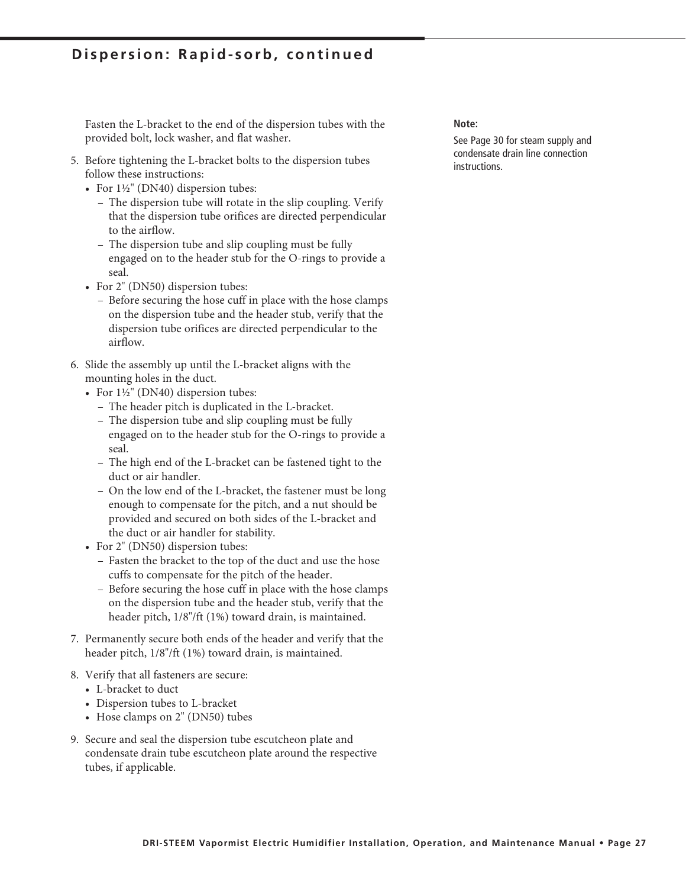## Dispersion: Rapid-sorb, continued

Fasten the L-bracket to the end of the dispersion tubes with the provided bolt, lock washer, and flat washer.

5. Before tightening the L-bracket bolts to the dispersion tubes follow these instructions:
   - For 1½" (DN40) dispersion tubes:
     – The dispersion tube will rotate in the slip coupling. Verify that the dispersion tube orifices are directed perpendicular to the airflow.
     – The dispersion tube and slip coupling must be fully engaged on to the header stub for the O-rings to provide a seal.
   - For 2" (DN50) dispersion tubes:
     – Before securing the hose cuff in place with the hose clamps on the dispersion tube and the header stub, verify that the dispersion tube orifices are directed perpendicular to the airflow.
6. Slide the assembly up until the L-bracket aligns with the mounting holes in the duct.
   - For 1½" (DN40) dispersion tubes:
     – The header pitch is duplicated in the L-bracket.
     – The dispersion tube and slip coupling must be fully engaged on to the header stub for the O-rings to provide a seal.
     – The high end of the L-bracket can be fastened tight to the duct or air handler.
     – On the low end of the L-bracket, the fastener must be long enough to compensate for the pitch, and a nut should be provided and secured on both sides of the L-bracket and the duct or air handler for stability.
   - For 2" (DN50) dispersion tubes:
     – Fasten the bracket to the top of the duct and use the hose cuffs to compensate for the pitch of the header.
     – Before securing the hose cuff in place with the hose clamps on the dispersion tube and the header stub, verify that the header pitch, 1/8"/ft (1%) toward drain, is maintained.
7. Permanently secure both ends of the header and verify that the header pitch, 1/8"/ft (1%) toward drain, is maintained.
8. Verify that all fasteners are secure:
   - L-bracket to duct
   - Dispersion tubes to L-bracket
   - Hose clamps on 2" (DN50) tubes
9. Secure and seal the dispersion tube escutcheon plate and condensate drain tube escutcheon plate around the respective tubes, if applicable.

**Note:**

See Page 30 for steam supply and condensate drain line connection instructions.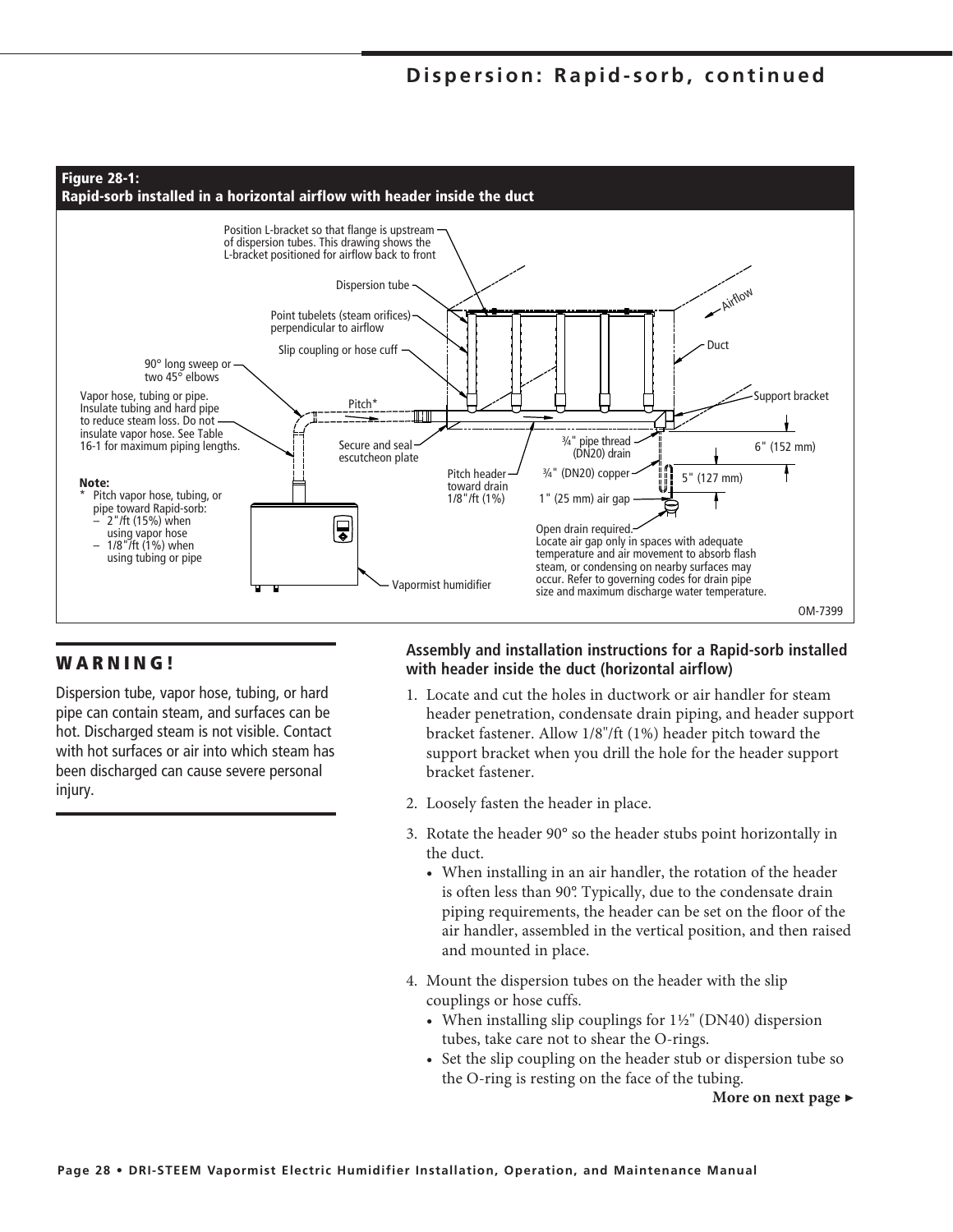## Dispersion: Rapid-sorb, continued

**Figure 28-1:**
**Rapid-sorb installed in a horizontal airflow with header inside the duct**

Position L-bracket so that flange is upstream of dispersion tubes. This drawing shows the L-bracket positioned for airflow back to front

Dispersion tube

Point tubelets (steam orifices) perpendicular to airflow

Slip coupling or hose cuff

90° long sweep or two 45° elbows

Vapor hose, tubing or pipe. Insulate tubing and hard pipe to reduce steam loss. Do not insulate vapor hose. See Table 16-1 for maximum piping lengths.

Pitch*

Secure and seal escutcheon plate

Pitch header toward drain 1/8"/ft (1%)

¾" pipe thread (DN20) drain

¾" (DN20) copper

1" (25 mm) air gap

Airflow

Duct

Support bracket

6" (152 mm)

5" (127 mm)

Open drain required. Locate air gap only in spaces with adequate temperature and air movement to absorb flash steam, or condensing on nearby surfaces may occur. Refer to governing codes for drain pipe size and maximum discharge water temperature.

Vapormist humidifier

**Note:**
\* Pitch vapor hose, tubing, or pipe toward Rapid-sorb:
– 2"/ft (15%) when using vapor hose
– 1/8"/ft (1%) when using tubing or pipe

OM-7399

### WARNING!

Dispersion tube, vapor hose, tubing, or hard pipe can contain steam, and surfaces can be hot. Discharged steam is not visible. Contact with hot surfaces or air into which steam has been discharged can cause severe personal injury.

### Assembly and installation instructions for a Rapid-sorb installed with header inside the duct (horizontal airflow)

1. Locate and cut the holes in ductwork or air handler for steam header penetration, condensate drain piping, and header support bracket fastener. Allow 1/8"/ft (1%) header pitch toward the support bracket when you drill the hole for the header support bracket fastener.
2. Loosely fasten the header in place.
3. Rotate the header 90° so the header stubs point horizontally in the duct.
   - When installing in an air handler, the rotation of the header is often less than 90°. Typically, due to the condensate drain piping requirements, the header can be set on the floor of the air handler, assembled in the vertical position, and then raised and mounted in place.
4. Mount the dispersion tubes on the header with the slip couplings or hose cuffs.
   - When installing slip couplings for 1½" (DN40) dispersion tubes, take care not to shear the O-rings.
   - Set the slip coupling on the header stub or dispersion tube so the O-ring is resting on the face of the tubing.

**More on next page ▸**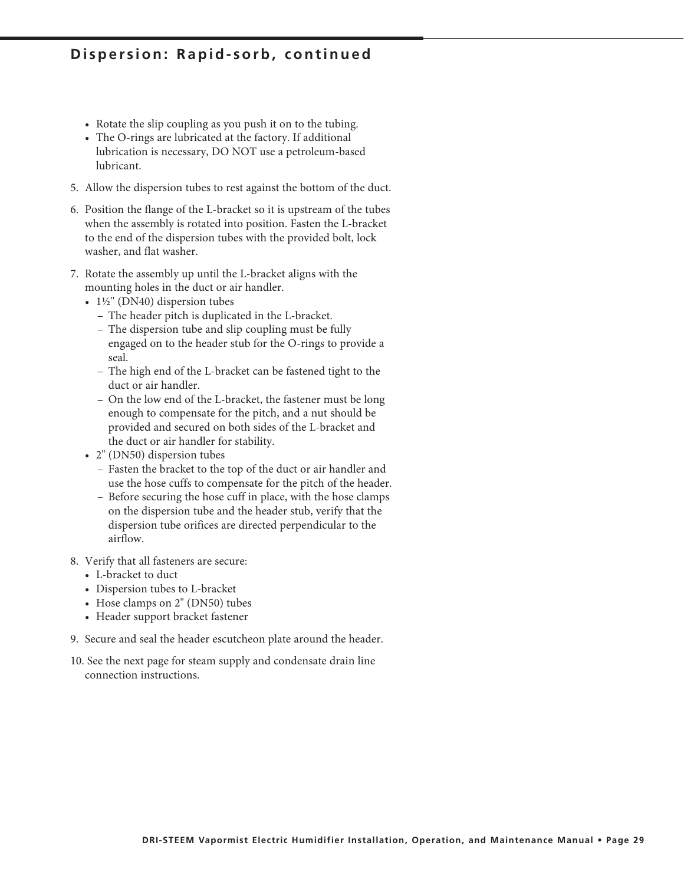## Dispersion: Rapid-sorb, continued

- Rotate the slip coupling as you push it on to the tubing.
- The O-rings are lubricated at the factory. If additional lubrication is necessary, DO NOT use a petroleum-based lubricant.

5. Allow the dispersion tubes to rest against the bottom of the duct.

6. Position the flange of the L-bracket so it is upstream of the tubes when the assembly is rotated into position. Fasten the L-bracket to the end of the dispersion tubes with the provided bolt, lock washer, and flat washer.

7. Rotate the assembly up until the L-bracket aligns with the mounting holes in the duct or air handler.
   - 1½" (DN40) dispersion tubes
     - The header pitch is duplicated in the L-bracket.
     - The dispersion tube and slip coupling must be fully engaged on to the header stub for the O-rings to provide a seal.
     - The high end of the L-bracket can be fastened tight to the duct or air handler.
     - On the low end of the L-bracket, the fastener must be long enough to compensate for the pitch, and a nut should be provided and secured on both sides of the L-bracket and the duct or air handler for stability.
   - 2" (DN50) dispersion tubes
     - Fasten the bracket to the top of the duct or air handler and use the hose cuffs to compensate for the pitch of the header.
     - Before securing the hose cuff in place, with the hose clamps on the dispersion tube and the header stub, verify that the dispersion tube orifices are directed perpendicular to the airflow.

8. Verify that all fasteners are secure:
   - L-bracket to duct
   - Dispersion tubes to L-bracket
   - Hose clamps on 2" (DN50) tubes
   - Header support bracket fastener

9. Secure and seal the header escutcheon plate around the header.

10. See the next page for steam supply and condensate drain line connection instructions.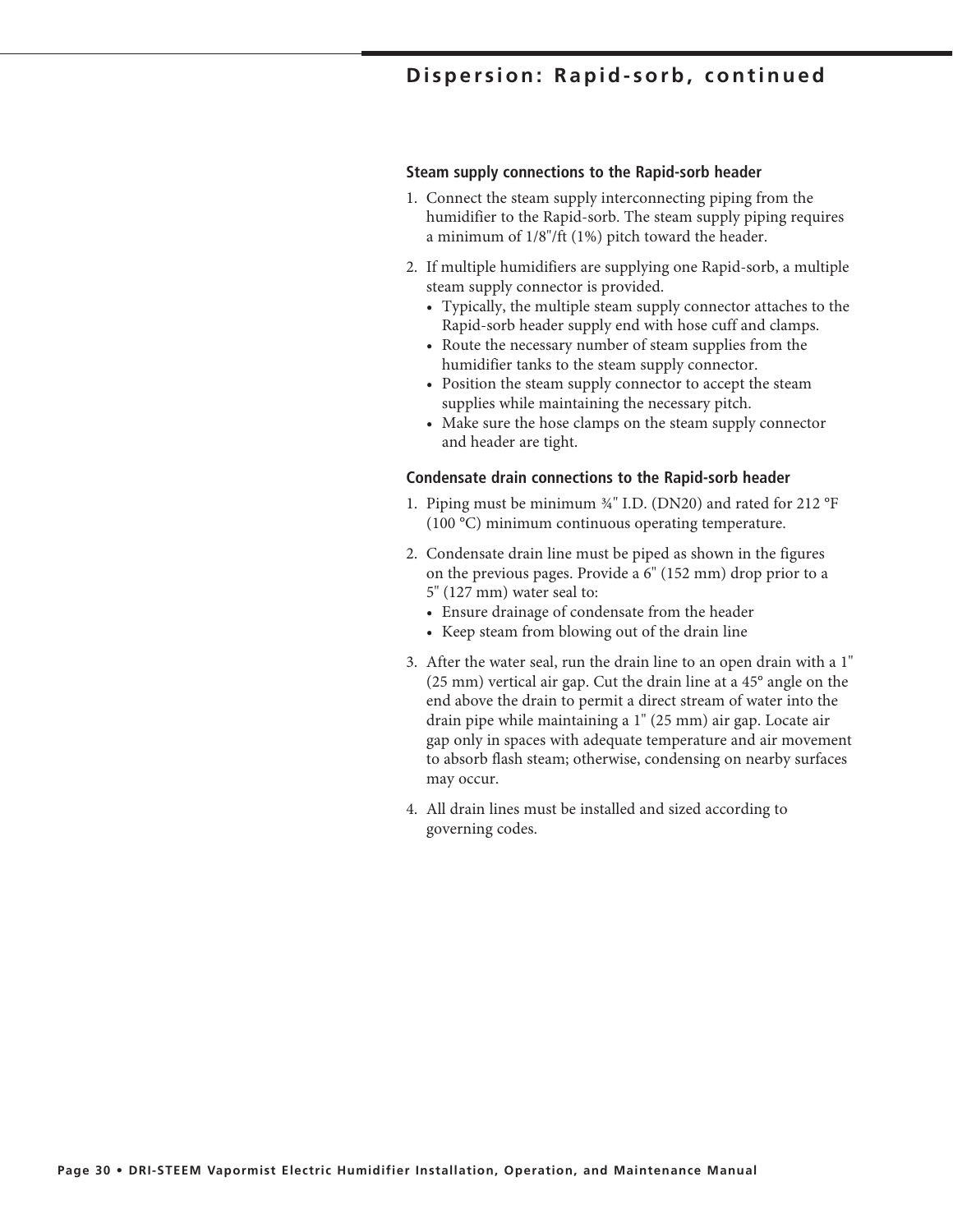## Dispersion: Rapid-sorb, continued

### Steam supply connections to the Rapid-sorb header

1. Connect the steam supply interconnecting piping from the humidifier to the Rapid-sorb. The steam supply piping requires a minimum of 1/8"/ft (1%) pitch toward the header.
2. If multiple humidifiers are supplying one Rapid-sorb, a multiple steam supply connector is provided.
   - Typically, the multiple steam supply connector attaches to the Rapid-sorb header supply end with hose cuff and clamps.
   - Route the necessary number of steam supplies from the humidifier tanks to the steam supply connector.
   - Position the steam supply connector to accept the steam supplies while maintaining the necessary pitch.
   - Make sure the hose clamps on the steam supply connector and header are tight.

### Condensate drain connections to the Rapid-sorb header

1. Piping must be minimum ¾" I.D. (DN20) and rated for 212 °F (100 °C) minimum continuous operating temperature.
2. Condensate drain line must be piped as shown in the figures on the previous pages. Provide a 6" (152 mm) drop prior to a 5" (127 mm) water seal to:
   - Ensure drainage of condensate from the header
   - Keep steam from blowing out of the drain line
3. After the water seal, run the drain line to an open drain with a 1" (25 mm) vertical air gap. Cut the drain line at a 45° angle on the end above the drain to permit a direct stream of water into the drain pipe while maintaining a 1" (25 mm) air gap. Locate air gap only in spaces with adequate temperature and air movement to absorb flash steam; otherwise, condensing on nearby surfaces may occur.
4. All drain lines must be installed and sized according to governing codes.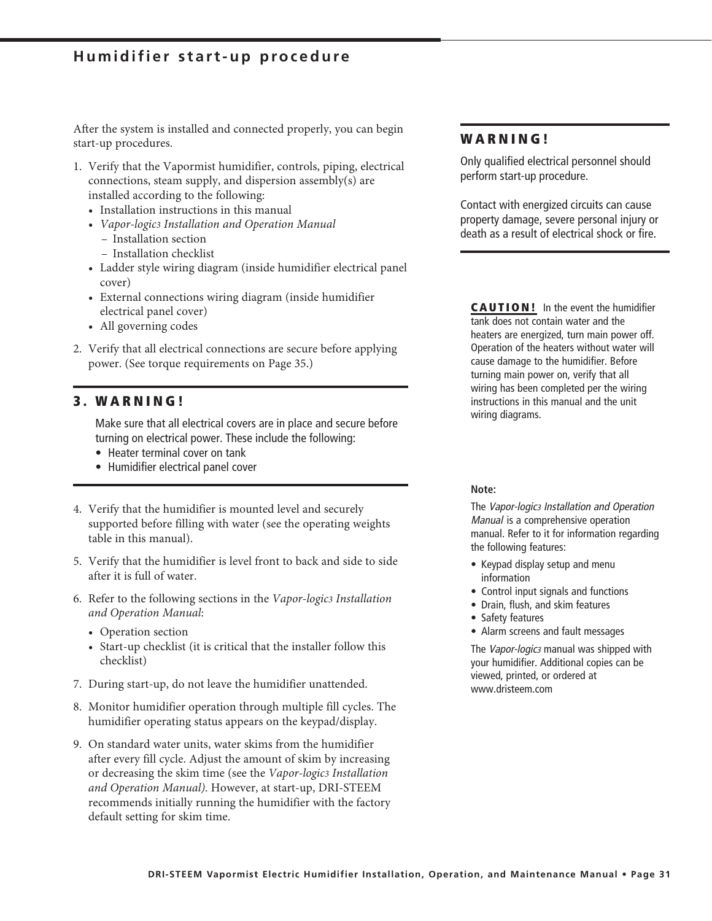## Humidifier start-up procedure

After the system is installed and connected properly, you can begin start-up procedures.

1. Verify that the Vapormist humidifier, controls, piping, electrical connections, steam supply, and dispersion assembly(s) are installed according to the following:
   - Installation instructions in this manual
   - *Vapor-logic3 Installation and Operation Manual*
     - Installation section
     - Installation checklist
   - Ladder style wiring diagram (inside humidifier electrical panel cover)
   - External connections wiring diagram (inside humidifier electrical panel cover)
   - All governing codes
2. Verify that all electrical connections are secure before applying power. (See torque requirements on Page 35.)

### 3. WARNING!

Make sure that all electrical covers are in place and secure before turning on electrical power. These include the following:
- Heater terminal cover on tank
- Humidifier electrical panel cover

4. Verify that the humidifier is mounted level and securely supported before filling with water (see the operating weights table in this manual).
5. Verify that the humidifier is level front to back and side to side after it is full of water.
6. Refer to the following sections in the *Vapor-logic3 Installation and Operation Manual*:
   - Operation section
   - Start-up checklist (it is critical that the installer follow this checklist)
7. During start-up, do not leave the humidifier unattended.
8. Monitor humidifier operation through multiple fill cycles. The humidifier operating status appears on the keypad/display.
9. On standard water units, water skims from the humidifier after every fill cycle. Adjust the amount of skim by increasing or decreasing the skim time (see the *Vapor-logic3 Installation and Operation Manual)*. However, at start-up, DRI-STEEM recommends initially running the humidifier with the factory default setting for skim time.

### WARNING!

Only qualified electrical personnel should perform start-up procedure.

Contact with energized circuits can cause property damage, severe personal injury or death as a result of electrical shock or fire.

**CAUTION!** In the event the humidifier tank does not contain water and the heaters are energized, turn main power off. Operation of the heaters without water will cause damage to the humidifier. Before turning main power on, verify that all wiring has been completed per the wiring instructions in this manual and the unit wiring diagrams.

**Note:**

The *Vapor-logic3 Installation and Operation Manual* is a comprehensive operation manual. Refer to it for information regarding the following features:

- Keypad display setup and menu information
- Control input signals and functions
- Drain, flush, and skim features
- Safety features
- Alarm screens and fault messages

The *Vapor-logic3* manual was shipped with your humidifier. Additional copies can be viewed, printed, or ordered at www.dristeem.com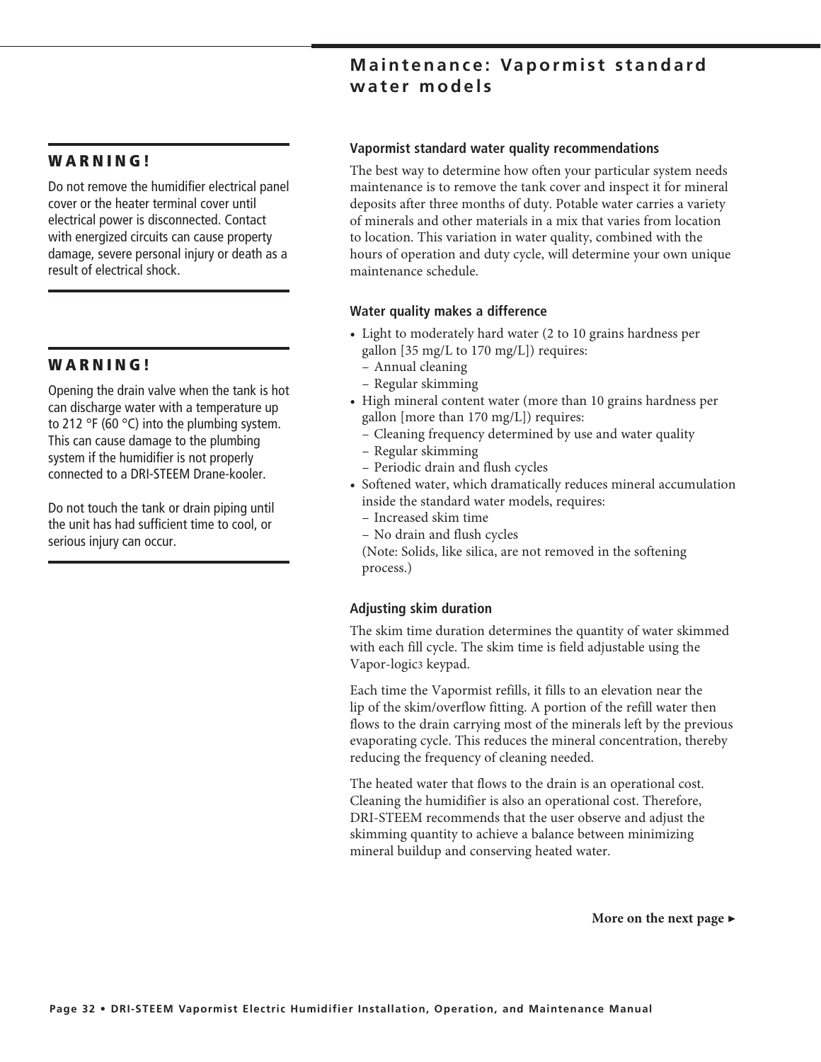# Maintenance: Vapormist standard water models

**WARNING!**

Do not remove the humidifier electrical panel cover or the heater terminal cover until electrical power is disconnected. Contact with energized circuits can cause property damage, severe personal injury or death as a result of electrical shock.

**WARNING!**

Opening the drain valve when the tank is hot can discharge water with a temperature up to 212 °F (60 °C) into the plumbing system. This can cause damage to the plumbing system if the humidifier is not properly connected to a DRI-STEEM Drane-kooler.

Do not touch the tank or drain piping until the unit has had sufficient time to cool, or serious injury can occur.

### Vapormist standard water quality recommendations

The best way to determine how often your particular system needs maintenance is to remove the tank cover and inspect it for mineral deposits after three months of duty. Potable water carries a variety of minerals and other materials in a mix that varies from location to location. This variation in water quality, combined with the hours of operation and duty cycle, will determine your own unique maintenance schedule.

### Water quality makes a difference

- Light to moderately hard water (2 to 10 grains hardness per gallon [35 mg/L to 170 mg/L]) requires:
  - Annual cleaning
  - Regular skimming
- High mineral content water (more than 10 grains hardness per gallon [more than 170 mg/L]) requires:
  - Cleaning frequency determined by use and water quality
  - Regular skimming
  - Periodic drain and flush cycles
- Softened water, which dramatically reduces mineral accumulation inside the standard water models, requires:
  - Increased skim time
  - No drain and flush cycles

  (Note: Solids, like silica, are not removed in the softening process.)

### Adjusting skim duration

The skim time duration determines the quantity of water skimmed with each fill cycle. The skim time is field adjustable using the Vapor-logic3 keypad.

Each time the Vapormist refills, it fills to an elevation near the lip of the skim/overflow fitting. A portion of the refill water then flows to the drain carrying most of the minerals left by the previous evaporating cycle. This reduces the mineral concentration, thereby reducing the frequency of cleaning needed.

The heated water that flows to the drain is an operational cost. Cleaning the humidifier is also an operational cost. Therefore, DRI-STEEM recommends that the user observe and adjust the skimming quantity to achieve a balance between minimizing mineral buildup and conserving heated water.

**More on the next page ▸**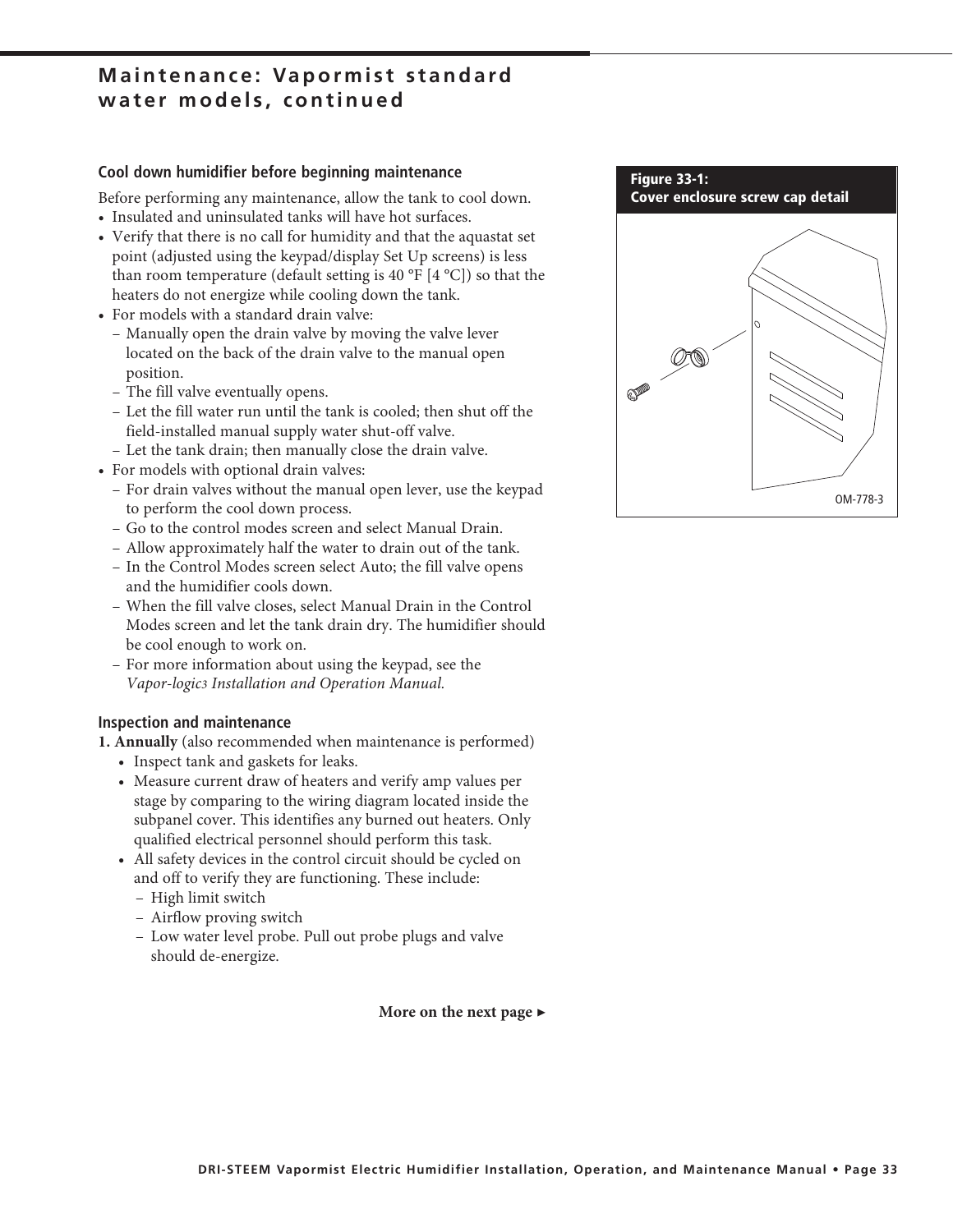# Maintenance: Vapormist standard water models, continued

### Cool down humidifier before beginning maintenance

Before performing any maintenance, allow the tank to cool down.

- Insulated and uninsulated tanks will have hot surfaces.
- Verify that there is no call for humidity and that the aquastat set point (adjusted using the keypad/display Set Up screens) is less than room temperature (default setting is 40 °F [4 °C]) so that the heaters do not energize while cooling down the tank.
- For models with a standard drain valve:
  - Manually open the drain valve by moving the valve lever located on the back of the drain valve to the manual open position.
  - The fill valve eventually opens.
  - Let the fill water run until the tank is cooled; then shut off the field-installed manual supply water shut-off valve.
  - Let the tank drain; then manually close the drain valve.
- For models with optional drain valves:
  - For drain valves without the manual open lever, use the keypad to perform the cool down process.
  - Go to the control modes screen and select Manual Drain.
  - Allow approximately half the water to drain out of the tank.
  - In the Control Modes screen select Auto; the fill valve opens and the humidifier cools down.
  - When the fill valve closes, select Manual Drain in the Control Modes screen and let the tank drain dry. The humidifier should be cool enough to work on.
  - For more information about using the keypad, see the *Vapor-logic3 Installation and Operation Manual.*

### Inspection and maintenance

1. **Annually** (also recommended when maintenance is performed)
   - Inspect tank and gaskets for leaks.
   - Measure current draw of heaters and verify amp values per stage by comparing to the wiring diagram located inside the subpanel cover. This identifies any burned out heaters. Only qualified electrical personnel should perform this task.
   - All safety devices in the control circuit should be cycled on and off to verify they are functioning. These include:
     - High limit switch
     - Airflow proving switch
     - Low water level probe. Pull out probe plugs and valve should de-energize.

**More on the next page ►**

**Figure 33-1: Cover enclosure screw cap detail**

OM-778-3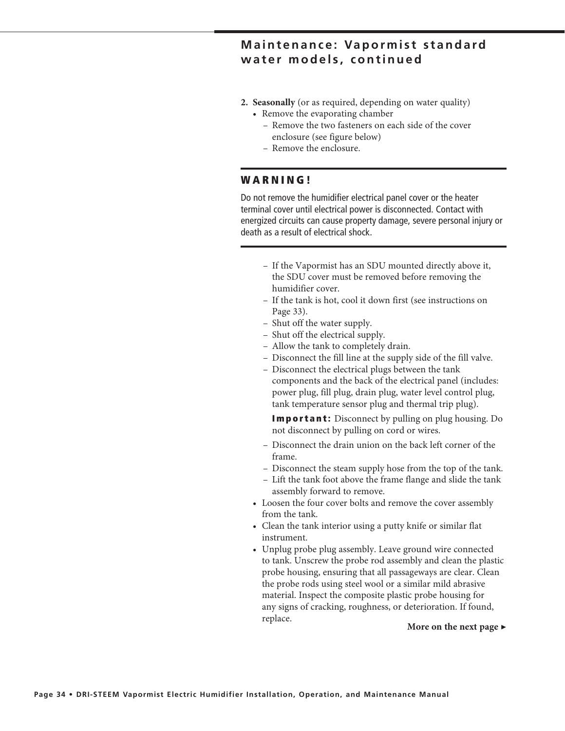## Maintenance: Vapormist standard water models, continued

2. **Seasonally** (or as required, depending on water quality)
   - Remove the evaporating chamber
     - Remove the two fasteners on each side of the cover enclosure (see figure below)
     - Remove the enclosure.

### WARNING!

Do not remove the humidifier electrical panel cover or the heater terminal cover until electrical power is disconnected. Contact with energized circuits can cause property damage, severe personal injury or death as a result of electrical shock.

   - 
     - If the Vapormist has an SDU mounted directly above it, the SDU cover must be removed before removing the humidifier cover.
     - If the tank is hot, cool it down first (see instructions on Page 33).
     - Shut off the water supply.
     - Shut off the electrical supply.
     - Allow the tank to completely drain.
     - Disconnect the fill line at the supply side of the fill valve.
     - Disconnect the electrical plugs between the tank components and the back of the electrical panel (includes: power plug, fill plug, drain plug, water level control plug, tank temperature sensor plug and thermal trip plug).

       **Important:** Disconnect by pulling on plug housing. Do not disconnect by pulling on cord or wires.
     - Disconnect the drain union on the back left corner of the frame.
     - Disconnect the steam supply hose from the top of the tank.
     - Lift the tank foot above the frame flange and slide the tank assembly forward to remove.
   - Loosen the four cover bolts and remove the cover assembly from the tank.
   - Clean the tank interior using a putty knife or similar flat instrument.
   - Unplug probe plug assembly. Leave ground wire connected to tank. Unscrew the probe rod assembly and clean the plastic probe housing, ensuring that all passageways are clear. Clean the probe rods using steel wool or a similar mild abrasive material. Inspect the composite plastic probe housing for any signs of cracking, roughness, or deterioration. If found, replace.

**More on the next page ►**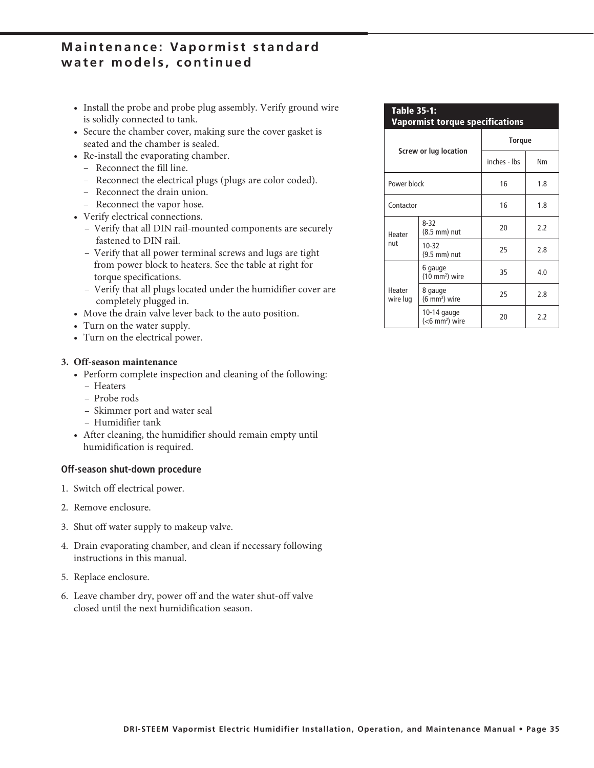## Maintenance: Vapormist standard water models, continued

- Install the probe and probe plug assembly. Verify ground wire is solidly connected to tank.
- Secure the chamber cover, making sure the cover gasket is seated and the chamber is sealed.
- Re-install the evaporating chamber.
  - Reconnect the fill line.
  - Reconnect the electrical plugs (plugs are color coded).
  - Reconnect the drain union.
  - Reconnect the vapor hose.
- Verify electrical connections.
  - Verify that all DIN rail-mounted components are securely fastened to DIN rail.
  - Verify that all power terminal screws and lugs are tight from power block to heaters. See the table at right for torque specifications.
  - Verify that all plugs located under the humidifier cover are completely plugged in.
- Move the drain valve lever back to the auto position.
- Turn on the water supply.
- Turn on the electrical power.

**3. Off-season maintenance**

- Perform complete inspection and cleaning of the following:
  - Heaters
  - Probe rods
  - Skimmer port and water seal
  - Humidifier tank
- After cleaning, the humidifier should remain empty until humidification is required.

### Off-season shut-down procedure

1. Switch off electrical power.
2. Remove enclosure.
3. Shut off water supply to makeup valve.
4. Drain evaporating chamber, and clean if necessary following instructions in this manual.
5. Replace enclosure.
6. Leave chamber dry, power off and the water shut-off valve closed until the next humidification season.

**Table 35-1: Vapormist torque specifications**

| Screw or lug location | | Torque | |
|---|---|---|---|
| | | inches - lbs | Nm |
| Power block | | 16 | 1.8 |
| Contactor | | 16 | 1.8 |
| Heater nut | 8-32 (8.5 mm) nut | 20 | 2.2 |
| | 10-32 (9.5 mm) nut | 25 | 2.8 |
| Heater wire lug | 6 gauge (10 $mm^2$) wire | 35 | 4.0 |
| | 8 gauge (6 $mm^2$) wire | 25 | 2.8 |
| | 10-14 gauge (<6 $mm^2$) wire | 20 | 2.2 |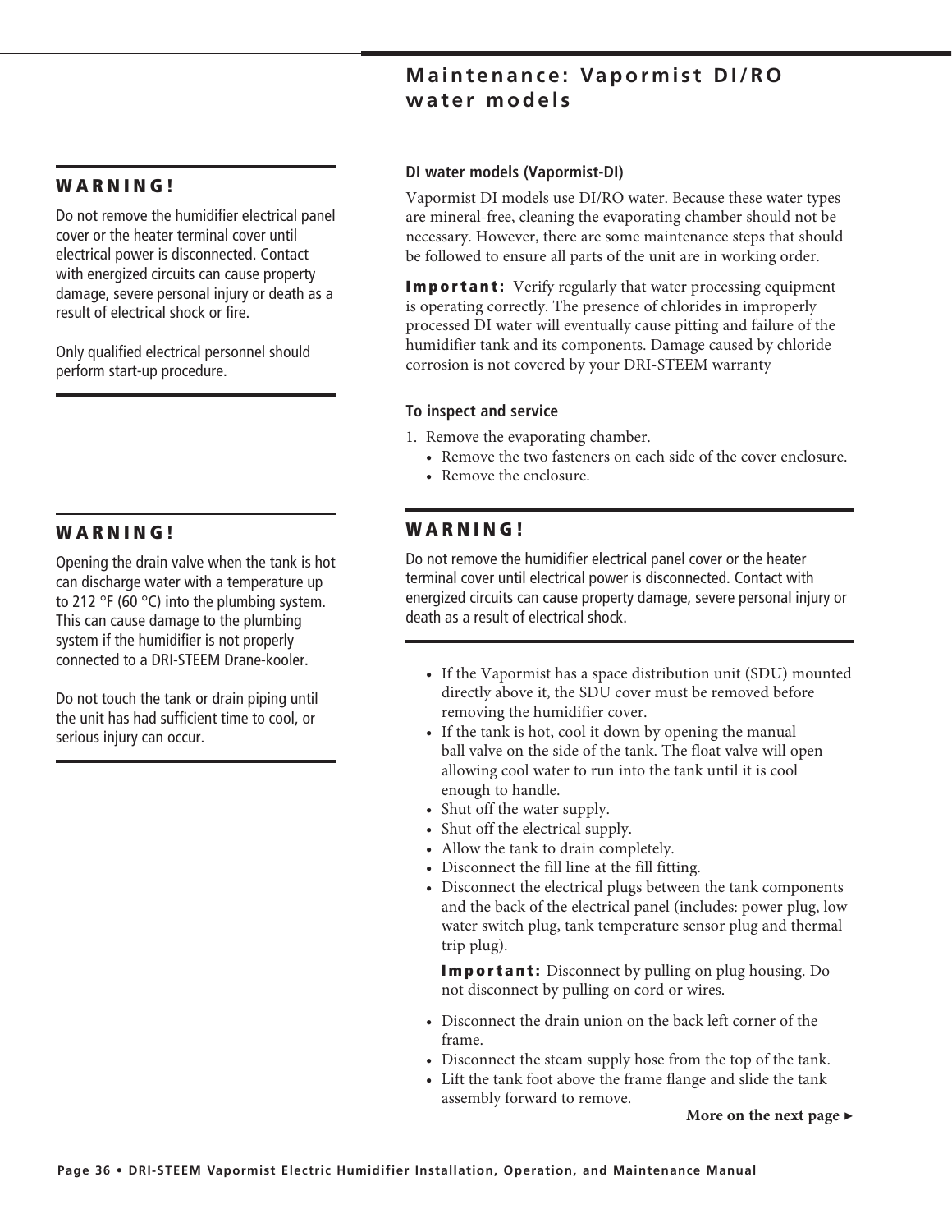# Maintenance: Vapormist DI/RO water models

**WARNING!**

Do not remove the humidifier electrical panel cover or the heater terminal cover until electrical power is disconnected. Contact with energized circuits can cause property damage, severe personal injury or death as a result of electrical shock or fire.

Only qualified electrical personnel should perform start-up procedure.

**WARNING!**

Opening the drain valve when the tank is hot can discharge water with a temperature up to 212 °F (60 °C) into the plumbing system. This can cause damage to the plumbing system if the humidifier is not properly connected to a DRI-STEEM Drane-kooler.

Do not touch the tank or drain piping until the unit has had sufficient time to cool, or serious injury can occur.

### DI water models (Vapormist-DI)

Vapormist DI models use DI/RO water. Because these water types are mineral-free, cleaning the evaporating chamber should not be necessary. However, there are some maintenance steps that should be followed to ensure all parts of the unit are in working order.

**Important:** Verify regularly that water processing equipment is operating correctly. The presence of chlorides in improperly processed DI water will eventually cause pitting and failure of the humidifier tank and its components. Damage caused by chloride corrosion is not covered by your DRI-STEEM warranty

### To inspect and service

1. Remove the evaporating chamber.
   - Remove the two fasteners on each side of the cover enclosure.
   - Remove the enclosure.

**WARNING!**

Do not remove the humidifier electrical panel cover or the heater terminal cover until electrical power is disconnected. Contact with energized circuits can cause property damage, severe personal injury or death as a result of electrical shock.

   - If the Vapormist has a space distribution unit (SDU) mounted directly above it, the SDU cover must be removed before removing the humidifier cover.
   - If the tank is hot, cool it down by opening the manual ball valve on the side of the tank. The float valve will open allowing cool water to run into the tank until it is cool enough to handle.
   - Shut off the water supply.
   - Shut off the electrical supply.
   - Allow the tank to drain completely.
   - Disconnect the fill line at the fill fitting.
   - Disconnect the electrical plugs between the tank components and the back of the electrical panel (includes: power plug, low water switch plug, tank temperature sensor plug and thermal trip plug).

     **Important:** Disconnect by pulling on plug housing. Do not disconnect by pulling on cord or wires.

   - Disconnect the drain union on the back left corner of the frame.
   - Disconnect the steam supply hose from the top of the tank.
   - Lift the tank foot above the frame flange and slide the tank assembly forward to remove.

**More on the next page ►**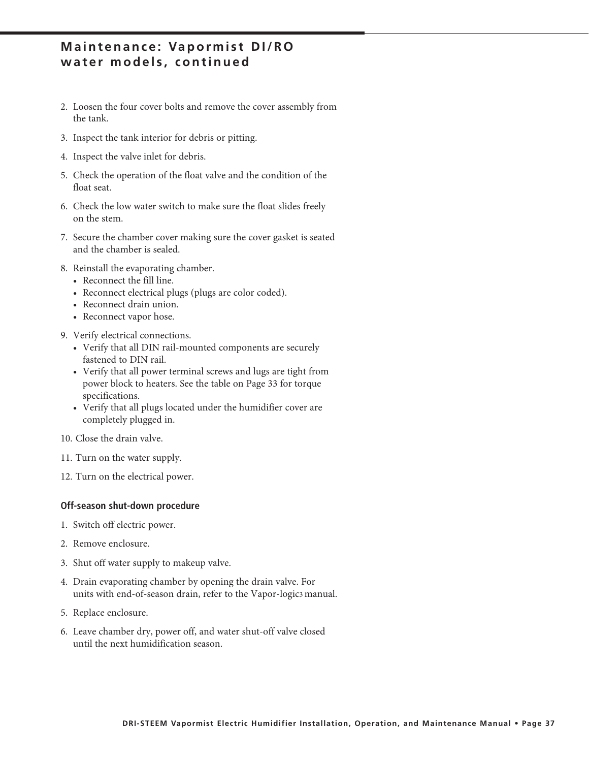## Maintenance: Vapormist DI/RO water models, continued

2. Loosen the four cover bolts and remove the cover assembly from the tank.
3. Inspect the tank interior for debris or pitting.
4. Inspect the valve inlet for debris.
5. Check the operation of the float valve and the condition of the float seat.
6. Check the low water switch to make sure the float slides freely on the stem.
7. Secure the chamber cover making sure the cover gasket is seated and the chamber is sealed.
8. Reinstall the evaporating chamber.
   - Reconnect the fill line.
   - Reconnect electrical plugs (plugs are color coded).
   - Reconnect drain union.
   - Reconnect vapor hose.
9. Verify electrical connections.
   - Verify that all DIN rail-mounted components are securely fastened to DIN rail.
   - Verify that all power terminal screws and lugs are tight from power block to heaters. See the table on Page 33 for torque specifications.
   - Verify that all plugs located under the humidifier cover are completely plugged in.
10. Close the drain valve.
11. Turn on the water supply.
12. Turn on the electrical power.

### Off-season shut-down procedure

1. Switch off electric power.
2. Remove enclosure.
3. Shut off water supply to makeup valve.
4. Drain evaporating chamber by opening the drain valve. For units with end-of-season drain, refer to the Vapor-logic3 manual.
5. Replace enclosure.
6. Leave chamber dry, power off, and water shut-off valve closed until the next humidification season.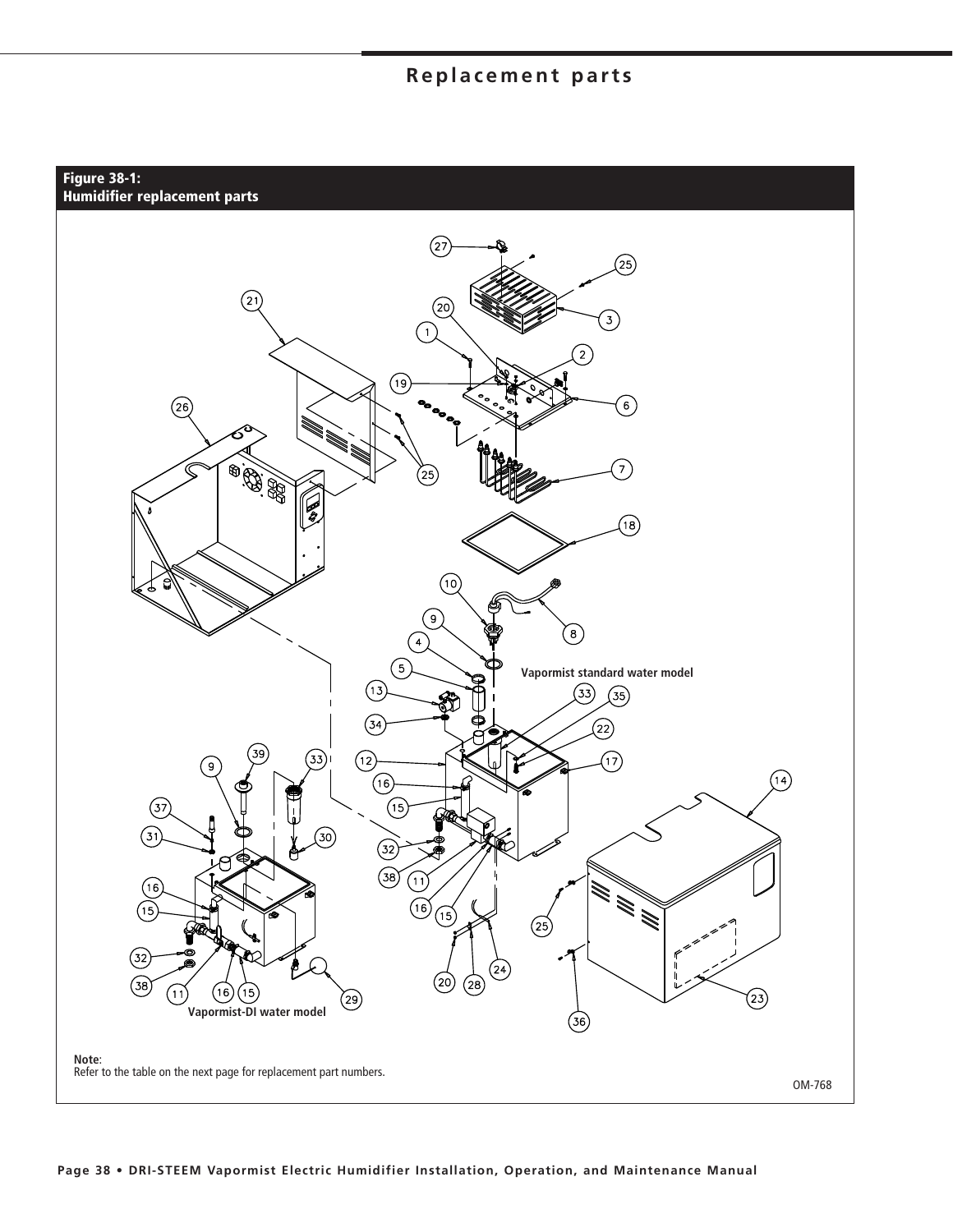# Replacement parts

**Figure 38-1:**
**Humidifier replacement parts**

Vapormist standard water model

Vapormist-DI water model

**Note**:
Refer to the table on the next page for replacement part numbers.

OM-768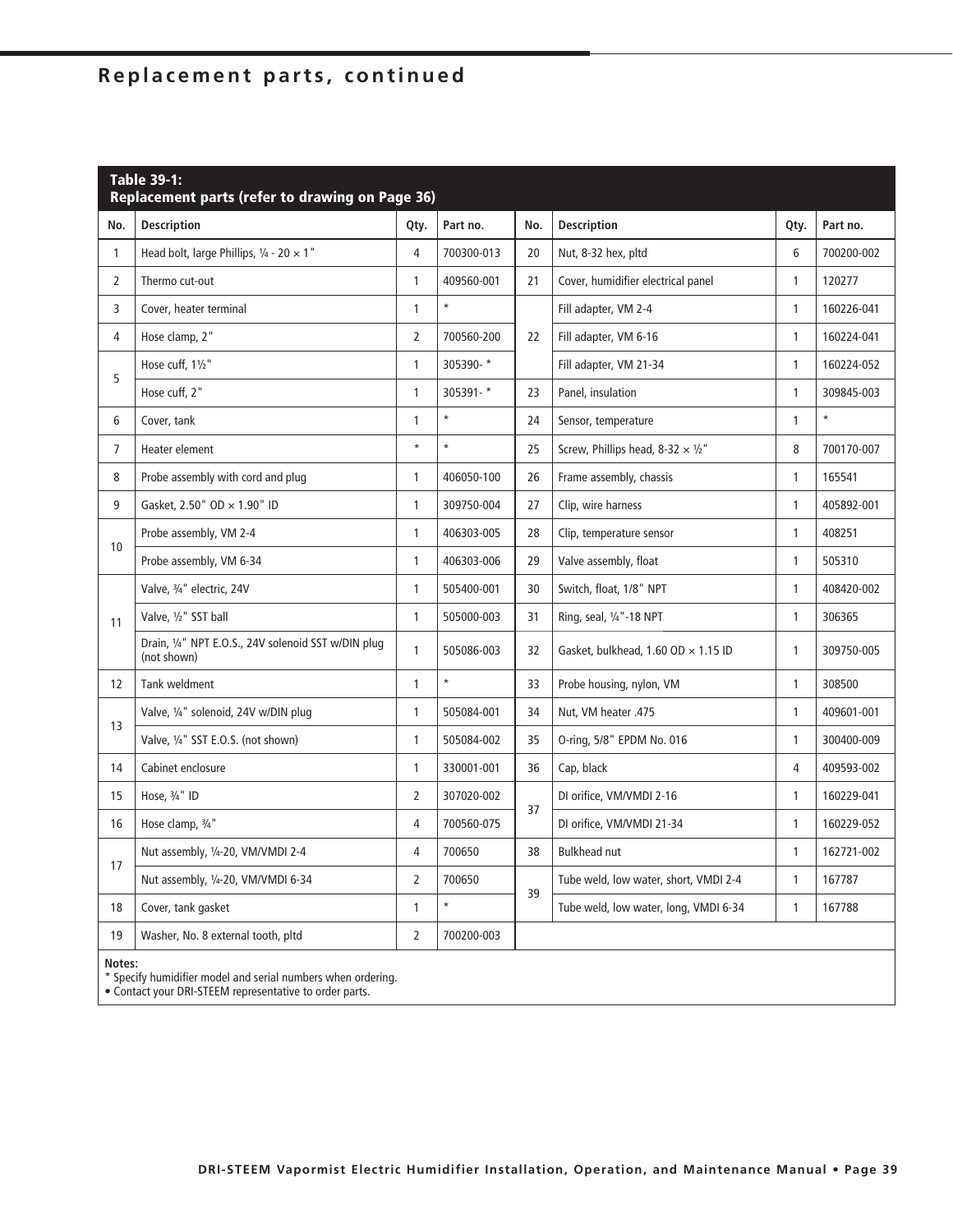## Replacement parts, continued

**Table 39-1: Replacement parts (refer to drawing on Page 36)**

| No. | Description | Qty. | Part no. | No. | Description | Qty. | Part no. |
|---|---|---|---|---|---|---|---|
| 1 | Head bolt, large Phillips, ¼ - 20 × 1" | 4 | 700300-013 | 20 | Nut, 8-32 hex, pltd | 6 | 700200-002 |
| 2 | Thermo cut-out | 1 | 409560-001 | 21 | Cover, humidifier electrical panel | 1 | 120277 |
| 3 | Cover, heater terminal | 1 | * | 22 | Fill adapter, VM 2-4 | 1 | 160226-041 |
| 4 | Hose clamp, 2" | 2 | 700560-200 | | Fill adapter, VM 6-16 | 1 | 160224-041 |
| 5 | Hose cuff, 1½" | 1 | 305390- * | | Fill adapter, VM 21-34 | 1 | 160224-052 |
| | Hose cuff, 2" | 1 | 305391- * | 23 | Panel, insulation | 1 | 309845-003 |
| 6 | Cover, tank | 1 | * | 24 | Sensor, temperature | 1 | * |
| 7 | Heater element | * | * | 25 | Screw, Phillips head, 8-32 × ½" | 8 | 700170-007 |
| 8 | Probe assembly with cord and plug | 1 | 406050-100 | 26 | Frame assembly, chassis | 1 | 165541 |
| 9 | Gasket, 2.50" OD × 1.90" ID | 1 | 309750-004 | 27 | Clip, wire harness | 1 | 405892-001 |
| 10 | Probe assembly, VM 2-4 | 1 | 406303-005 | 28 | Clip, temperature sensor | 1 | 408251 |
| | Probe assembly, VM 6-34 | 1 | 406303-006 | 29 | Valve assembly, float | 1 | 505310 |
| 11 | Valve, ¾" electric, 24V | 1 | 505400-001 | 30 | Switch, float, 1/8" NPT | 1 | 408420-002 |
| | Valve, ½" SST ball | 1 | 505000-003 | 31 | Ring, seal, ¼"-18 NPT | 1 | 306365 |
| | Drain, ¼" NPT E.O.S., 24V solenoid SST w/DIN plug (not shown) | 1 | 505086-003 | 32 | Gasket, bulkhead, 1.60 OD × 1.15 ID | 1 | 309750-005 |
| 12 | Tank weldment | 1 | * | 33 | Probe housing, nylon, VM | 1 | 308500 |
| 13 | Valve, ¼" solenoid, 24V w/DIN plug | 1 | 505084-001 | 34 | Nut, VM heater .475 | 1 | 409601-001 |
| | Valve, ¼" SST E.O.S. (not shown) | 1 | 505084-002 | 35 | O-ring, 5/8" EPDM No. 016 | 1 | 300400-009 |
| 14 | Cabinet enclosure | 1 | 330001-001 | 36 | Cap, black | 4 | 409593-002 |
| 15 | Hose, ¾" ID | 2 | 307020-002 | 37 | DI orifice, VM/VMDI 2-16 | 1 | 160229-041 |
| 16 | Hose clamp, ¾" | 4 | 700560-075 | | DI orifice, VM/VMDI 21-34 | 1 | 160229-052 |
| 17 | Nut assembly, ¼-20, VM/VMDI 2-4 | 4 | 700650 | 38 | Bulkhead nut | 1 | 162721-002 |
| | Nut assembly, ¼-20, VM/VMDI 6-34 | 2 | 700650 | 39 | Tube weld, low water, short, VMDI 2-4 | 1 | 167787 |
| 18 | Cover, tank gasket | 1 | * | | Tube weld, low water, long, VMDI 6-34 | 1 | 167788 |
| 19 | Washer, No. 8 external tooth, pltd | 2 | 700200-003 | | | | |

**Notes:**
* Specify humidifier model and serial numbers when ordering.
• Contact your DRI-STEEM representative to order parts.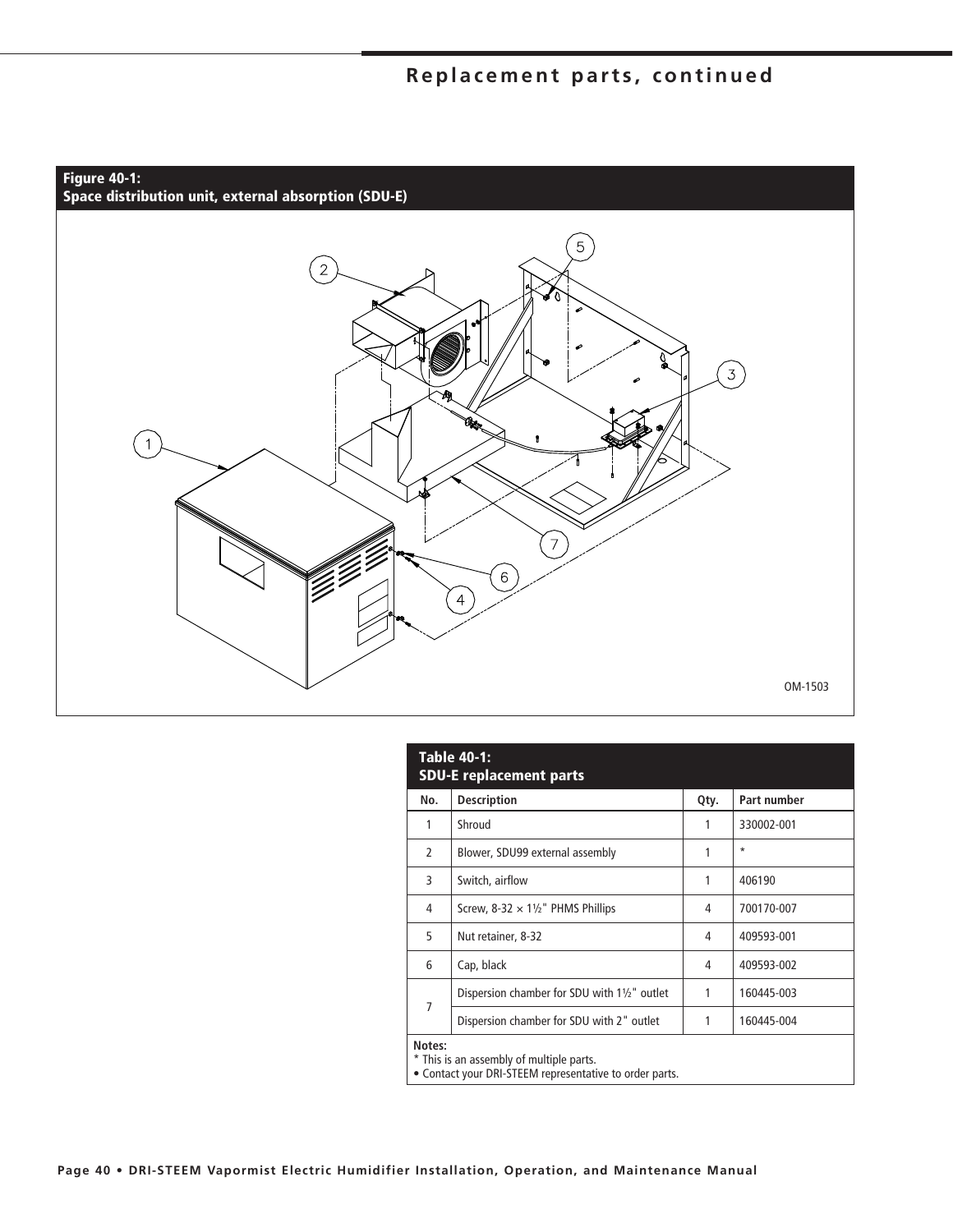## Replacement parts, continued

**Figure 40-1:**
**Space distribution unit, external absorption (SDU-E)**

OM-1503

**Table 40-1:**
**SDU-E replacement parts**

| No. | Description | Qty. | Part number |
|---|---|---|---|
| 1 | Shroud | 1 | 330002-001 |
| 2 | Blower, SDU99 external assembly | 1 | * |
| 3 | Switch, airflow | 1 | 406190 |
| 4 | Screw, 8-32 × 1½" PHMS Phillips | 4 | 700170-007 |
| 5 | Nut retainer, 8-32 | 4 | 409593-001 |
| 6 | Cap, black | 4 | 409593-002 |
| 7 | Dispersion chamber for SDU with 1½" outlet | 1 | 160445-003 |
| | Dispersion chamber for SDU with 2" outlet | 1 | 160445-004 |

**Notes:**
* This is an assembly of multiple parts.
• Contact your DRI-STEEM representative to order parts.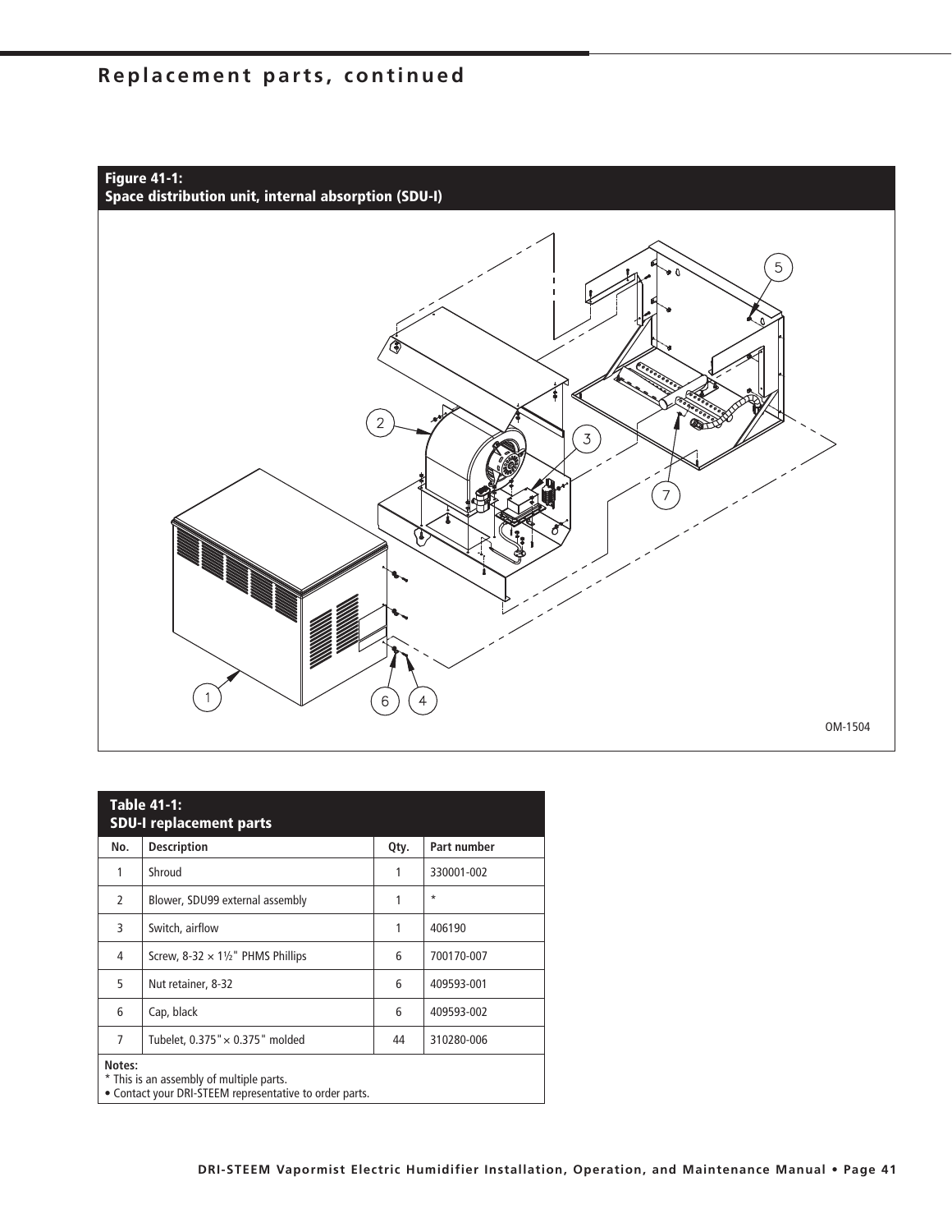## Replacement parts, continued

**Figure 41-1:**
**Space distribution unit, internal absorption (SDU-I)**

OM-1504

**Table 41-1:**
**SDU-I replacement parts**

| No. | Description | Qty. | Part number |
|---|---|---|---|
| 1 | Shroud | 1 | 330001-002 |
| 2 | Blower, SDU99 external assembly | 1 | * |
| 3 | Switch, airflow | 1 | 406190 |
| 4 | Screw, 8-32 × 1½" PHMS Phillips | 6 | 700170-007 |
| 5 | Nut retainer, 8-32 | 6 | 409593-001 |
| 6 | Cap, black | 6 | 409593-002 |
| 7 | Tubelet, 0.375" × 0.375" molded | 44 | 310280-006 |

**Notes:**
* This is an assembly of multiple parts.
• Contact your DRI-STEEM representative to order parts.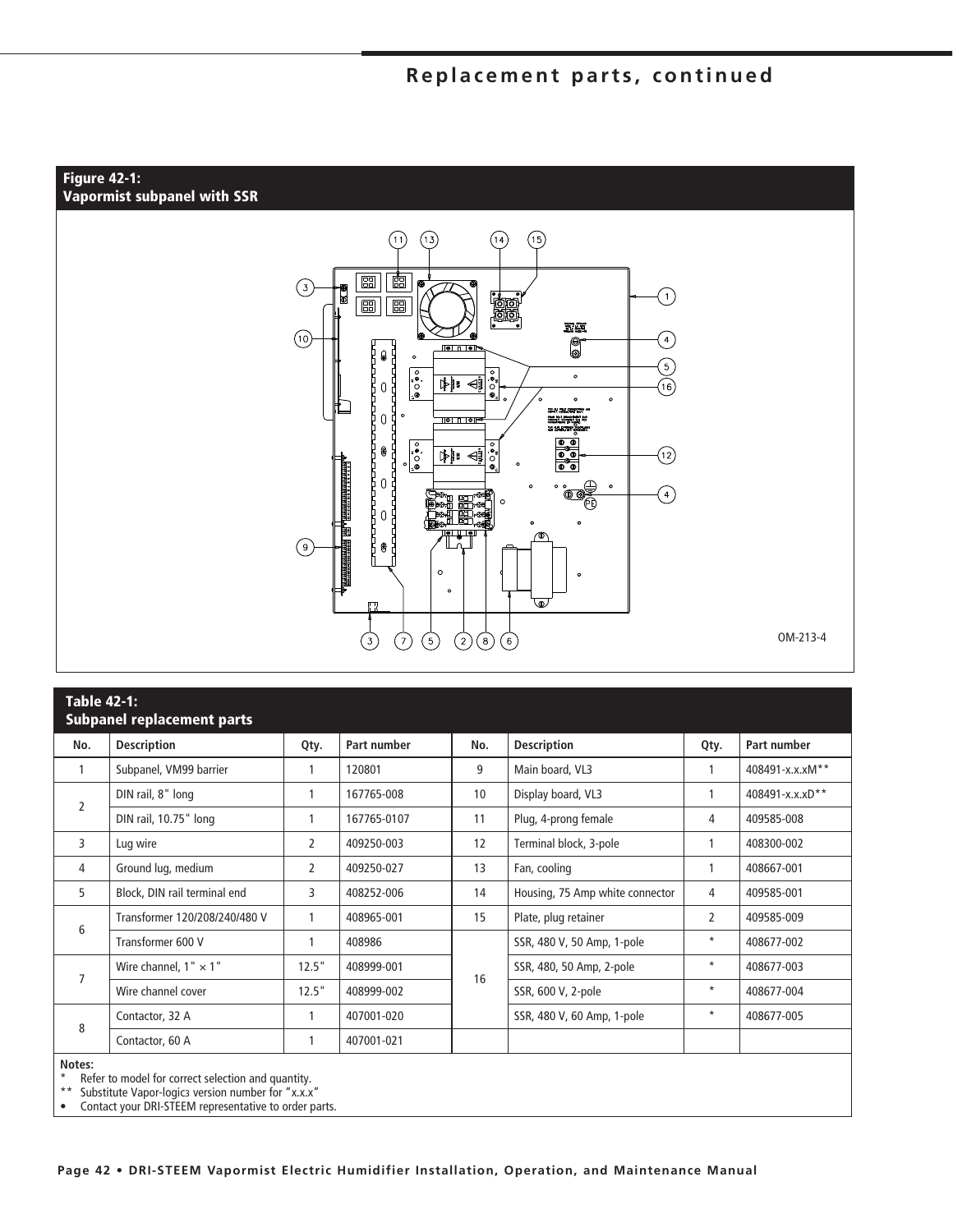## Replacement parts, continued

**Figure 42-1:**
**Vapormist subpanel with SSR**

OM-213-4

**Table 42-1:**
**Subpanel replacement parts**

| No. | Description | Qty. | Part number | No. | Description | Qty. | Part number |
|---|---|---|---|---|---|---|---|
| 1 | Subpanel, VM99 barrier | 1 | 120801 | 9 | Main board, VL3 | 1 | 408491-x.x.xM** |
| 2 | DIN rail, 8" long | 1 | 167765-008 | 10 | Display board, VL3 | 1 | 408491-x.x.xD** |
| | DIN rail, 10.75" long | 1 | 167765-0107 | 11 | Plug, 4-prong female | 4 | 409585-008 |
| 3 | Lug wire | 2 | 409250-003 | 12 | Terminal block, 3-pole | 1 | 408300-002 |
| 4 | Ground lug, medium | 2 | 409250-027 | 13 | Fan, cooling | 1 | 408667-001 |
| 5 | Block, DIN rail terminal end | 3 | 408252-006 | 14 | Housing, 75 Amp white connector | 4 | 409585-001 |
| 6 | Transformer 120/208/240/480 V | 1 | 408965-001 | 15 | Plate, plug retainer | 2 | 409585-009 |
| | Transformer 600 V | 1 | 408986 | 16 | SSR, 480 V, 50 Amp, 1-pole | * | 408677-002 |
| 7 | Wire channel, 1" × 1" | 12.5" | 408999-001 | | SSR, 480, 50 Amp, 2-pole | * | 408677-003 |
| | Wire channel cover | 12.5" | 408999-002 | | SSR, 600 V, 2-pole | * | 408677-004 |
| 8 | Contactor, 32 A | 1 | 407001-020 | | SSR, 480 V, 60 Amp, 1-pole | * | 408677-005 |
| | Contactor, 60 A | 1 | 407001-021 | | | | |

**Notes:**
- \* Refer to model for correct selection and quantity.
- \*\* Substitute Vapor-logic3 version number for "x.x.x"
- • Contact your DRI-STEEM representative to order parts.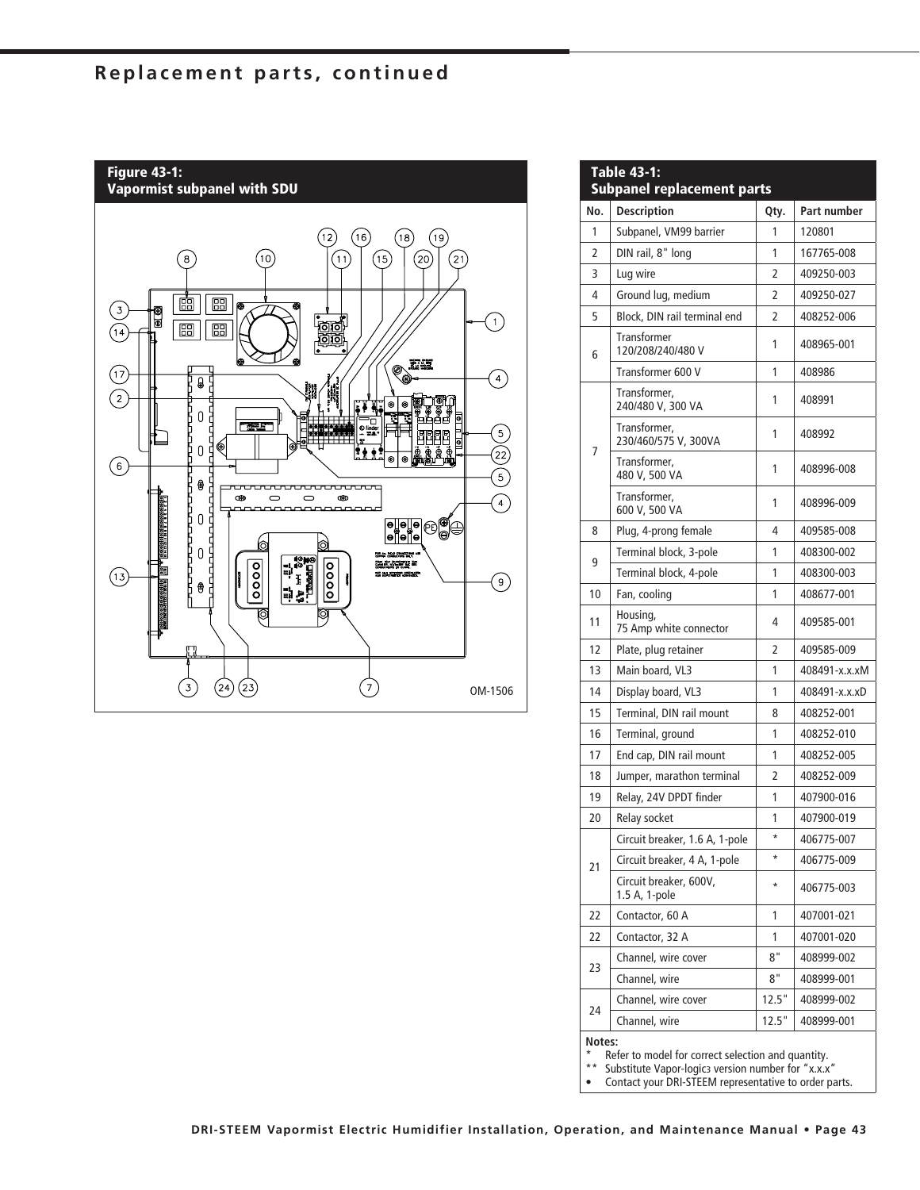## Replacement parts, continued

**Figure 43-1: Vapormist subpanel with SDU**

OM-1506

**Table 43-1: Subpanel replacement parts**

| No. | Description | Qty. | Part number |
|---|---|---|---|
| 1 | Subpanel, VM99 barrier | 1 | 120801 |
| 2 | DIN rail, 8" long | 1 | 167765-008 |
| 3 | Lug wire | 2 | 409250-003 |
| 4 | Ground lug, medium | 2 | 409250-027 |
| 5 | Block, DIN rail terminal end | 2 | 408252-006 |
| 6 | Transformer 120/208/240/480 V | 1 | 408965-001 |
| | Transformer 600 V | 1 | 408986 |
| 7 | Transformer, 240/480 V, 300 VA | 1 | 408991 |
| | Transformer, 230/460/575 V, 300VA | 1 | 408992 |
| | Transformer, 480 V, 500 VA | 1 | 408996-008 |
| | Transformer, 600 V, 500 VA | 1 | 408996-009 |
| 8 | Plug, 4-prong female | 4 | 409585-008 |
| 9 | Terminal block, 3-pole | 1 | 408300-002 |
| | Terminal block, 4-pole | 1 | 408300-003 |
| 10 | Fan, cooling | 1 | 408677-001 |
| 11 | Housing, 75 Amp white connector | 4 | 409585-001 |
| 12 | Plate, plug retainer | 2 | 409585-009 |
| 13 | Main board, VL3 | 1 | 408491-x.x.xM |
| 14 | Display board, VL3 | 1 | 408491-x.x.xD |
| 15 | Terminal, DIN rail mount | 8 | 408252-001 |
| 16 | Terminal, ground | 1 | 408252-010 |
| 17 | End cap, DIN rail mount | 1 | 408252-005 |
| 18 | Jumper, marathon terminal | 2 | 408252-009 |
| 19 | Relay, 24V DPDT finder | 1 | 407900-016 |
| 20 | Relay socket | 1 | 407900-019 |
| 21 | Circuit breaker, 1.6 A, 1-pole | * | 406775-007 |
| | Circuit breaker, 4 A, 1-pole | * | 406775-009 |
| | Circuit breaker, 600V, 1.5 A, 1-pole | * | 406775-003 |
| 22 | Contactor, 60 A | 1 | 407001-021 |
| 22 | Contactor, 32 A | 1 | 407001-020 |
| 23 | Channel, wire cover | 8" | 408999-002 |
| | Channel, wire | 8" | 408999-001 |
| 24 | Channel, wire cover | 12.5" | 408999-002 |
| | Channel, wire | 12.5" | 408999-001 |

**Notes:**

- \* Refer to model for correct selection and quantity.
- \*\* Substitute Vapor-logic3 version number for "x.x.x"
- • Contact your DRI-STEEM representative to order parts.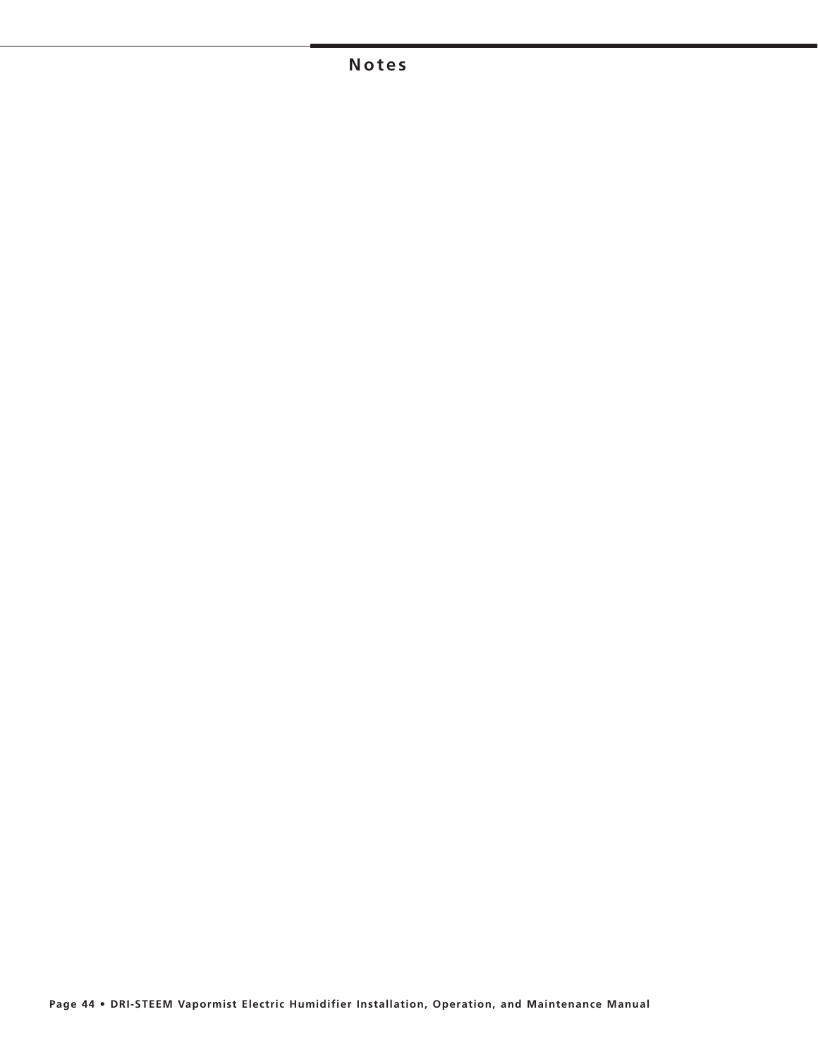# Notes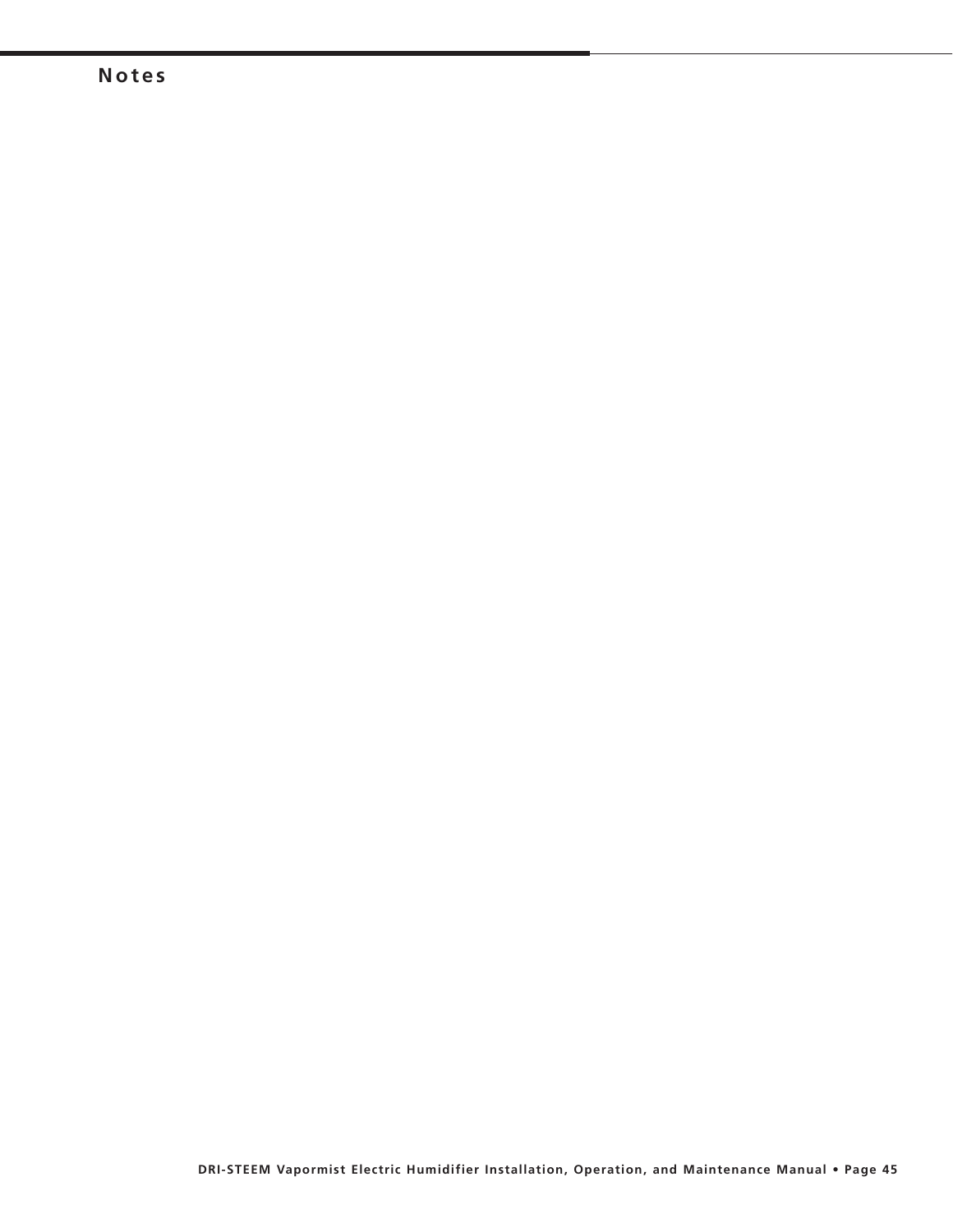# Notes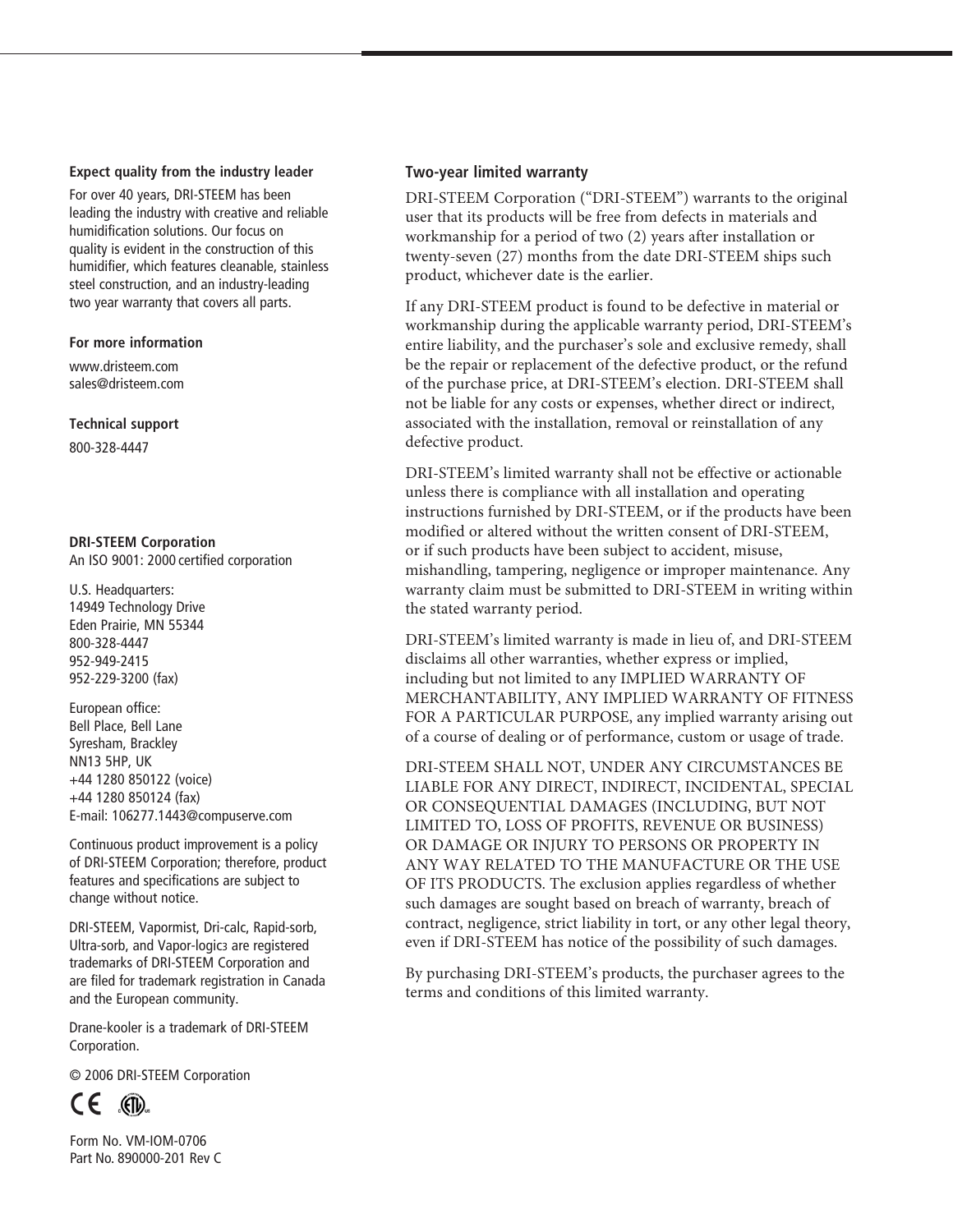**Expect quality from the industry leader**

For over 40 years, DRI-STEEM has been leading the industry with creative and reliable humidification solutions. Our focus on quality is evident in the construction of this humidifier, which features cleanable, stainless steel construction, and an industry-leading two year warranty that covers all parts.

**For more information**

www.dristeem.com
sales@dristeem.com

**Technical support**

800-328-4447

**DRI-STEEM Corporation**
An ISO 9001: 2000 certified corporation

U.S. Headquarters:
14949 Technology Drive
Eden Prairie, MN 55344
800-328-4447
952-949-2415
952-229-3200 (fax)

European office:
Bell Place, Bell Lane
Syresham, Brackley
NN13 5HP, UK
+44 1280 850122 (voice)
+44 1280 850124 (fax)
E-mail: 106277.1443@compuserve.com

Continuous product improvement is a policy of DRI-STEEM Corporation; therefore, product features and specifications are subject to change without notice.

DRI-STEEM, Vapormist, Dri-calc, Rapid-sorb, Ultra-sorb, and Vapor-logic3 are registered trademarks of DRI-STEEM Corporation and are filed for trademark registration in Canada and the European community.

Drane-kooler is a trademark of DRI-STEEM Corporation.

© 2006 DRI-STEEM Corporation

Form No. VM-IOM-0706
Part No. 890000-201 Rev C

**Two-year limited warranty**

DRI-STEEM Corporation ("DRI-STEEM") warrants to the original user that its products will be free from defects in materials and workmanship for a period of two (2) years after installation or twenty-seven (27) months from the date DRI-STEEM ships such product, whichever date is the earlier.

If any DRI-STEEM product is found to be defective in material or workmanship during the applicable warranty period, DRI-STEEM's entire liability, and the purchaser's sole and exclusive remedy, shall be the repair or replacement of the defective product, or the refund of the purchase price, at DRI-STEEM's election. DRI-STEEM shall not be liable for any costs or expenses, whether direct or indirect, associated with the installation, removal or reinstallation of any defective product.

DRI-STEEM's limited warranty shall not be effective or actionable unless there is compliance with all installation and operating instructions furnished by DRI-STEEM, or if the products have been modified or altered without the written consent of DRI-STEEM, or if such products have been subject to accident, misuse, mishandling, tampering, negligence or improper maintenance. Any warranty claim must be submitted to DRI-STEEM in writing within the stated warranty period.

DRI-STEEM's limited warranty is made in lieu of, and DRI-STEEM disclaims all other warranties, whether express or implied, including but not limited to any IMPLIED WARRANTY OF MERCHANTABILITY, ANY IMPLIED WARRANTY OF FITNESS FOR A PARTICULAR PURPOSE, any implied warranty arising out of a course of dealing or of performance, custom or usage of trade.

DRI-STEEM SHALL NOT, UNDER ANY CIRCUMSTANCES BE LIABLE FOR ANY DIRECT, INDIRECT, INCIDENTAL, SPECIAL OR CONSEQUENTIAL DAMAGES (INCLUDING, BUT NOT LIMITED TO, LOSS OF PROFITS, REVENUE OR BUSINESS) OR DAMAGE OR INJURY TO PERSONS OR PROPERTY IN ANY WAY RELATED TO THE MANUFACTURE OR THE USE OF ITS PRODUCTS. The exclusion applies regardless of whether such damages are sought based on breach of warranty, breach of contract, negligence, strict liability in tort, or any other legal theory, even if DRI-STEEM has notice of the possibility of such damages.

By purchasing DRI-STEEM's products, the purchaser agrees to the terms and conditions of this limited warranty.